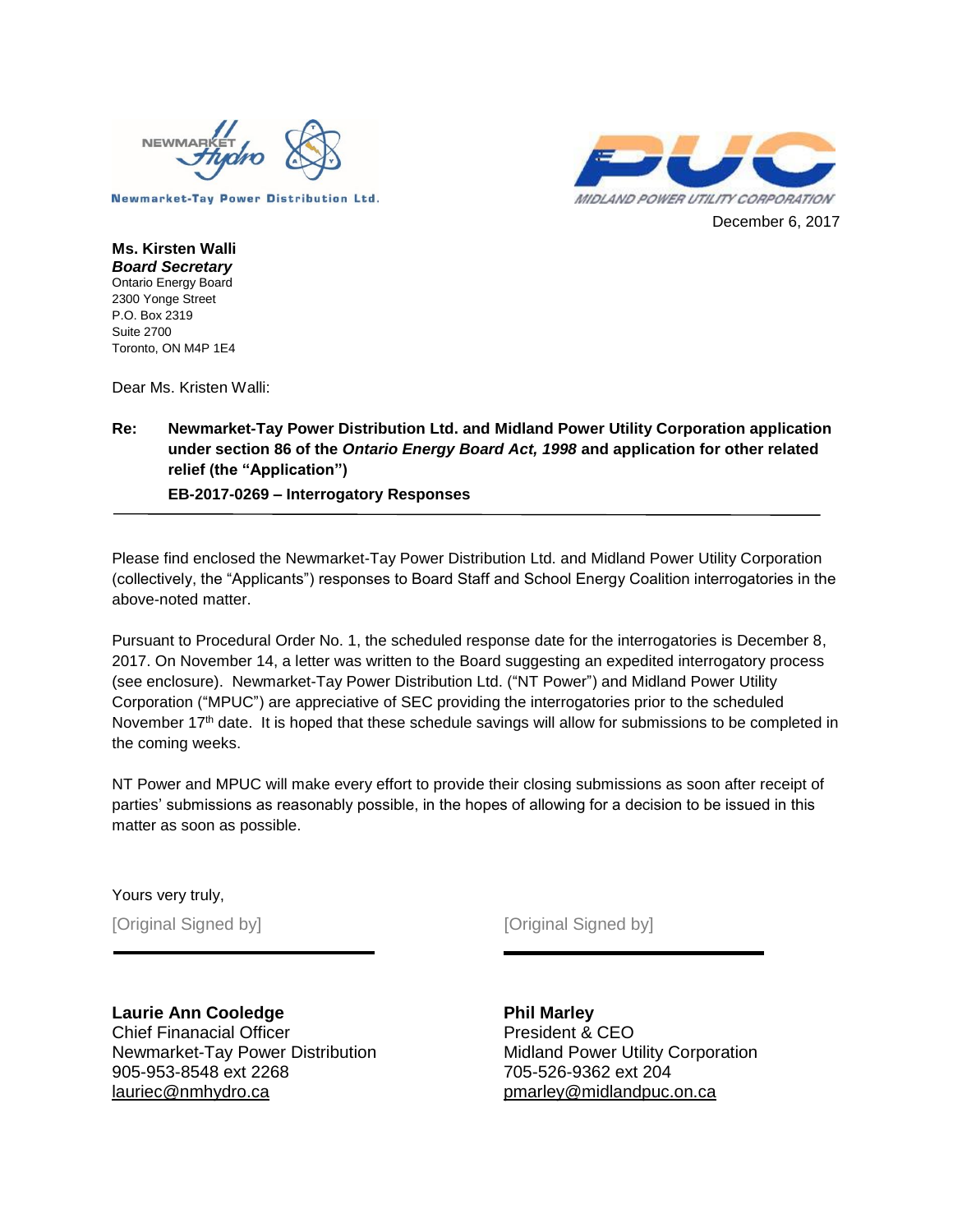Newmarket-Tay Power Distribution Ltd.

MIDLAND POWER UTILITY CORPORATION

December 6, 2017

**Ms. Kirsten Walli**
***Board Secretary***
Ontario Energy Board
2300 Yonge Street
P.O. Box 2319
Suite 2700
Toronto, ON M4P 1E4

Dear Ms. Kristen Walli:

**Re: Newmarket-Tay Power Distribution Ltd. and Midland Power Utility Corporation application under section 86 of the *Ontario Energy Board Act, 1998* and application for other related relief (the "Application")**

**EB-2017-0269 – Interrogatory Responses**

---

Please find enclosed the Newmarket-Tay Power Distribution Ltd. and Midland Power Utility Corporation (collectively, the "Applicants") responses to Board Staff and School Energy Coalition interrogatories in the above-noted matter.

Pursuant to Procedural Order No. 1, the scheduled response date for the interrogatories is December 8, 2017. On November 14, a letter was written to the Board suggesting an expedited interrogatory process (see enclosure). Newmarket-Tay Power Distribution Ltd. ("NT Power") and Midland Power Utility Corporation ("MPUC") are appreciative of SEC providing the interrogatories prior to the scheduled November 17th date. It is hoped that these schedule savings will allow for submissions to be completed in the coming weeks.

NT Power and MPUC will make every effort to provide their closing submissions as soon after receipt of parties' submissions as reasonably possible, in the hopes of allowing for a decision to be issued in this matter as soon as possible.

Yours very truly,

[Original Signed by]

**Laurie Ann Cooledge**
Chief Finanacial Officer
Newmarket-Tay Power Distribution
905-953-8548 ext 2268
lauriec@nmhydro.ca

[Original Signed by]

**Phil Marley**
President & CEO
Midland Power Utility Corporation
705-526-9362 ext 204
pmarley@midlandpuc.on.ca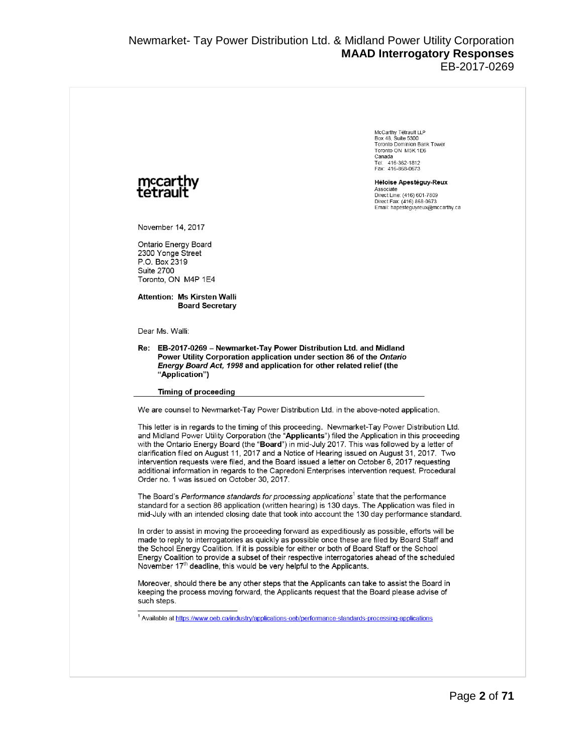McCarthy Tétrault LLP
Box 48, Suite 5300
Toronto Dominion Bank Tower
Toronto ON M5K 1E6
Canada
Tel: 416-362-1812
Fax: 416-868-0673

**Héloïse Apestéguy-Reux**
Associate
Direct Line: (416) 601-7809
Direct Fax: (416) 868-0673
Email: hapesteguyreux@mccarthy.ca

mccarthy tetrault

November 14, 2017

Ontario Energy Board
2300 Yonge Street
P.O. Box 2319
Suite 2700
Toronto, ON M4P 1E4

**Attention: Ms Kirsten Walli**
**Board Secretary**

Dear Ms. Walli:

**Re: EB-2017-0269 – Newmarket-Tay Power Distribution Ltd. and Midland Power Utility Corporation application under section 86 of the *Ontario Energy Board Act, 1998* and application for other related relief (the "Application")**

**Timing of proceeding**

We are counsel to Newmarket-Tay Power Distribution Ltd. in the above-noted application.

This letter is in regards to the timing of this proceeding. Newmarket-Tay Power Distribution Ltd. and Midland Power Utility Corporation (the "**Applicants**") filed the Application in this proceeding with the Ontario Energy Board (the "**Board**") in mid-July 2017. This was followed by a letter of clarification filed on August 11, 2017 and a Notice of Hearing issued on August 31, 2017. Two intervention requests were filed, and the Board issued a letter on October 6, 2017 requesting additional information in regards to the Capredoni Enterprises intervention request. Procedural Order no. 1 was issued on October 30, 2017.

The Board's *Performance standards for processing applications*[1] state that the performance standard for a section 86 application (written hearing) is 130 days. The Application was filed in mid-July with an intended closing date that took into account the 130 day performance standard.

In order to assist in moving the proceeding forward as expeditiously as possible, efforts will be made to reply to interrogatories as quickly as possible once these are filed by Board Staff and the School Energy Coalition. If it is possible for either or both of Board Staff or the School Energy Coalition to provide a subset of their respective interrogatories ahead of the scheduled November 17th deadline, this would be very helpful to the Applicants.

Moreover, should there be any other steps that the Applicants can take to assist the Board in keeping the process moving forward, the Applicants request that the Board please advise of such steps.

[1] Available at https://www.oeb.ca/industry/applications-oeb/performance-standards-processing-applications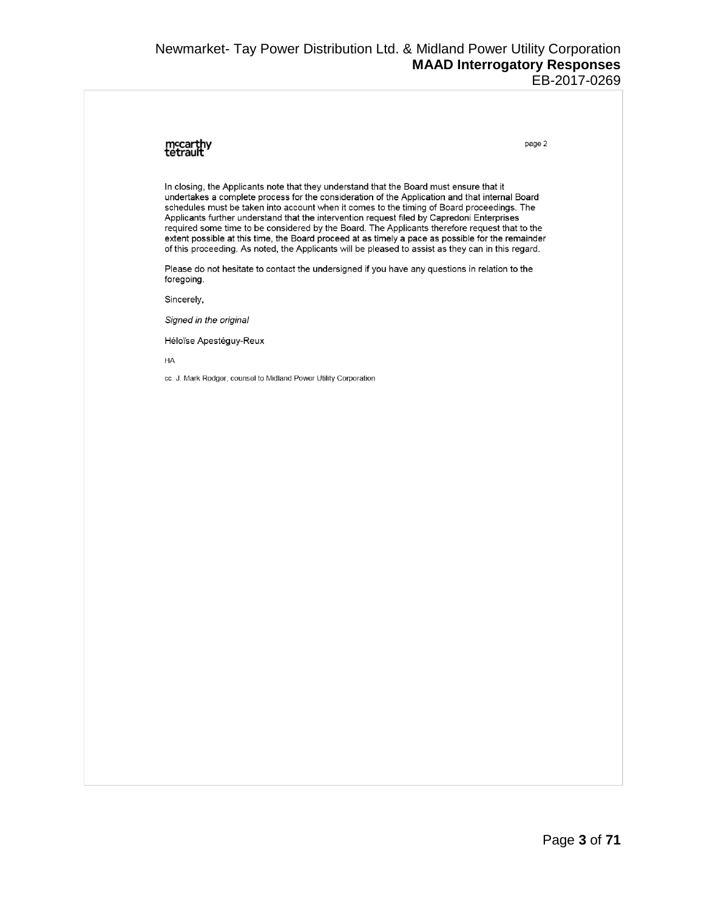mccarthy tetrault

page 2

In closing, the Applicants note that they understand that the Board must ensure that it undertakes a complete process for the consideration of the Application and that internal Board schedules must be taken into account when it comes to the timing of Board proceedings. The Applicants further understand that the intervention request filed by Capredoni Enterprises required some time to be considered by the Board. The Applicants therefore request that to the extent possible at this time, the Board proceed at as timely a pace as possible for the remainder of this proceeding. As noted, the Applicants will be pleased to assist as they can in this regard.

Please do not hesitate to contact the undersigned if you have any questions in relation to the foregoing.

Sincerely,

*Signed in the original*

Héloïse Apestéguy-Reux

HA

cc. J. Mark Rodger, counsel to Midland Power Utility Corporation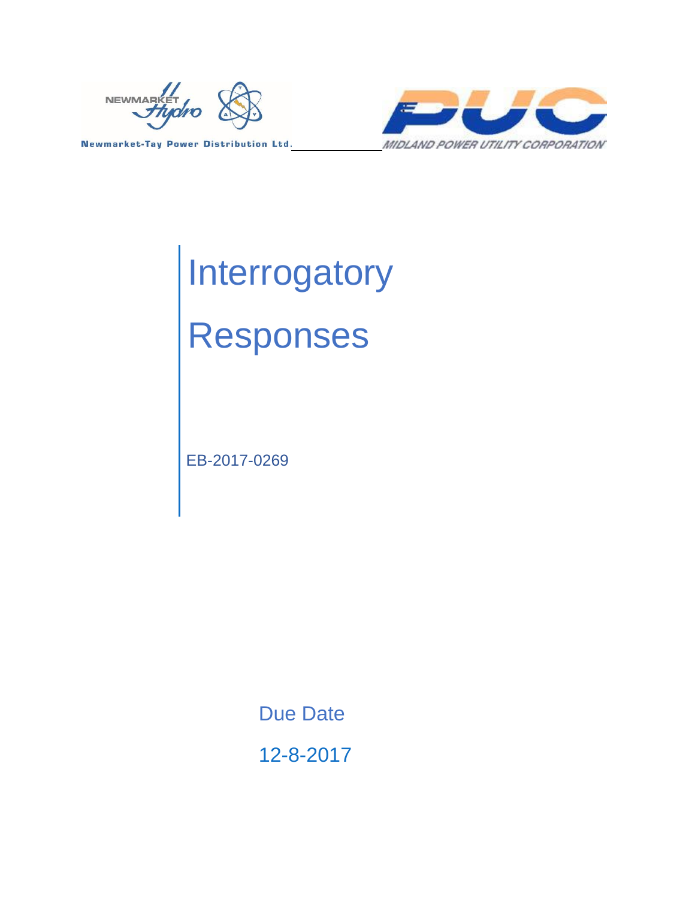Newmarket-Tay Power Distribution Ltd.

MIDLAND POWER UTILITY CORPORATION

# Interrogatory Responses

EB-2017-0269

Due Date

12-8-2017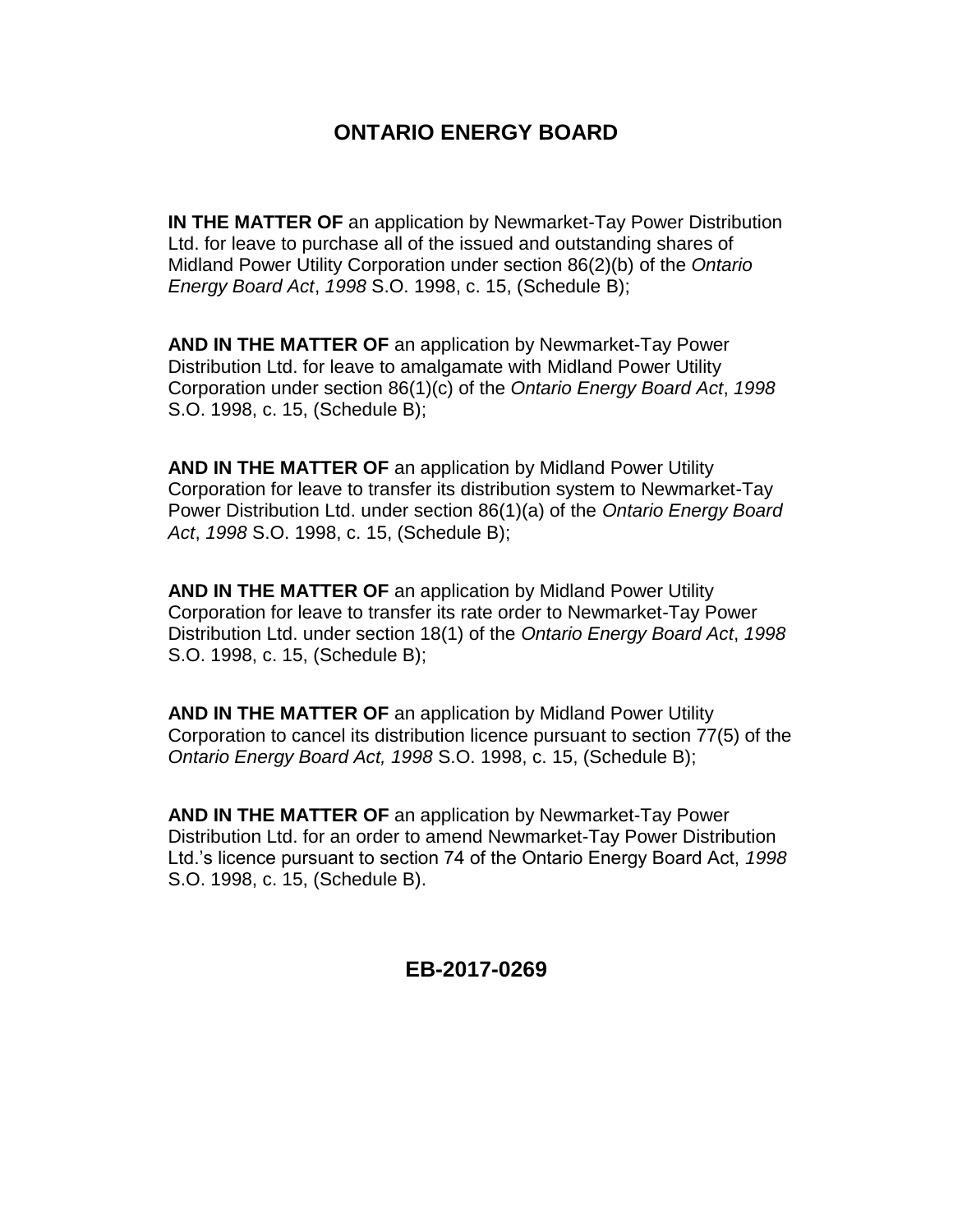# ONTARIO ENERGY BOARD

**IN THE MATTER OF** an application by Newmarket-Tay Power Distribution Ltd. for leave to purchase all of the issued and outstanding shares of Midland Power Utility Corporation under section 86(2)(b) of the *Ontario Energy Board Act*, *1998* S.O. 1998, c. 15, (Schedule B);

**AND IN THE MATTER OF** an application by Newmarket-Tay Power Distribution Ltd. for leave to amalgamate with Midland Power Utility Corporation under section 86(1)(c) of the *Ontario Energy Board Act*, *1998* S.O. 1998, c. 15, (Schedule B);

**AND IN THE MATTER OF** an application by Midland Power Utility Corporation for leave to transfer its distribution system to Newmarket-Tay Power Distribution Ltd. under section 86(1)(a) of the *Ontario Energy Board Act*, *1998* S.O. 1998, c. 15, (Schedule B);

**AND IN THE MATTER OF** an application by Midland Power Utility Corporation for leave to transfer its rate order to Newmarket-Tay Power Distribution Ltd. under section 18(1) of the *Ontario Energy Board Act*, *1998* S.O. 1998, c. 15, (Schedule B);

**AND IN THE MATTER OF** an application by Midland Power Utility Corporation to cancel its distribution licence pursuant to section 77(5) of the *Ontario Energy Board Act, 1998* S.O. 1998, c. 15, (Schedule B);

**AND IN THE MATTER OF** an application by Newmarket-Tay Power Distribution Ltd. for an order to amend Newmarket-Tay Power Distribution Ltd.'s licence pursuant to section 74 of the Ontario Energy Board Act, *1998* S.O. 1998, c. 15, (Schedule B).

## EB-2017-0269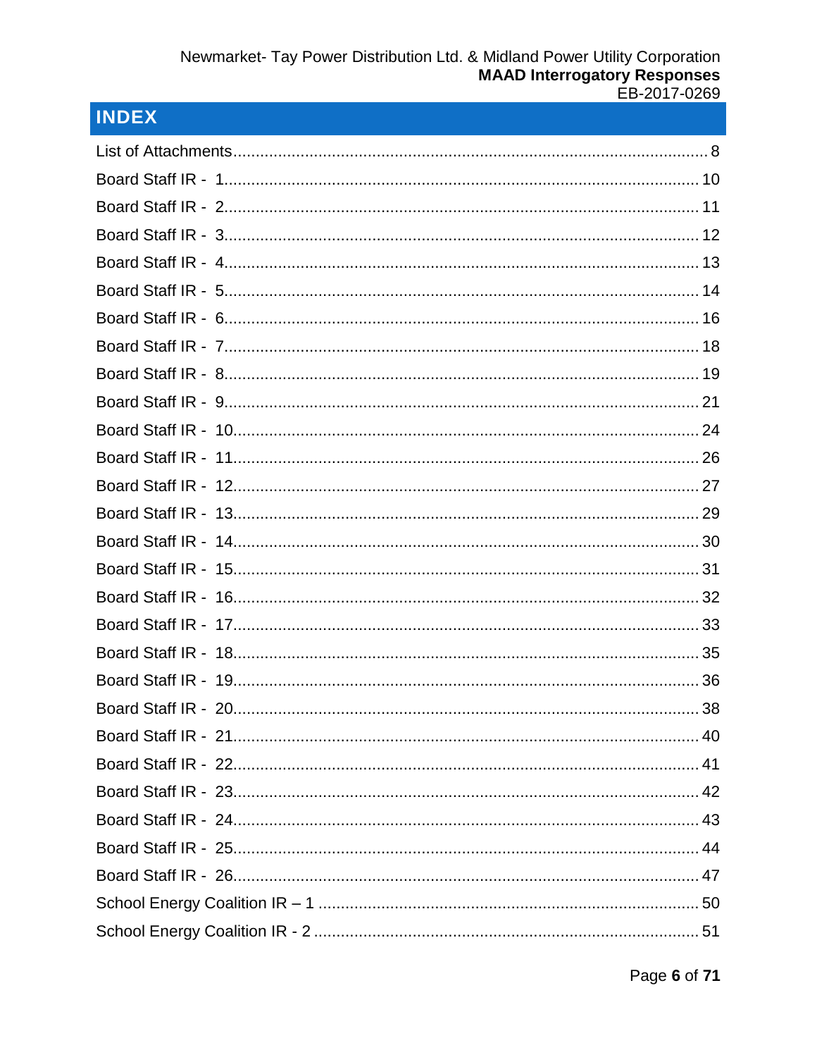## INDEX

List of Attachments .......................................................................................... 8
Board Staff IR - 1 .......................................................................................... 10
Board Staff IR - 2 .......................................................................................... 11
Board Staff IR - 3 .......................................................................................... 12
Board Staff IR - 4 .......................................................................................... 13
Board Staff IR - 5 .......................................................................................... 14
Board Staff IR - 6 .......................................................................................... 16
Board Staff IR - 7 .......................................................................................... 18
Board Staff IR - 8 .......................................................................................... 19
Board Staff IR - 9 .......................................................................................... 21
Board Staff IR - 10 .......................................................................................... 24
Board Staff IR - 11 .......................................................................................... 26
Board Staff IR - 12 .......................................................................................... 27
Board Staff IR - 13 .......................................................................................... 29
Board Staff IR - 14 .......................................................................................... 30
Board Staff IR - 15 .......................................................................................... 31
Board Staff IR - 16 .......................................................................................... 32
Board Staff IR - 17 .......................................................................................... 33
Board Staff IR - 18 .......................................................................................... 35
Board Staff IR - 19 .......................................................................................... 36
Board Staff IR - 20 .......................................................................................... 38
Board Staff IR - 21 .......................................................................................... 40
Board Staff IR - 22 .......................................................................................... 41
Board Staff IR - 23 .......................................................................................... 42
Board Staff IR - 24 .......................................................................................... 43
Board Staff IR - 25 .......................................................................................... 44
Board Staff IR - 26 .......................................................................................... 47
School Energy Coalition IR – 1 .......................................................................................... 50
School Energy Coalition IR - 2 .......................................................................................... 51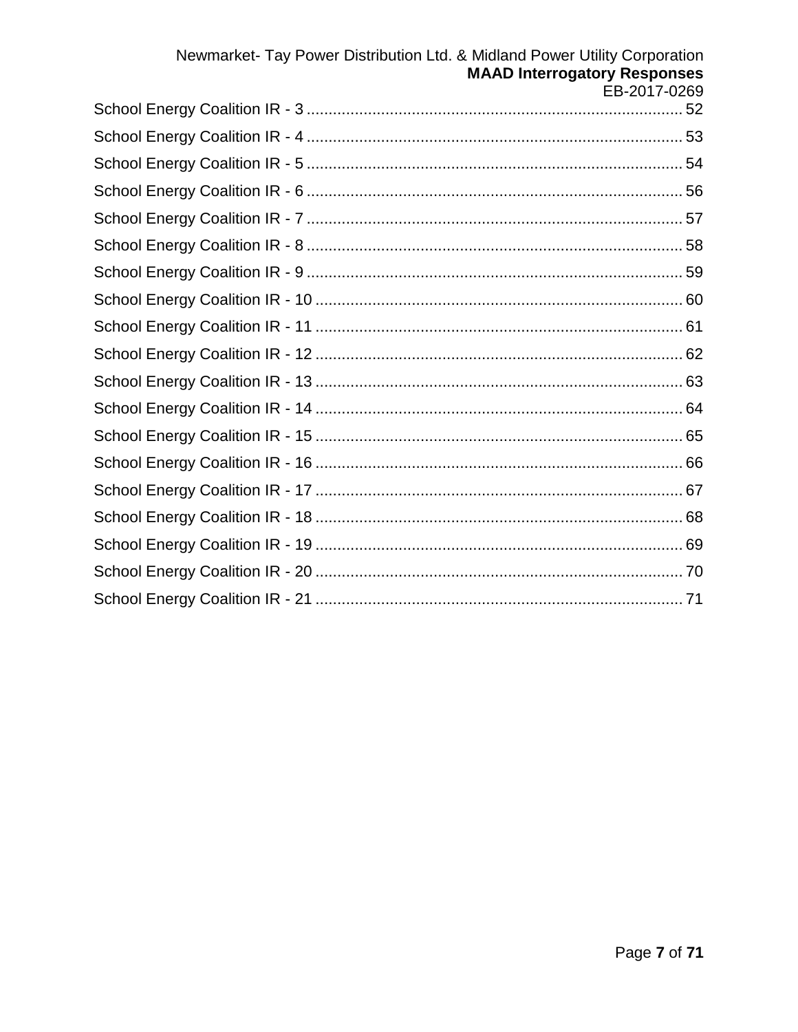School Energy Coalition IR - 3 ..................................................................................... 52

School Energy Coalition IR - 4 ..................................................................................... 53

School Energy Coalition IR - 5 ..................................................................................... 54

School Energy Coalition IR - 6 ..................................................................................... 56

School Energy Coalition IR - 7 ..................................................................................... 57

School Energy Coalition IR - 8 ..................................................................................... 58

School Energy Coalition IR - 9 ..................................................................................... 59

School Energy Coalition IR - 10 ................................................................................... 60

School Energy Coalition IR - 11 ................................................................................... 61

School Energy Coalition IR - 12 ................................................................................... 62

School Energy Coalition IR - 13 ................................................................................... 63

School Energy Coalition IR - 14 ................................................................................... 64

School Energy Coalition IR - 15 ................................................................................... 65

School Energy Coalition IR - 16 ................................................................................... 66

School Energy Coalition IR - 17 ................................................................................... 67

School Energy Coalition IR - 18 ................................................................................... 68

School Energy Coalition IR - 19 ................................................................................... 69

School Energy Coalition IR - 20 ................................................................................... 70

School Energy Coalition IR - 21 ................................................................................... 71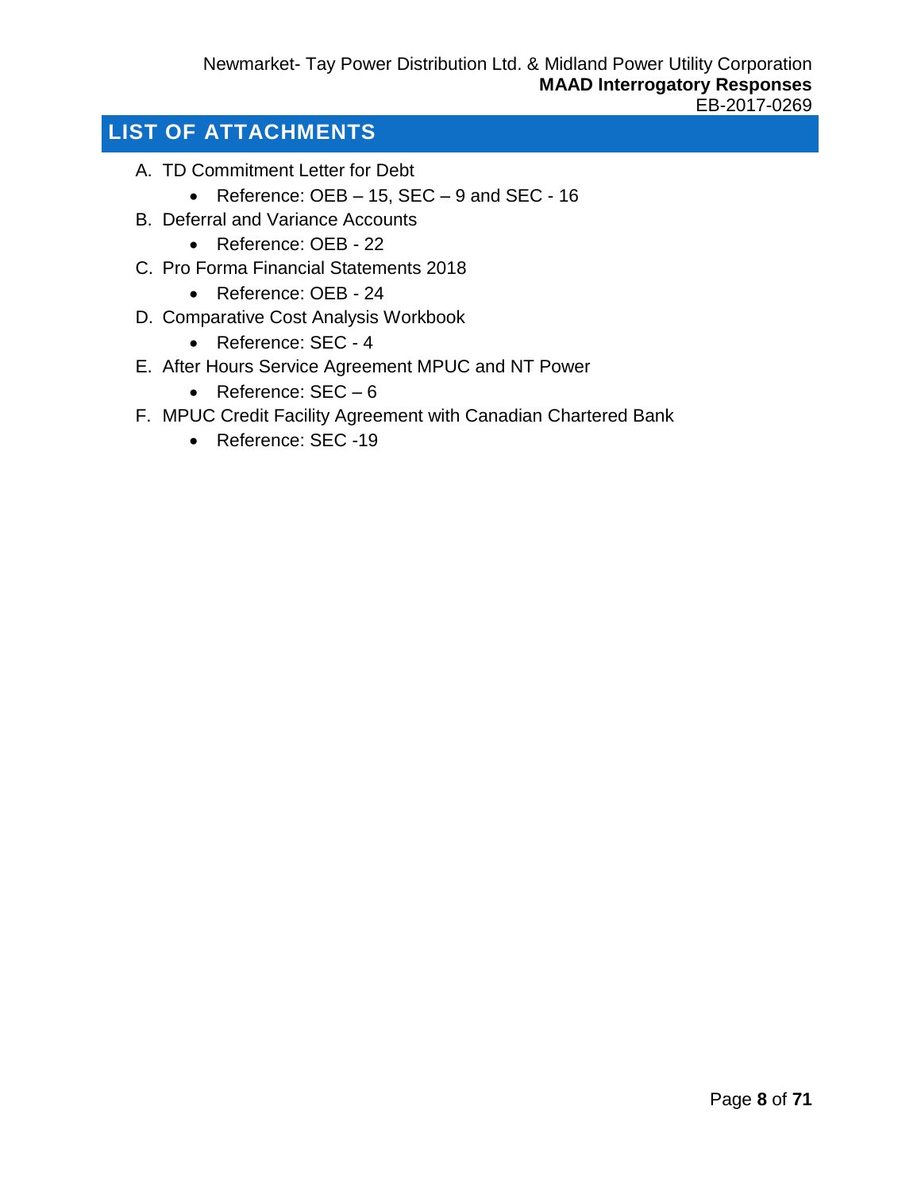# LIST OF ATTACHMENTS

A. TD Commitment Letter for Debt
   - Reference: OEB – 15, SEC – 9 and SEC - 16
B. Deferral and Variance Accounts
   - Reference: OEB - 22
C. Pro Forma Financial Statements 2018
   - Reference: OEB - 24
D. Comparative Cost Analysis Workbook
   - Reference: SEC - 4
E. After Hours Service Agreement MPUC and NT Power
   - Reference: SEC – 6
F. MPUC Credit Facility Agreement with Canadian Chartered Bank
   - Reference: SEC -19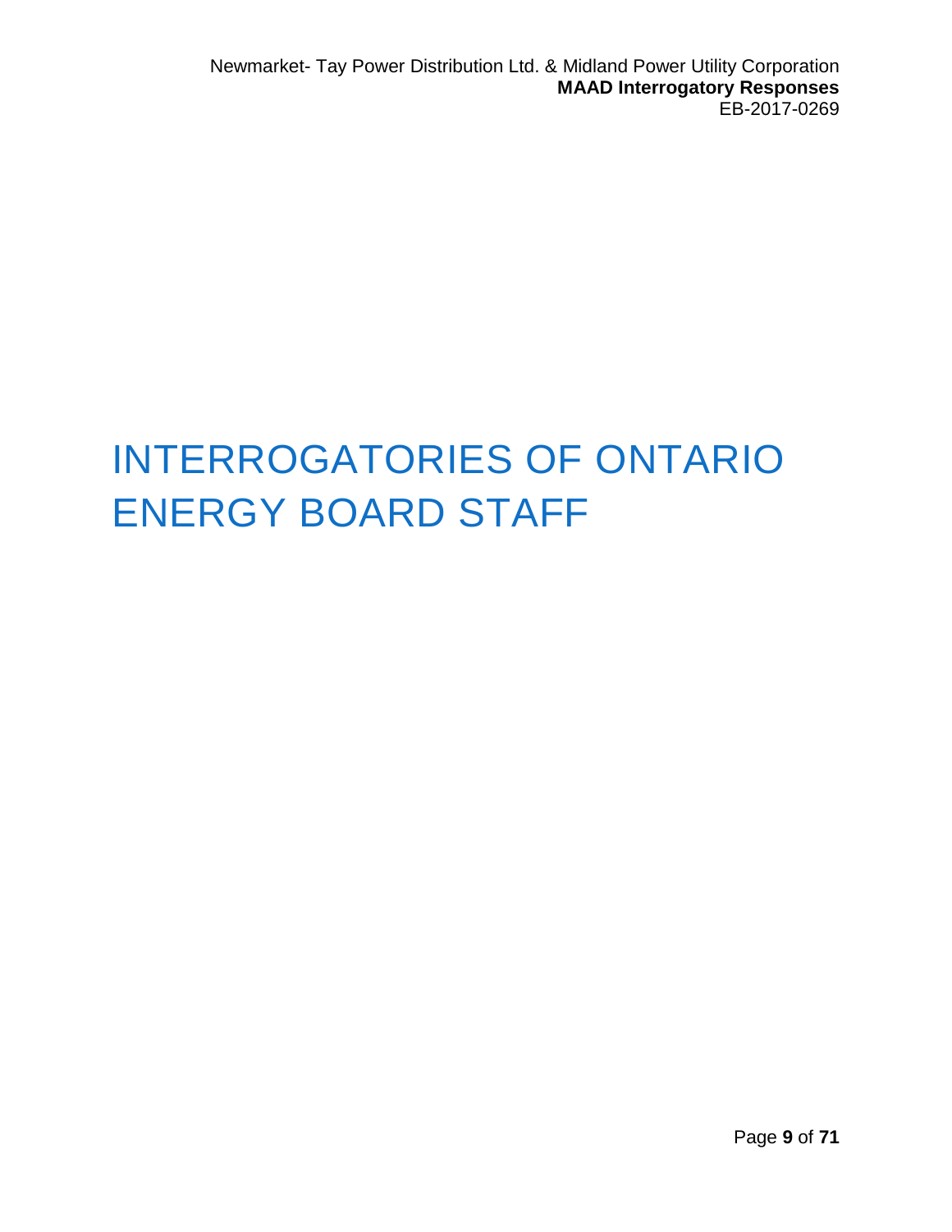# INTERROGATORIES OF ONTARIO ENERGY BOARD STAFF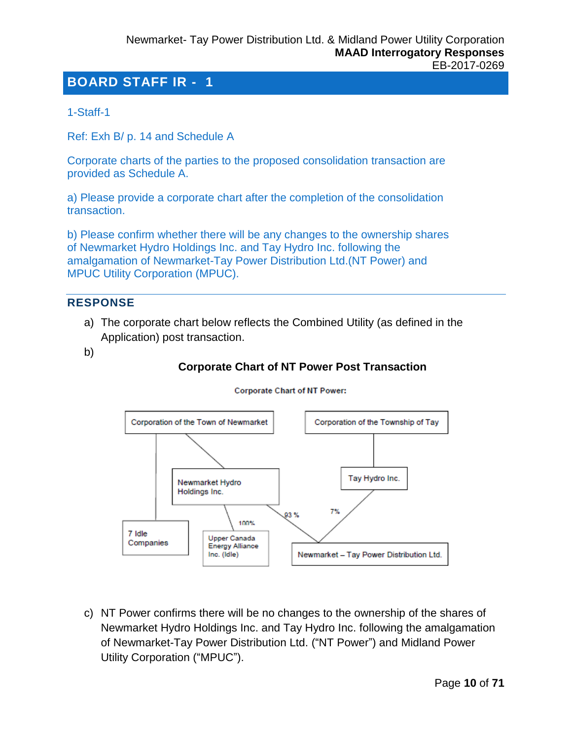## BOARD STAFF IR - 1

1-Staff-1

Ref: Exh B/ p. 14 and Schedule A

Corporate charts of the parties to the proposed consolidation transaction are provided as Schedule A.

a) Please provide a corporate chart after the completion of the consolidation transaction.

b) Please confirm whether there will be any changes to the ownership shares of Newmarket Hydro Holdings Inc. and Tay Hydro Inc. following the amalgamation of Newmarket-Tay Power Distribution Ltd.(NT Power) and MPUC Utility Corporation (MPUC).

### RESPONSE

a) The corporate chart below reflects the Combined Utility (as defined in the Application) post transaction.

b)

**Corporate Chart of NT Power Post Transaction**

**Corporate Chart of NT Power:**

- Corporation of the Town of Newmarket
  - 7 Idle Companies
  - Newmarket Hydro Holdings Inc.
    - Upper Canada Energy Alliance Inc. (Idle) — 100%
    - Newmarket – Tay Power Distribution Ltd. — 93 %
- Corporation of the Township of Tay
  - Tay Hydro Inc.
    - Newmarket – Tay Power Distribution Ltd. — 7%

c) NT Power confirms there will be no changes to the ownership of the shares of Newmarket Hydro Holdings Inc. and Tay Hydro Inc. following the amalgamation of Newmarket-Tay Power Distribution Ltd. ("NT Power") and Midland Power Utility Corporation ("MPUC").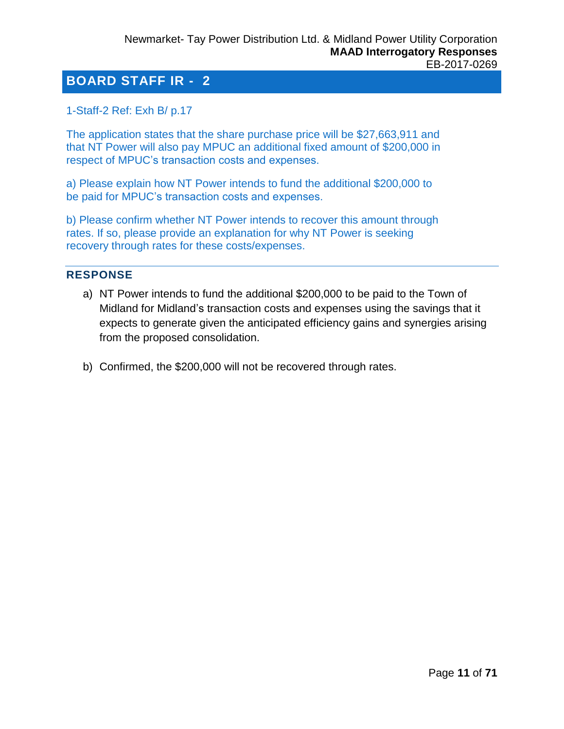# BOARD STAFF IR - 2

1-Staff-2 Ref: Exh B/ p.17

The application states that the share purchase price will be $27,663,911 and that NT Power will also pay MPUC an additional fixed amount of $200,000 in respect of MPUC's transaction costs and expenses.

a) Please explain how NT Power intends to fund the additional $200,000 to be paid for MPUC's transaction costs and expenses.

b) Please confirm whether NT Power intends to recover this amount through rates. If so, please provide an explanation for why NT Power is seeking recovery through rates for these costs/expenses.

---

## RESPONSE

a) NT Power intends to fund the additional $200,000 to be paid to the Town of Midland for Midland's transaction costs and expenses using the savings that it expects to generate given the anticipated efficiency gains and synergies arising from the proposed consolidation.

b) Confirmed, the $200,000 will not be recovered through rates.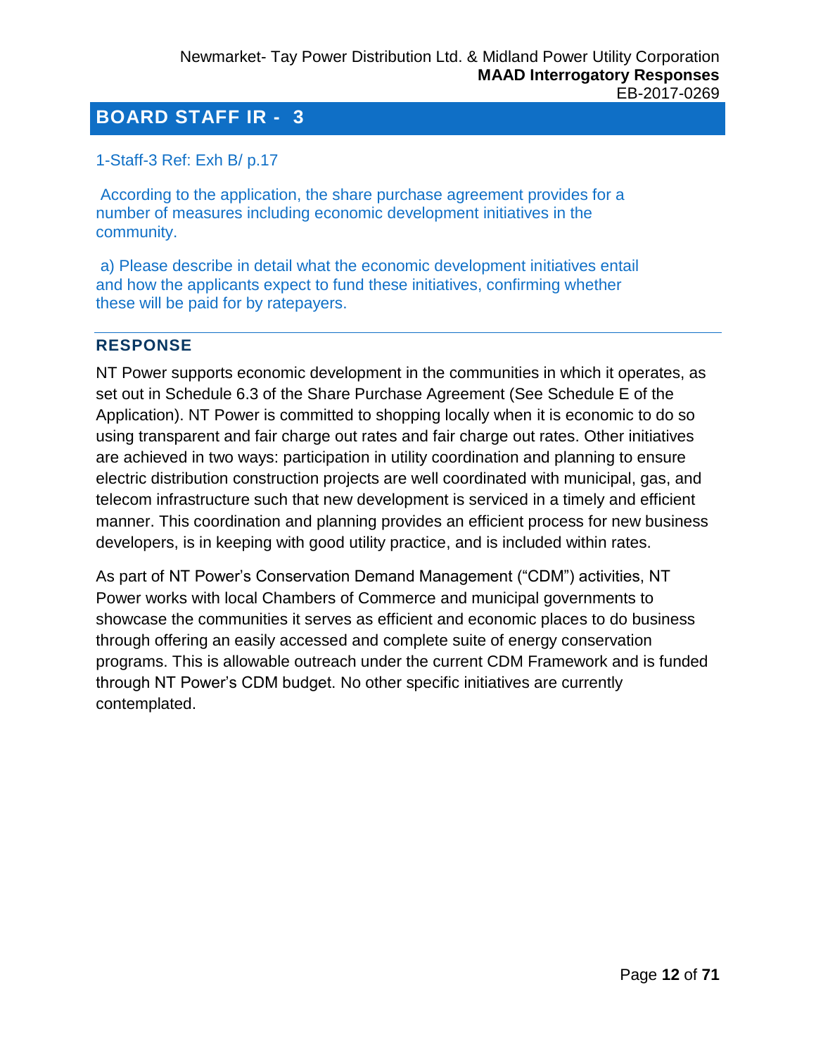## BOARD STAFF IR - 3

1-Staff-3 Ref: Exh B/ p.17

According to the application, the share purchase agreement provides for a number of measures including economic development initiatives in the community.

a) Please describe in detail what the economic development initiatives entail and how the applicants expect to fund these initiatives, confirming whether these will be paid for by ratepayers.

---

### RESPONSE

NT Power supports economic development in the communities in which it operates, as set out in Schedule 6.3 of the Share Purchase Agreement (See Schedule E of the Application). NT Power is committed to shopping locally when it is economic to do so using transparent and fair charge out rates and fair charge out rates. Other initiatives are achieved in two ways: participation in utility coordination and planning to ensure electric distribution construction projects are well coordinated with municipal, gas, and telecom infrastructure such that new development is serviced in a timely and efficient manner. This coordination and planning provides an efficient process for new business developers, is in keeping with good utility practice, and is included within rates.

As part of NT Power's Conservation Demand Management ("CDM") activities, NT Power works with local Chambers of Commerce and municipal governments to showcase the communities it serves as efficient and economic places to do business through offering an easily accessed and complete suite of energy conservation programs. This is allowable outreach under the current CDM Framework and is funded through NT Power's CDM budget. No other specific initiatives are currently contemplated.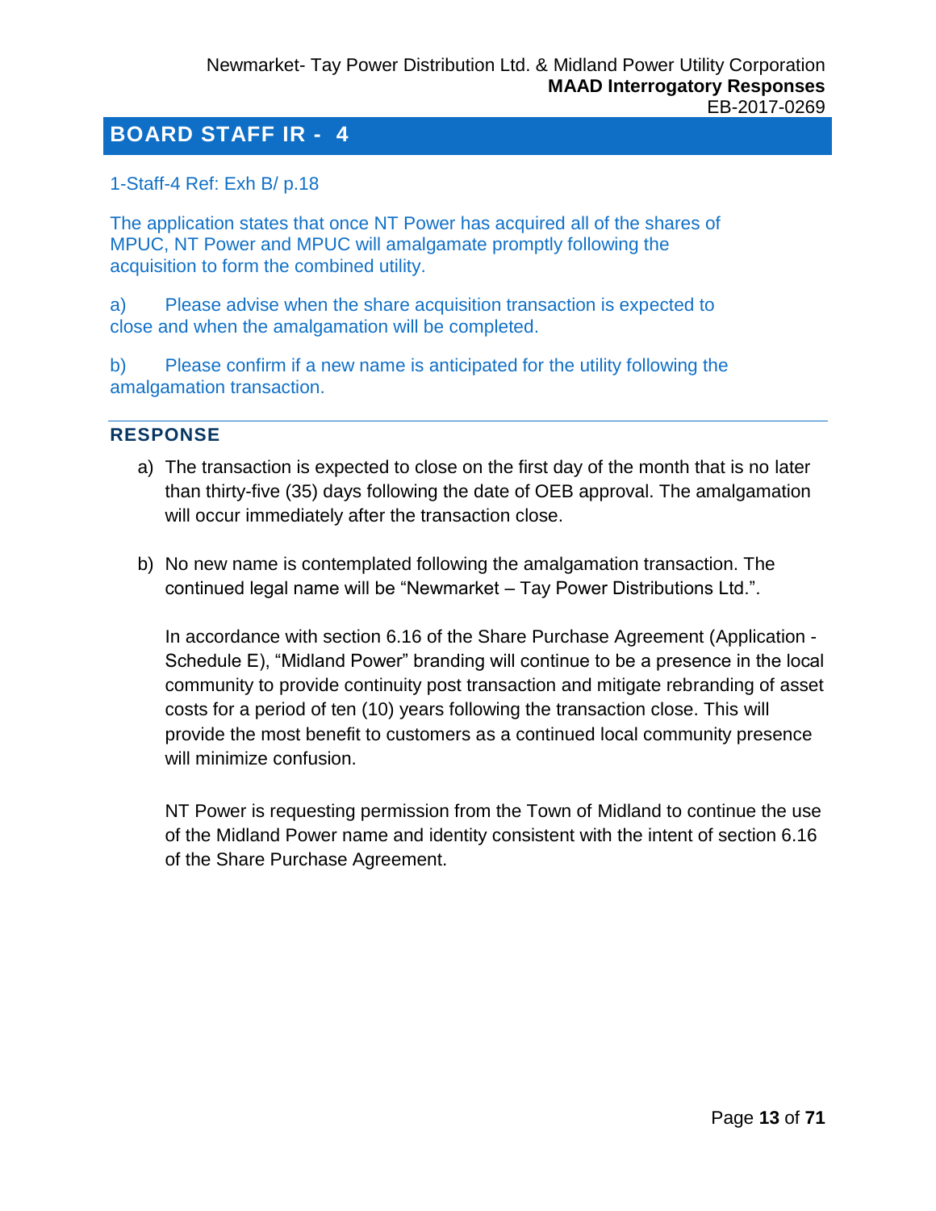## BOARD STAFF IR - 4

1-Staff-4 Ref: Exh B/ p.18

The application states that once NT Power has acquired all of the shares of MPUC, NT Power and MPUC will amalgamate promptly following the acquisition to form the combined utility.

a) Please advise when the share acquisition transaction is expected to close and when the amalgamation will be completed.

b) Please confirm if a new name is anticipated for the utility following the amalgamation transaction.

### RESPONSE

a) The transaction is expected to close on the first day of the month that is no later than thirty-five (35) days following the date of OEB approval. The amalgamation will occur immediately after the transaction close.

b) No new name is contemplated following the amalgamation transaction. The continued legal name will be "Newmarket – Tay Power Distributions Ltd.".

   In accordance with section 6.16 of the Share Purchase Agreement (Application - Schedule E), "Midland Power" branding will continue to be a presence in the local community to provide continuity post transaction and mitigate rebranding of asset costs for a period of ten (10) years following the transaction close. This will provide the most benefit to customers as a continued local community presence will minimize confusion.

   NT Power is requesting permission from the Town of Midland to continue the use of the Midland Power name and identity consistent with the intent of section 6.16 of the Share Purchase Agreement.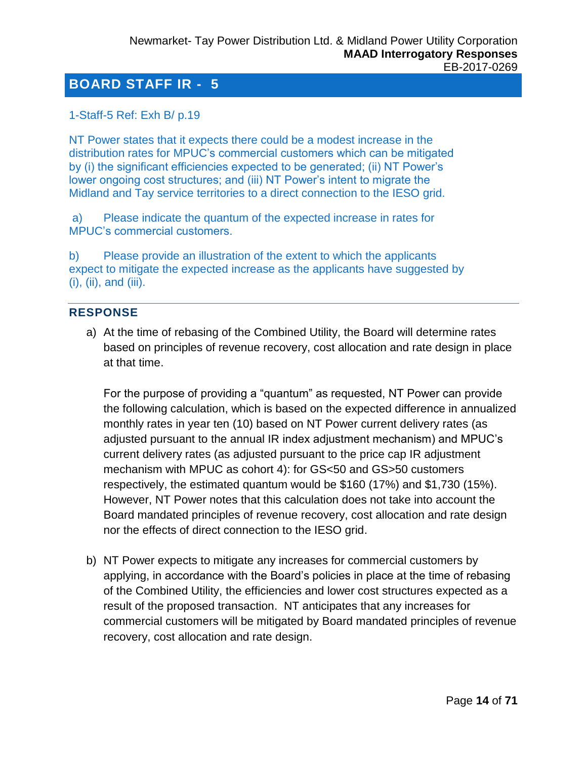## BOARD STAFF IR - 5

1-Staff-5 Ref: Exh B/ p.19

NT Power states that it expects there could be a modest increase in the distribution rates for MPUC's commercial customers which can be mitigated by (i) the significant efficiencies expected to be generated; (ii) NT Power's lower ongoing cost structures; and (iii) NT Power's intent to migrate the Midland and Tay service territories to a direct connection to the IESO grid.

a) Please indicate the quantum of the expected increase in rates for MPUC's commercial customers.

b) Please provide an illustration of the extent to which the applicants expect to mitigate the expected increase as the applicants have suggested by (i), (ii), and (iii).

### RESPONSE

a) At the time of rebasing of the Combined Utility, the Board will determine rates based on principles of revenue recovery, cost allocation and rate design in place at that time.

   For the purpose of providing a "quantum" as requested, NT Power can provide the following calculation, which is based on the expected difference in annualized monthly rates in year ten (10) based on NT Power current delivery rates (as adjusted pursuant to the annual IR index adjustment mechanism) and MPUC's current delivery rates (as adjusted pursuant to the price cap IR adjustment mechanism with MPUC as cohort 4): for GS<50 and GS>50 customers respectively, the estimated quantum would be $160 (17%) and $1,730 (15%). However, NT Power notes that this calculation does not take into account the Board mandated principles of revenue recovery, cost allocation and rate design nor the effects of direct connection to the IESO grid.

b) NT Power expects to mitigate any increases for commercial customers by applying, in accordance with the Board's policies in place at the time of rebasing of the Combined Utility, the efficiencies and lower cost structures expected as a result of the proposed transaction. NT anticipates that any increases for commercial customers will be mitigated by Board mandated principles of revenue recovery, cost allocation and rate design.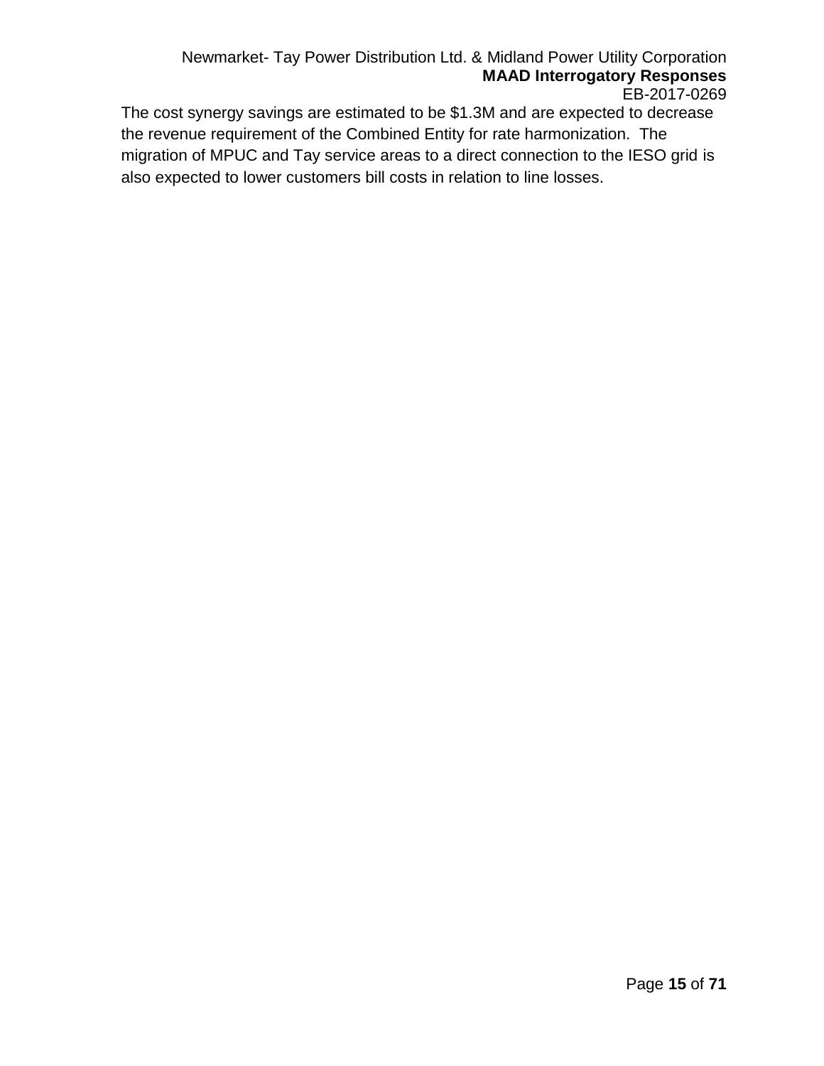The cost synergy savings are estimated to be $1.3M and are expected to decrease the revenue requirement of the Combined Entity for rate harmonization. The migration of MPUC and Tay service areas to a direct connection to the IESO grid is also expected to lower customers bill costs in relation to line losses.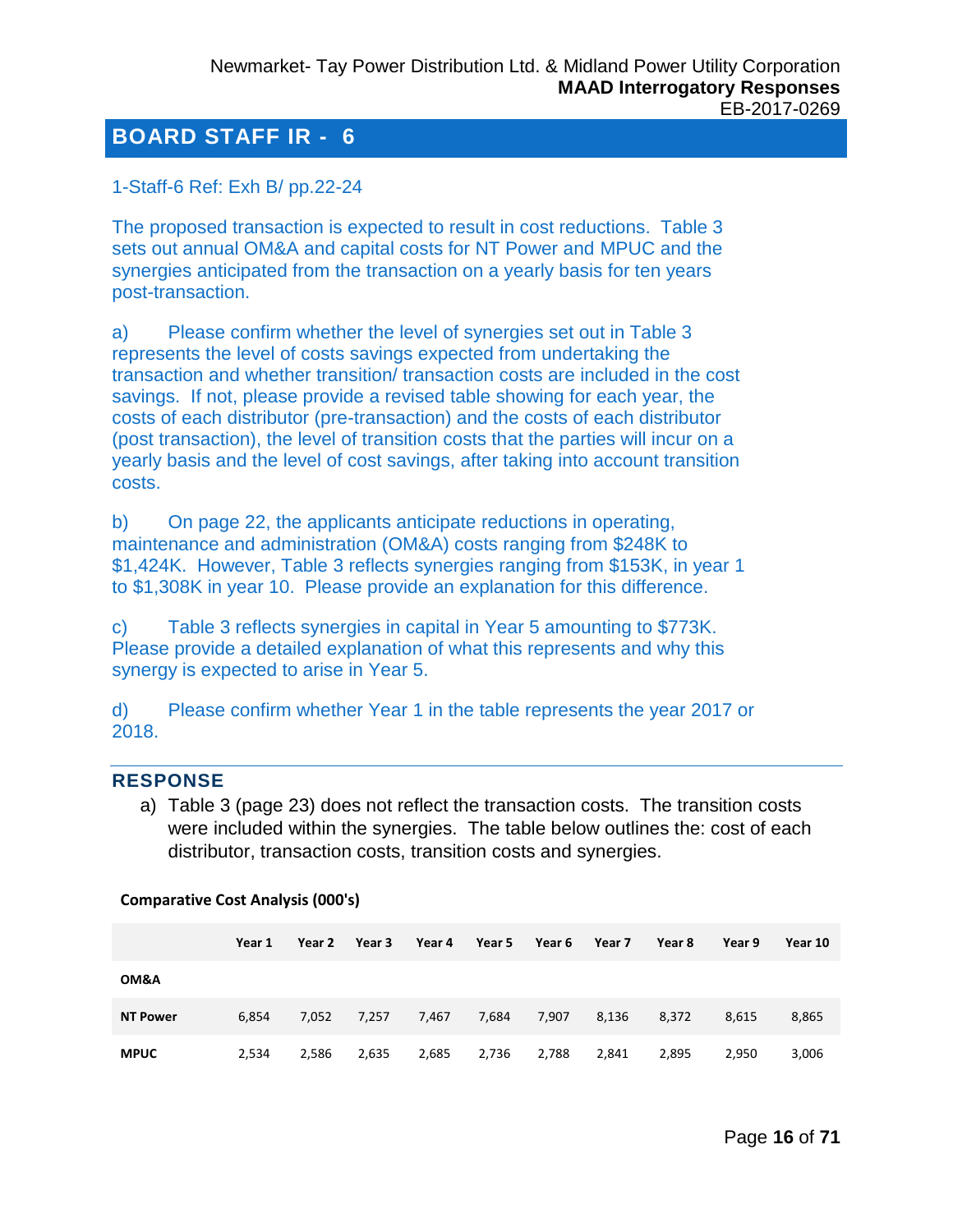# BOARD STAFF IR - 6

1-Staff-6 Ref: Exh B/ pp.22-24

The proposed transaction is expected to result in cost reductions. Table 3 sets out annual OM&A and capital costs for NT Power and MPUC and the synergies anticipated from the transaction on a yearly basis for ten years post-transaction.

a) Please confirm whether the level of synergies set out in Table 3 represents the level of costs savings expected from undertaking the transaction and whether transition/ transaction costs are included in the cost savings. If not, please provide a revised table showing for each year, the costs of each distributor (pre-transaction) and the costs of each distributor (post transaction), the level of transition costs that the parties will incur on a yearly basis and the level of cost savings, after taking into account transition costs.

b) On page 22, the applicants anticipate reductions in operating, maintenance and administration (OM&A) costs ranging from $248K to $1,424K. However, Table 3 reflects synergies ranging from $153K, in year 1 to $1,308K in year 10. Please provide an explanation for this difference.

c) Table 3 reflects synergies in capital in Year 5 amounting to $773K. Please provide a detailed explanation of what this represents and why this synergy is expected to arise in Year 5.

d) Please confirm whether Year 1 in the table represents the year 2017 or 2018.

## RESPONSE

a) Table 3 (page 23) does not reflect the transaction costs. The transition costs were included within the synergies. The table below outlines the: cost of each distributor, transaction costs, transition costs and synergies.

**Comparative Cost Analysis (000's)**

| | Year 1 | Year 2 | Year 3 | Year 4 | Year 5 | Year 6 | Year 7 | Year 8 | Year 9 | Year 10 |
|---|---|---|---|---|---|---|---|---|---|---|
| **OM&A** | | | | | | | | | | |
| **NT Power** | 6,854 | 7,052 | 7,257 | 7,467 | 7,684 | 7,907 | 8,136 | 8,372 | 8,615 | 8,865 |
| **MPUC** | 2,534 | 2,586 | 2,635 | 2,685 | 2,736 | 2,788 | 2,841 | 2,895 | 2,950 | 3,006 |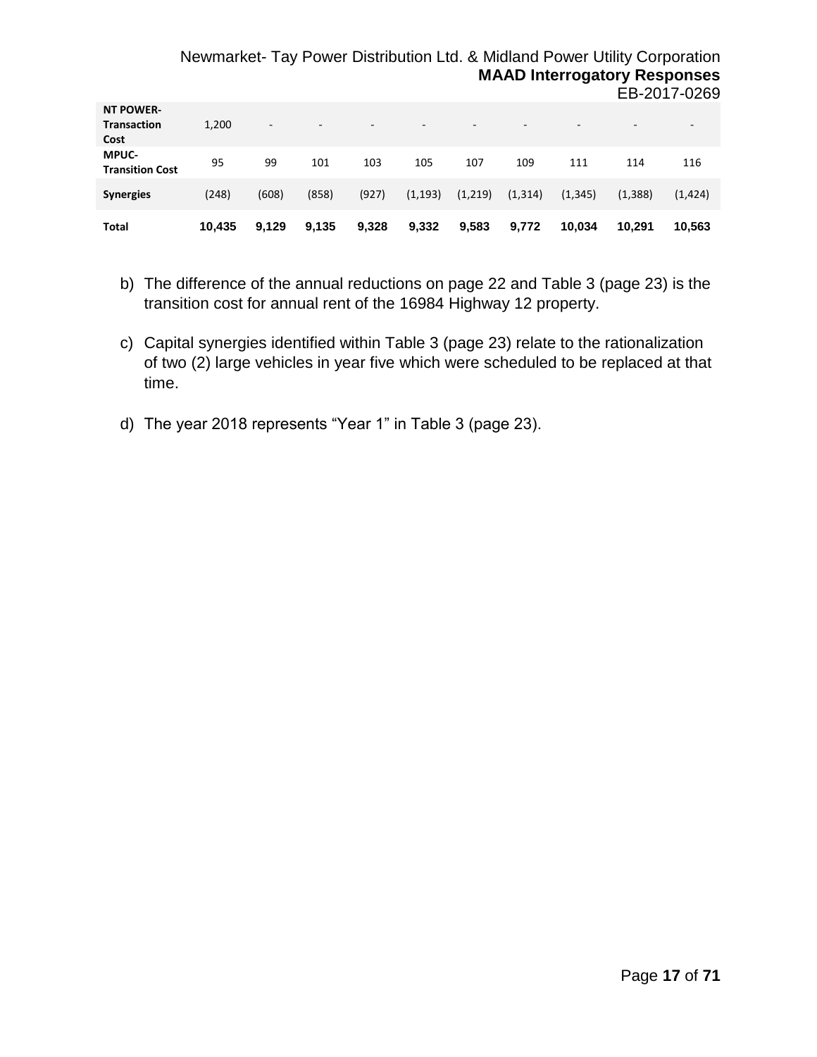| | | | | | | | | | | |
|---|---|---|---|---|---|---|---|---|---|---|
| **NT POWER- Transaction Cost** | 1,200 | - | - | - | - | - | - | - | - | - |
| **MPUC- Transition Cost** | 95 | 99 | 101 | 103 | 105 | 107 | 109 | 111 | 114 | 116 |
| **Synergies** | (248) | (608) | (858) | (927) | (1,193) | (1,219) | (1,314) | (1,345) | (1,388) | (1,424) |
| **Total** | **10,435** | **9,129** | **9,135** | **9,328** | **9,332** | **9,583** | **9,772** | **10,034** | **10,291** | **10,563** |

b) The difference of the annual reductions on page 22 and Table 3 (page 23) is the transition cost for annual rent of the 16984 Highway 12 property.

c) Capital synergies identified within Table 3 (page 23) relate to the rationalization of two (2) large vehicles in year five which were scheduled to be replaced at that time.

d) The year 2018 represents "Year 1" in Table 3 (page 23).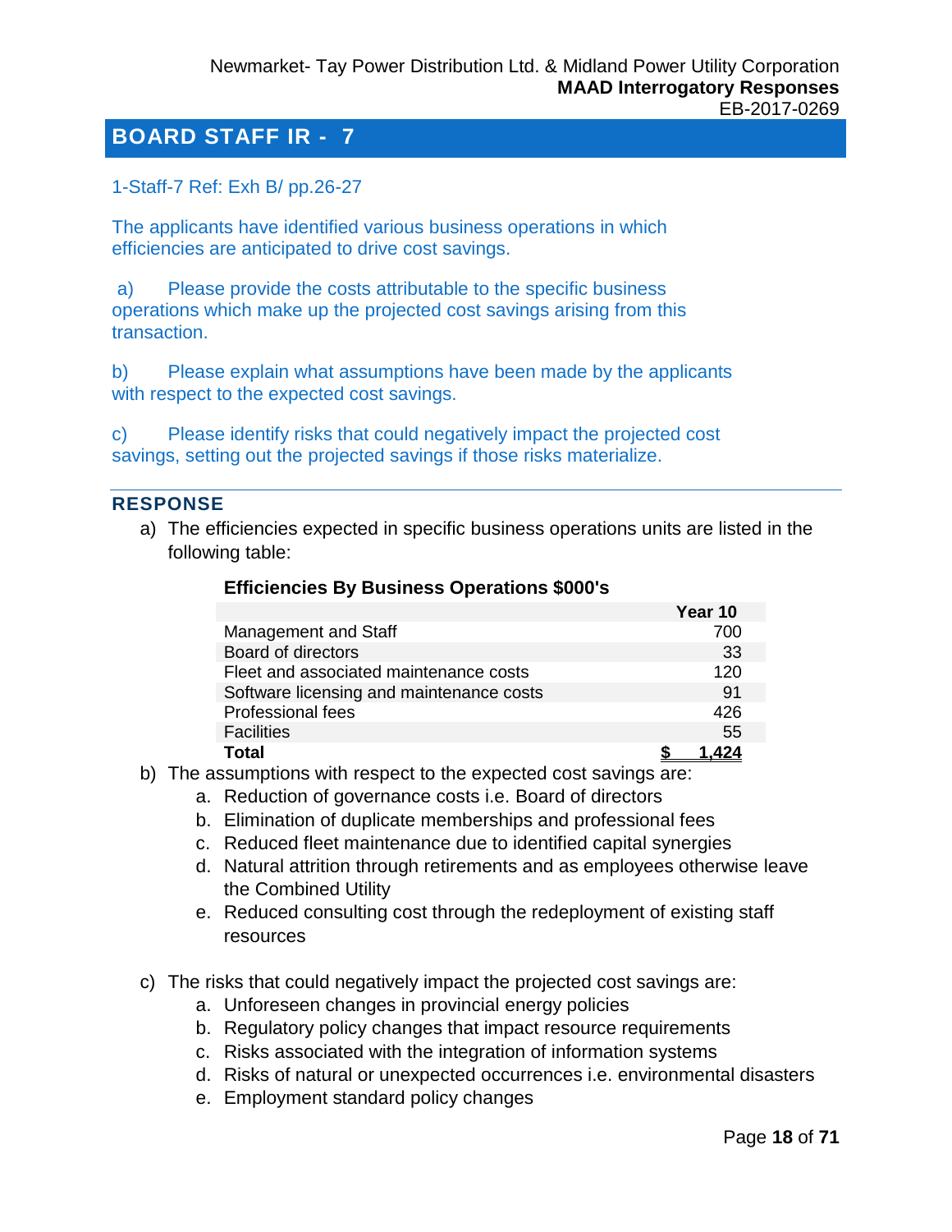# BOARD STAFF IR - 7

1-Staff-7 Ref: Exh B/ pp.26-27

The applicants have identified various business operations in which efficiencies are anticipated to drive cost savings.

a) Please provide the costs attributable to the specific business operations which make up the projected cost savings arising from this transaction.

b) Please explain what assumptions have been made by the applicants with respect to the expected cost savings.

c) Please identify risks that could negatively impact the projected cost savings, setting out the projected savings if those risks materialize.

## RESPONSE

a) The efficiencies expected in specific business operations units are listed in the following table:

**Efficiencies By Business Operations $000's**

| | Year 10 |
|---|---|
| Management and Staff | 700 |
| Board of directors | 33 |
| Fleet and associated maintenance costs | 120 |
| Software licensing and maintenance costs | 91 |
| Professional fees | 426 |
| Facilities | 55 |
| **Total** | **$ 1,424** |

b) The assumptions with respect to the expected cost savings are:
   a. Reduction of governance costs i.e. Board of directors
   b. Elimination of duplicate memberships and professional fees
   c. Reduced fleet maintenance due to identified capital synergies
   d. Natural attrition through retirements and as employees otherwise leave the Combined Utility
   e. Reduced consulting cost through the redeployment of existing staff resources

c) The risks that could negatively impact the projected cost savings are:
   a. Unforeseen changes in provincial energy policies
   b. Regulatory policy changes that impact resource requirements
   c. Risks associated with the integration of information systems
   d. Risks of natural or unexpected occurrences i.e. environmental disasters
   e. Employment standard policy changes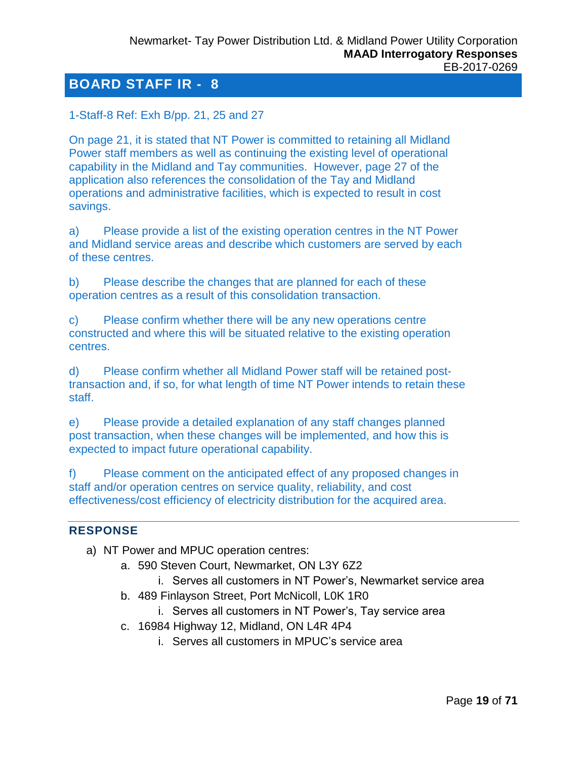## BOARD STAFF IR - 8

1-Staff-8 Ref: Exh B/pp. 21, 25 and 27

On page 21, it is stated that NT Power is committed to retaining all Midland Power staff members as well as continuing the existing level of operational capability in the Midland and Tay communities. However, page 27 of the application also references the consolidation of the Tay and Midland operations and administrative facilities, which is expected to result in cost savings.

a) Please provide a list of the existing operation centres in the NT Power and Midland service areas and describe which customers are served by each of these centres.

b) Please describe the changes that are planned for each of these operation centres as a result of this consolidation transaction.

c) Please confirm whether there will be any new operations centre constructed and where this will be situated relative to the existing operation centres.

d) Please confirm whether all Midland Power staff will be retained post-transaction and, if so, for what length of time NT Power intends to retain these staff.

e) Please provide a detailed explanation of any staff changes planned post transaction, when these changes will be implemented, and how this is expected to impact future operational capability.

f) Please comment on the anticipated effect of any proposed changes in staff and/or operation centres on service quality, reliability, and cost effectiveness/cost efficiency of electricity distribution for the acquired area.

### RESPONSE

a) NT Power and MPUC operation centres:
   a. 590 Steven Court, Newmarket, ON L3Y 6Z2
      i. Serves all customers in NT Power's, Newmarket service area
   b. 489 Finlayson Street, Port McNicoll, L0K 1R0
      i. Serves all customers in NT Power's, Tay service area
   c. 16984 Highway 12, Midland, ON L4R 4P4
      i. Serves all customers in MPUC's service area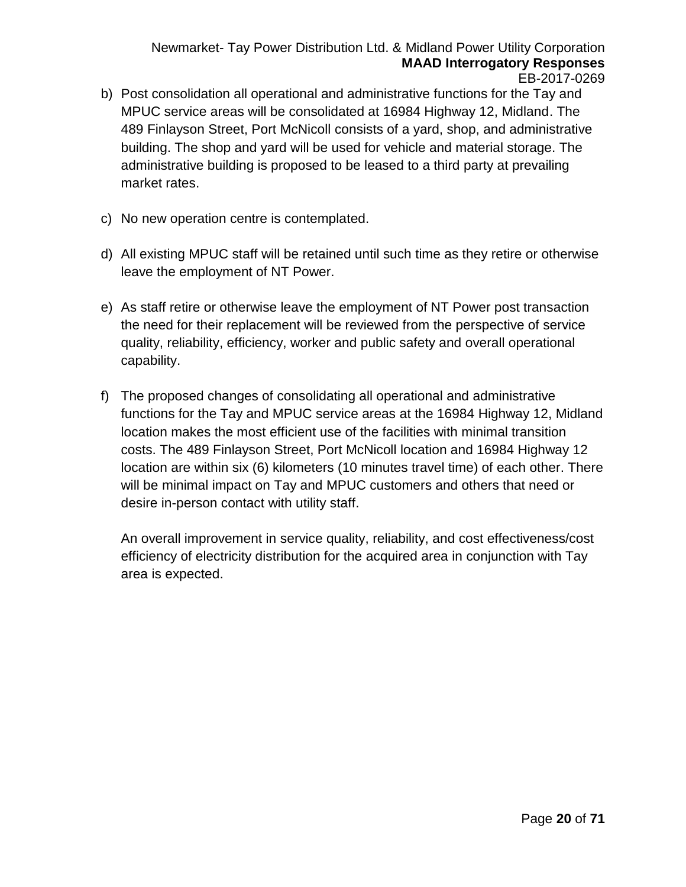b) Post consolidation all operational and administrative functions for the Tay and MPUC service areas will be consolidated at 16984 Highway 12, Midland. The 489 Finlayson Street, Port McNicoll consists of a yard, shop, and administrative building. The shop and yard will be used for vehicle and material storage. The administrative building is proposed to be leased to a third party at prevailing market rates.

c) No new operation centre is contemplated.

d) All existing MPUC staff will be retained until such time as they retire or otherwise leave the employment of NT Power.

e) As staff retire or otherwise leave the employment of NT Power post transaction the need for their replacement will be reviewed from the perspective of service quality, reliability, efficiency, worker and public safety and overall operational capability.

f) The proposed changes of consolidating all operational and administrative functions for the Tay and MPUC service areas at the 16984 Highway 12, Midland location makes the most efficient use of the facilities with minimal transition costs. The 489 Finlayson Street, Port McNicoll location and 16984 Highway 12 location are within six (6) kilometers (10 minutes travel time) of each other. There will be minimal impact on Tay and MPUC customers and others that need or desire in-person contact with utility staff.

   An overall improvement in service quality, reliability, and cost effectiveness/cost efficiency of electricity distribution for the acquired area in conjunction with Tay area is expected.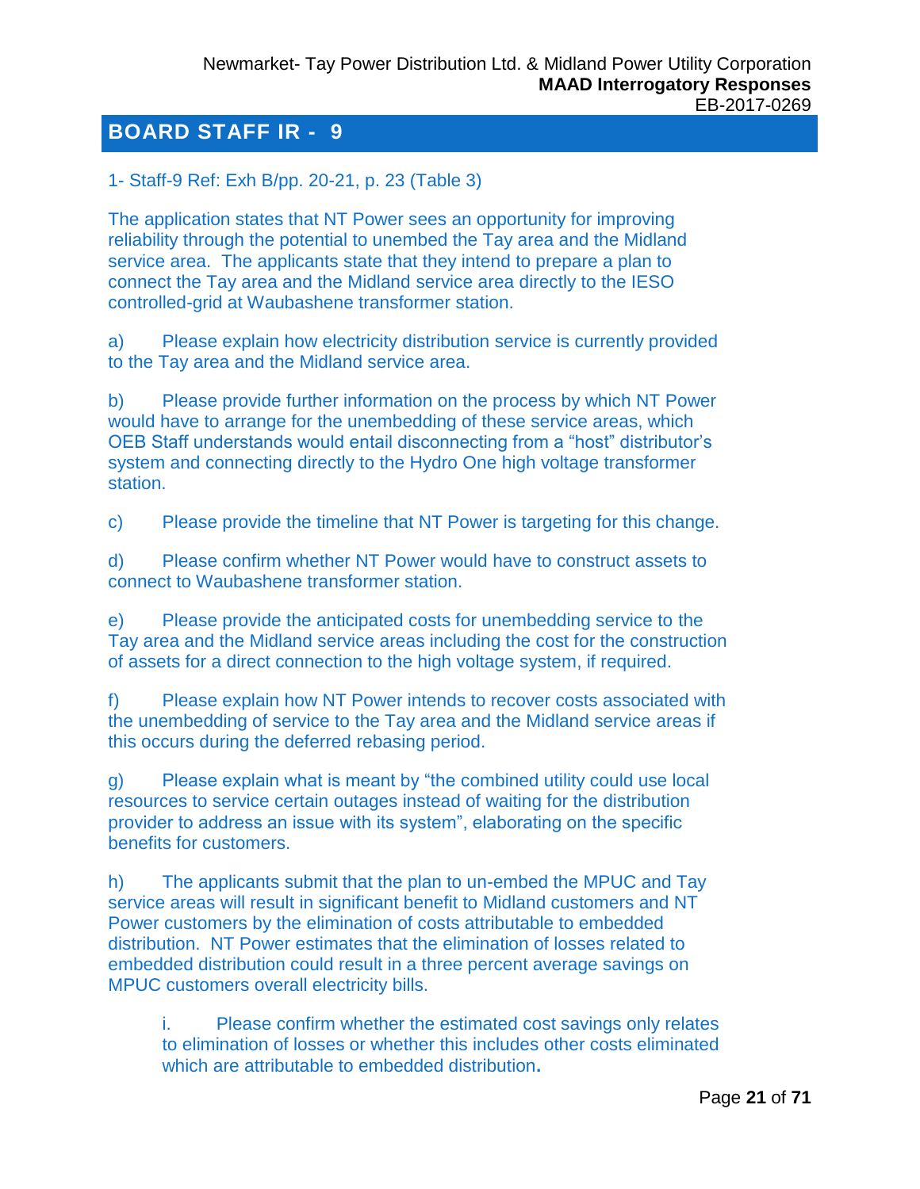## BOARD STAFF IR - 9

1- Staff-9 Ref: Exh B/pp. 20-21, p. 23 (Table 3)

The application states that NT Power sees an opportunity for improving reliability through the potential to unembed the Tay area and the Midland service area. The applicants state that they intend to prepare a plan to connect the Tay area and the Midland service area directly to the IESO controlled-grid at Waubashene transformer station.

a) Please explain how electricity distribution service is currently provided to the Tay area and the Midland service area.

b) Please provide further information on the process by which NT Power would have to arrange for the unembedding of these service areas, which OEB Staff understands would entail disconnecting from a "host" distributor's system and connecting directly to the Hydro One high voltage transformer station.

c) Please provide the timeline that NT Power is targeting for this change.

d) Please confirm whether NT Power would have to construct assets to connect to Waubashene transformer station.

e) Please provide the anticipated costs for unembedding service to the Tay area and the Midland service areas including the cost for the construction of assets for a direct connection to the high voltage system, if required.

f) Please explain how NT Power intends to recover costs associated with the unembedding of service to the Tay area and the Midland service areas if this occurs during the deferred rebasing period.

g) Please explain what is meant by "the combined utility could use local resources to service certain outages instead of waiting for the distribution provider to address an issue with its system", elaborating on the specific benefits for customers.

h) The applicants submit that the plan to un-embed the MPUC and Tay service areas will result in significant benefit to Midland customers and NT Power customers by the elimination of costs attributable to embedded distribution. NT Power estimates that the elimination of losses related to embedded distribution could result in a three percent average savings on MPUC customers overall electricity bills.

 i. Please confirm whether the estimated cost savings only relates to elimination of losses or whether this includes other costs eliminated which are attributable to embedded distribution.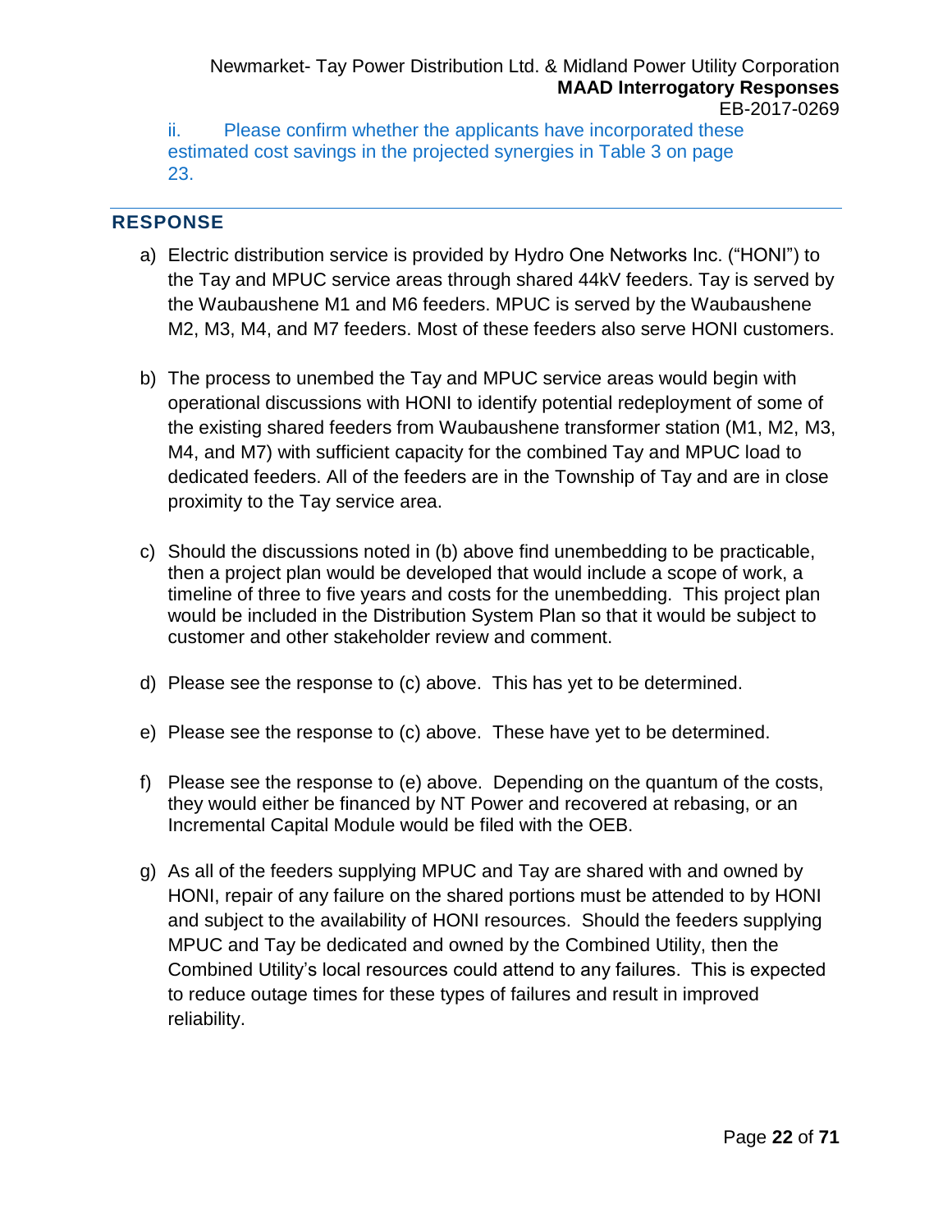ii. Please confirm whether the applicants have incorporated these estimated cost savings in the projected synergies in Table 3 on page 23.

---

## RESPONSE

a) Electric distribution service is provided by Hydro One Networks Inc. ("HONI") to the Tay and MPUC service areas through shared 44kV feeders. Tay is served by the Waubaushene M1 and M6 feeders. MPUC is served by the Waubaushene M2, M3, M4, and M7 feeders. Most of these feeders also serve HONI customers.

b) The process to unembed the Tay and MPUC service areas would begin with operational discussions with HONI to identify potential redeployment of some of the existing shared feeders from Waubaushene transformer station (M1, M2, M3, M4, and M7) with sufficient capacity for the combined Tay and MPUC load to dedicated feeders. All of the feeders are in the Township of Tay and are in close proximity to the Tay service area.

c) Should the discussions noted in (b) above find unembedding to be practicable, then a project plan would be developed that would include a scope of work, a timeline of three to five years and costs for the unembedding. This project plan would be included in the Distribution System Plan so that it would be subject to customer and other stakeholder review and comment.

d) Please see the response to (c) above. This has yet to be determined.

e) Please see the response to (c) above. These have yet to be determined.

f) Please see the response to (e) above. Depending on the quantum of the costs, they would either be financed by NT Power and recovered at rebasing, or an Incremental Capital Module would be filed with the OEB.

g) As all of the feeders supplying MPUC and Tay are shared with and owned by HONI, repair of any failure on the shared portions must be attended to by HONI and subject to the availability of HONI resources. Should the feeders supplying MPUC and Tay be dedicated and owned by the Combined Utility, then the Combined Utility's local resources could attend to any failures. This is expected to reduce outage times for these types of failures and result in improved reliability.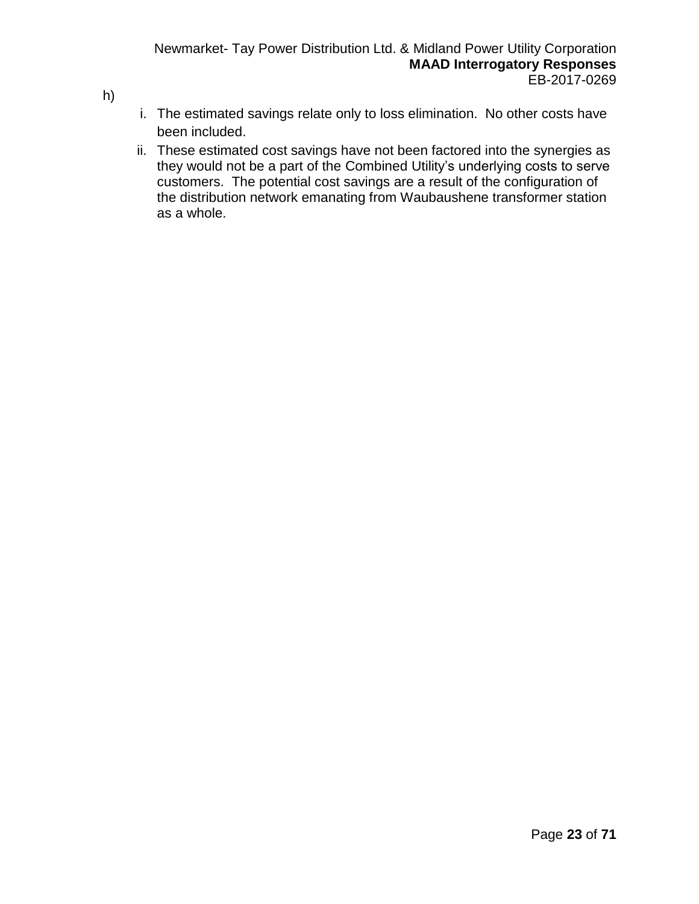h)

i. The estimated savings relate only to loss elimination. No other costs have been included.

ii. These estimated cost savings have not been factored into the synergies as they would not be a part of the Combined Utility's underlying costs to serve customers. The potential cost savings are a result of the configuration of the distribution network emanating from Waubaushene transformer station as a whole.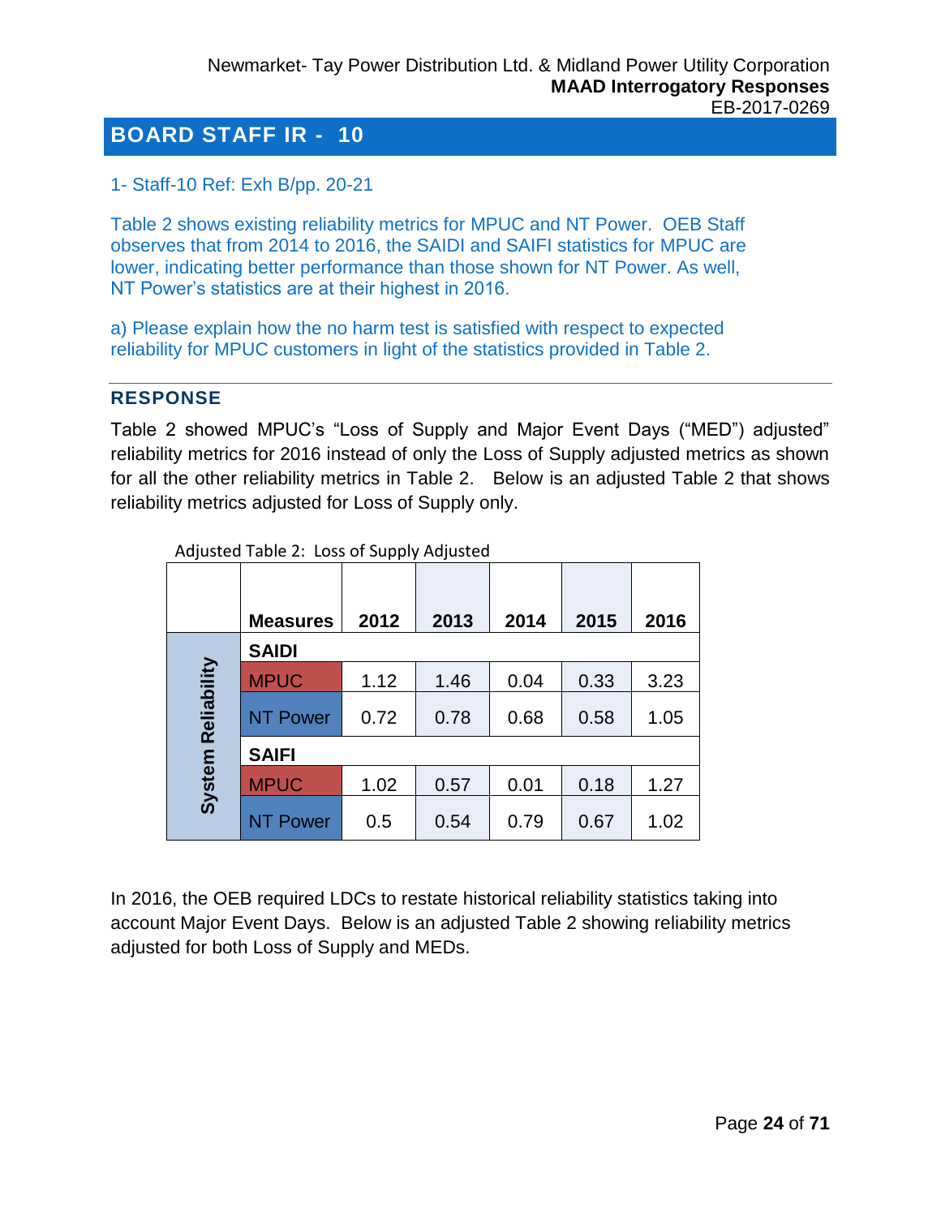## BOARD STAFF IR - 10

1- Staff-10 Ref: Exh B/pp. 20-21

Table 2 shows existing reliability metrics for MPUC and NT Power. OEB Staff observes that from 2014 to 2016, the SAIDI and SAIFI statistics for MPUC are lower, indicating better performance than those shown for NT Power. As well, NT Power's statistics are at their highest in 2016.

a) Please explain how the no harm test is satisfied with respect to expected reliability for MPUC customers in light of the statistics provided in Table 2.

---

### RESPONSE

Table 2 showed MPUC's "Loss of Supply and Major Event Days ("MED") adjusted" reliability metrics for 2016 instead of only the Loss of Supply adjusted metrics as shown for all the other reliability metrics in Table 2. Below is an adjusted Table 2 that shows reliability metrics adjusted for Loss of Supply only.

Adjusted Table 2: Loss of Supply Adjusted

| | Measures | 2012 | 2013 | 2014 | 2015 | 2016 |
|---|---|---|---|---|---|---|
| System Reliability | SAIDI | | | | | |
| | MPUC | 1.12 | 1.46 | 0.04 | 0.33 | 3.23 |
| | NT Power | 0.72 | 0.78 | 0.68 | 0.58 | 1.05 |
| | SAIFI | | | | | |
| | MPUC | 1.02 | 0.57 | 0.01 | 0.18 | 1.27 |
| | NT Power | 0.5 | 0.54 | 0.79 | 0.67 | 1.02 |

In 2016, the OEB required LDCs to restate historical reliability statistics taking into account Major Event Days. Below is an adjusted Table 2 showing reliability metrics adjusted for both Loss of Supply and MEDs.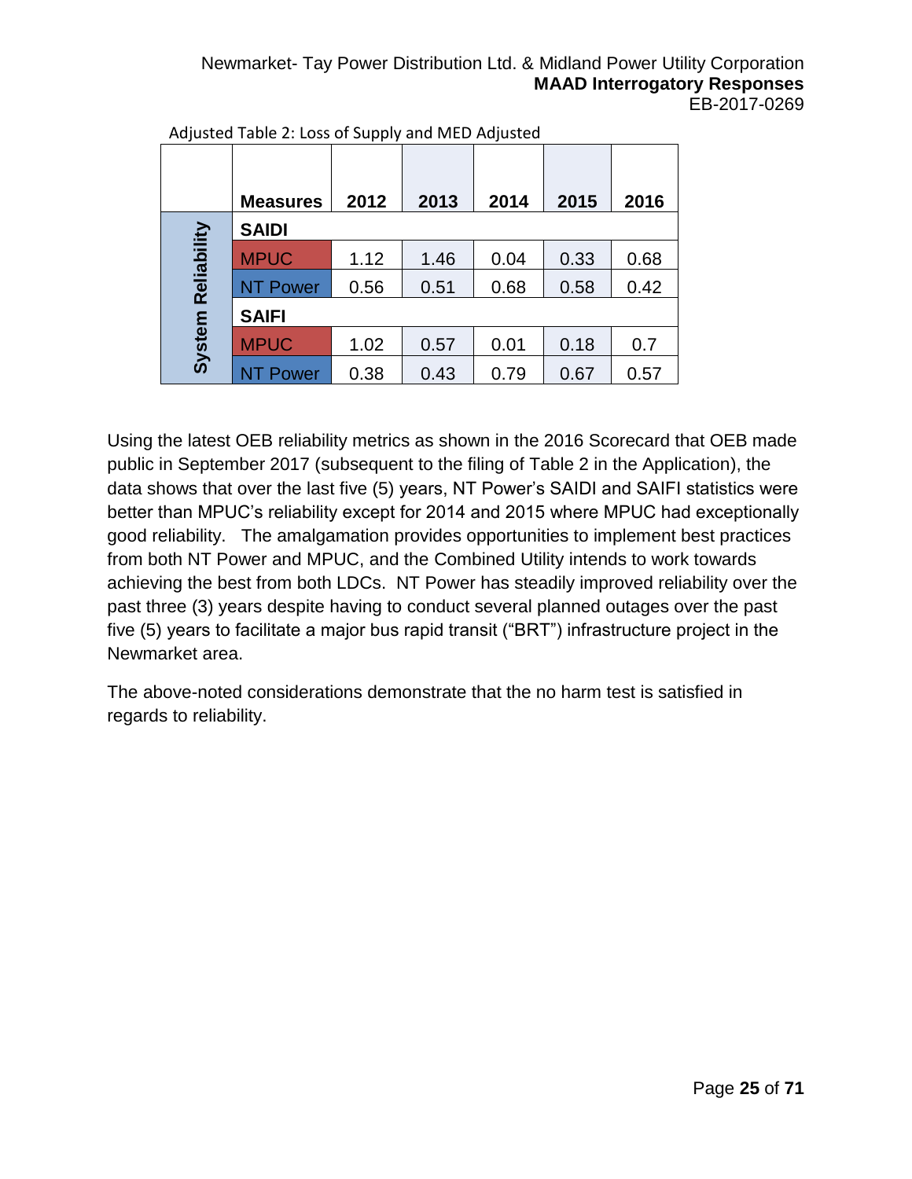Adjusted Table 2: Loss of Supply and MED Adjusted

| | Measures | 2012 | 2013 | 2014 | 2015 | 2016 |
|---|---|---|---|---|---|---|
| System Reliability | **SAIDI** | | | | | |
| | MPUC | 1.12 | 1.46 | 0.04 | 0.33 | 0.68 |
| | NT Power | 0.56 | 0.51 | 0.68 | 0.58 | 0.42 |
| | **SAIFI** | | | | | |
| | MPUC | 1.02 | 0.57 | 0.01 | 0.18 | 0.7 |
| | NT Power | 0.38 | 0.43 | 0.79 | 0.67 | 0.57 |

Using the latest OEB reliability metrics as shown in the 2016 Scorecard that OEB made public in September 2017 (subsequent to the filing of Table 2 in the Application), the data shows that over the last five (5) years, NT Power's SAIDI and SAIFI statistics were better than MPUC's reliability except for 2014 and 2015 where MPUC had exceptionally good reliability. The amalgamation provides opportunities to implement best practices from both NT Power and MPUC, and the Combined Utility intends to work towards achieving the best from both LDCs. NT Power has steadily improved reliability over the past three (3) years despite having to conduct several planned outages over the past five (5) years to facilitate a major bus rapid transit ("BRT") infrastructure project in the Newmarket area.

The above-noted considerations demonstrate that the no harm test is satisfied in regards to reliability.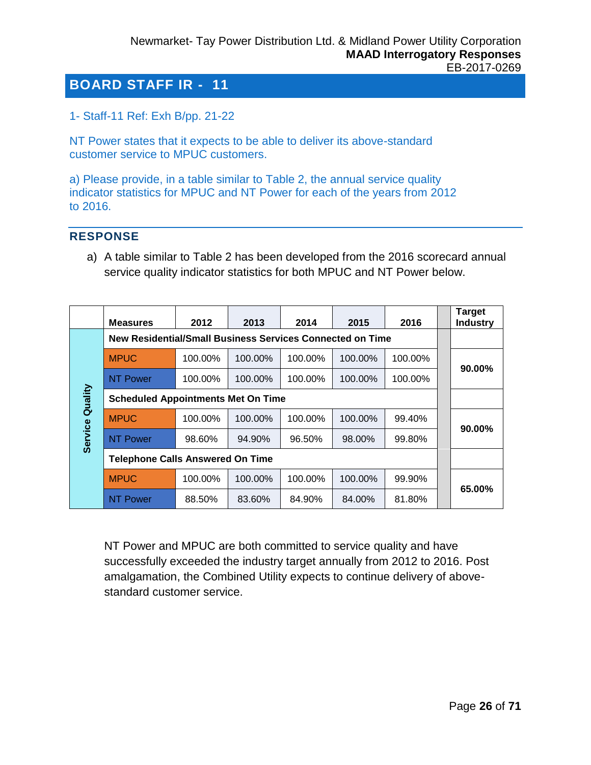# BOARD STAFF IR - 11

1- Staff-11 Ref: Exh B/pp. 21-22

NT Power states that it expects to be able to deliver its above-standard customer service to MPUC customers.

a) Please provide, in a table similar to Table 2, the annual service quality indicator statistics for MPUC and NT Power for each of the years from 2012 to 2016.

## RESPONSE

a) A table similar to Table 2 has been developed from the 2016 scorecard annual service quality indicator statistics for both MPUC and NT Power below.

| | Measures | 2012 | 2013 | 2014 | 2015 | 2016 | | Target Industry |
|---|---|---|---|---|---|---|---|---|
| Service Quality | **New Residential/Small Business Services Connected on Time** | | | | | | | |
| | MPUC | 100.00% | 100.00% | 100.00% | 100.00% | 100.00% | | **90.00%** |
| | NT Power | 100.00% | 100.00% | 100.00% | 100.00% | 100.00% | | |
| | **Scheduled Appointments Met On Time** | | | | | | | |
| | MPUC | 100.00% | 100.00% | 100.00% | 100.00% | 99.40% | | **90.00%** |
| | NT Power | 98.60% | 94.90% | 96.50% | 98.00% | 99.80% | | |
| | **Telephone Calls Answered On Time** | | | | | | | |
| | MPUC | 100.00% | 100.00% | 100.00% | 100.00% | 99.90% | | **65.00%** |
| | NT Power | 88.50% | 83.60% | 84.90% | 84.00% | 81.80% | | |

NT Power and MPUC are both committed to service quality and have successfully exceeded the industry target annually from 2012 to 2016. Post amalgamation, the Combined Utility expects to continue delivery of above-standard customer service.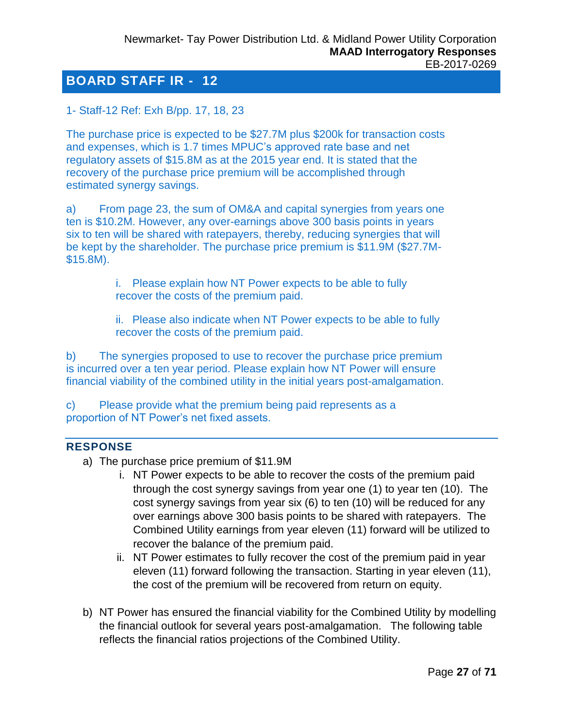## BOARD STAFF IR - 12

1- Staff-12 Ref: Exh B/pp. 17, 18, 23

The purchase price is expected to be $27.7M plus $200k for transaction costs and expenses, which is 1.7 times MPUC's approved rate base and net regulatory assets of $15.8M as at the 2015 year end. It is stated that the recovery of the purchase price premium will be accomplished through estimated synergy savings.

a) From page 23, the sum of OM&A and capital synergies from years one ten is $10.2M. However, any over-earnings above 300 basis points in years six to ten will be shared with ratepayers, thereby, reducing synergies that will be kept by the shareholder. The purchase price premium is $11.9M ($27.7M-$15.8M).

i. Please explain how NT Power expects to be able to fully recover the costs of the premium paid.

ii. Please also indicate when NT Power expects to be able to fully recover the costs of the premium paid.

b) The synergies proposed to use to recover the purchase price premium is incurred over a ten year period. Please explain how NT Power will ensure financial viability of the combined utility in the initial years post-amalgamation.

c) Please provide what the premium being paid represents as a proportion of NT Power's net fixed assets.

### RESPONSE

a) The purchase price premium of $11.9M
   i. NT Power expects to be able to recover the costs of the premium paid through the cost synergy savings from year one (1) to year ten (10). The cost synergy savings from year six (6) to ten (10) will be reduced for any over earnings above 300 basis points to be shared with ratepayers. The Combined Utility earnings from year eleven (11) forward will be utilized to recover the balance of the premium paid.
   ii. NT Power estimates to fully recover the cost of the premium paid in year eleven (11) forward following the transaction. Starting in year eleven (11), the cost of the premium will be recovered from return on equity.

b) NT Power has ensured the financial viability for the Combined Utility by modelling the financial outlook for several years post-amalgamation. The following table reflects the financial ratios projections of the Combined Utility.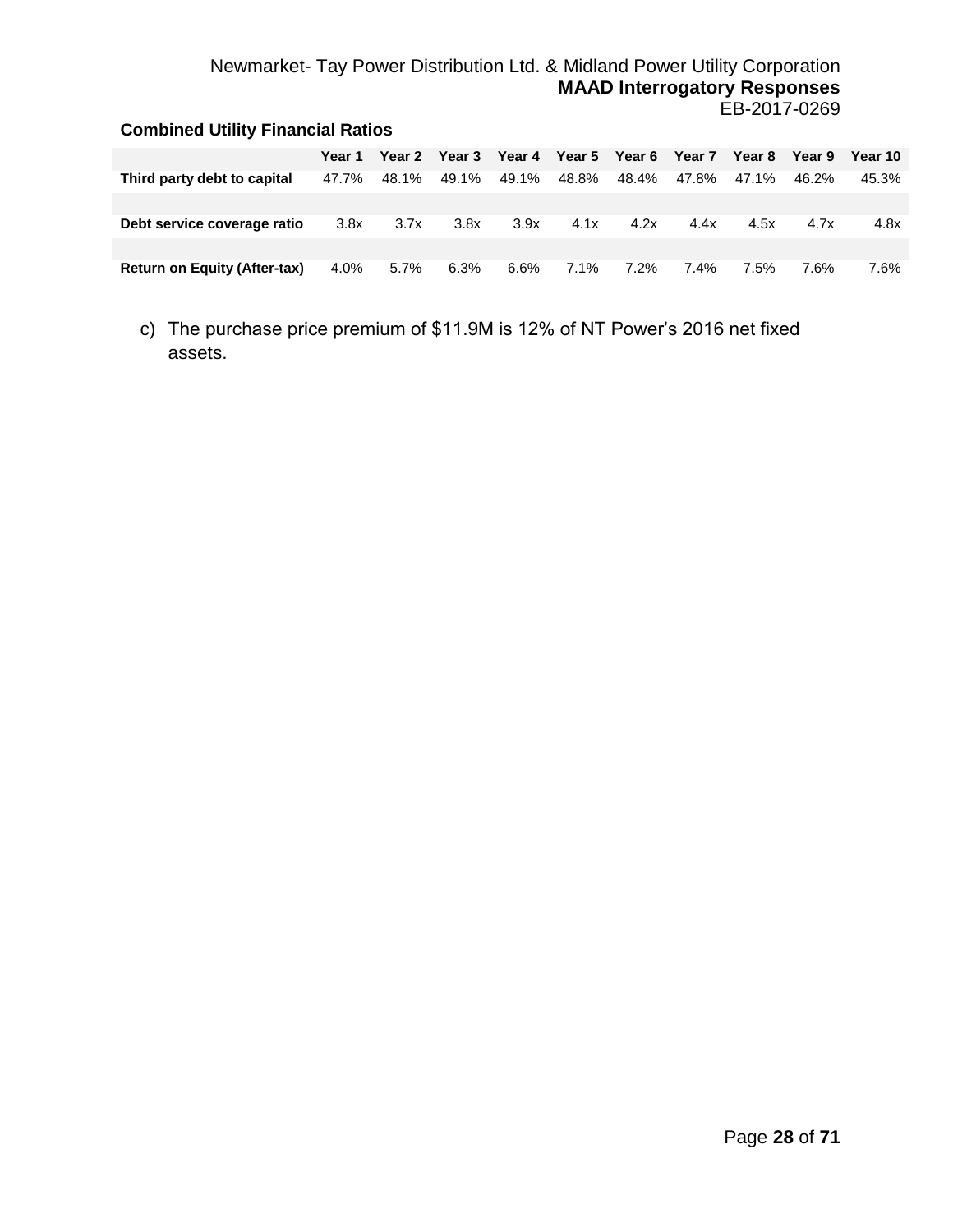**Combined Utility Financial Ratios**

| | Year 1 | Year 2 | Year 3 | Year 4 | Year 5 | Year 6 | Year 7 | Year 8 | Year 9 | Year 10 |
|---|---|---|---|---|---|---|---|---|---|---|
| **Third party debt to capital** | 47.7% | 48.1% | 49.1% | 49.1% | 48.8% | 48.4% | 47.8% | 47.1% | 46.2% | 45.3% |
| | | | | | | | | | | |
| **Debt service coverage ratio** | 3.8x | 3.7x | 3.8x | 3.9x | 4.1x | 4.2x | 4.4x | 4.5x | 4.7x | 4.8x |
| | | | | | | | | | | |
| **Return on Equity (After-tax)** | 4.0% | 5.7% | 6.3% | 6.6% | 7.1% | 7.2% | 7.4% | 7.5% | 7.6% | 7.6% |

c) The purchase price premium of $11.9M is 12% of NT Power's 2016 net fixed assets.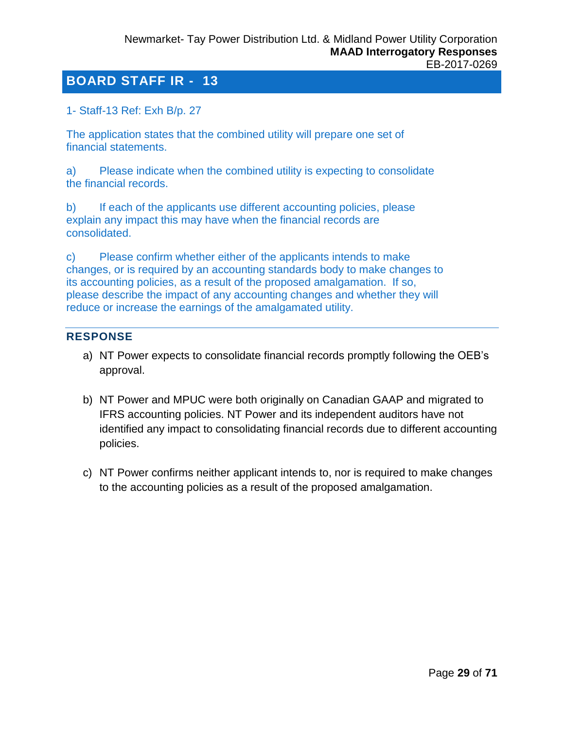## BOARD STAFF IR - 13

1- Staff-13 Ref: Exh B/p. 27

The application states that the combined utility will prepare one set of financial statements.

a) Please indicate when the combined utility is expecting to consolidate the financial records.

b) If each of the applicants use different accounting policies, please explain any impact this may have when the financial records are consolidated.

c) Please confirm whether either of the applicants intends to make changes, or is required by an accounting standards body to make changes to its accounting policies, as a result of the proposed amalgamation. If so, please describe the impact of any accounting changes and whether they will reduce or increase the earnings of the amalgamated utility.

### RESPONSE

a) NT Power expects to consolidate financial records promptly following the OEB's approval.

b) NT Power and MPUC were both originally on Canadian GAAP and migrated to IFRS accounting policies. NT Power and its independent auditors have not identified any impact to consolidating financial records due to different accounting policies.

c) NT Power confirms neither applicant intends to, nor is required to make changes to the accounting policies as a result of the proposed amalgamation.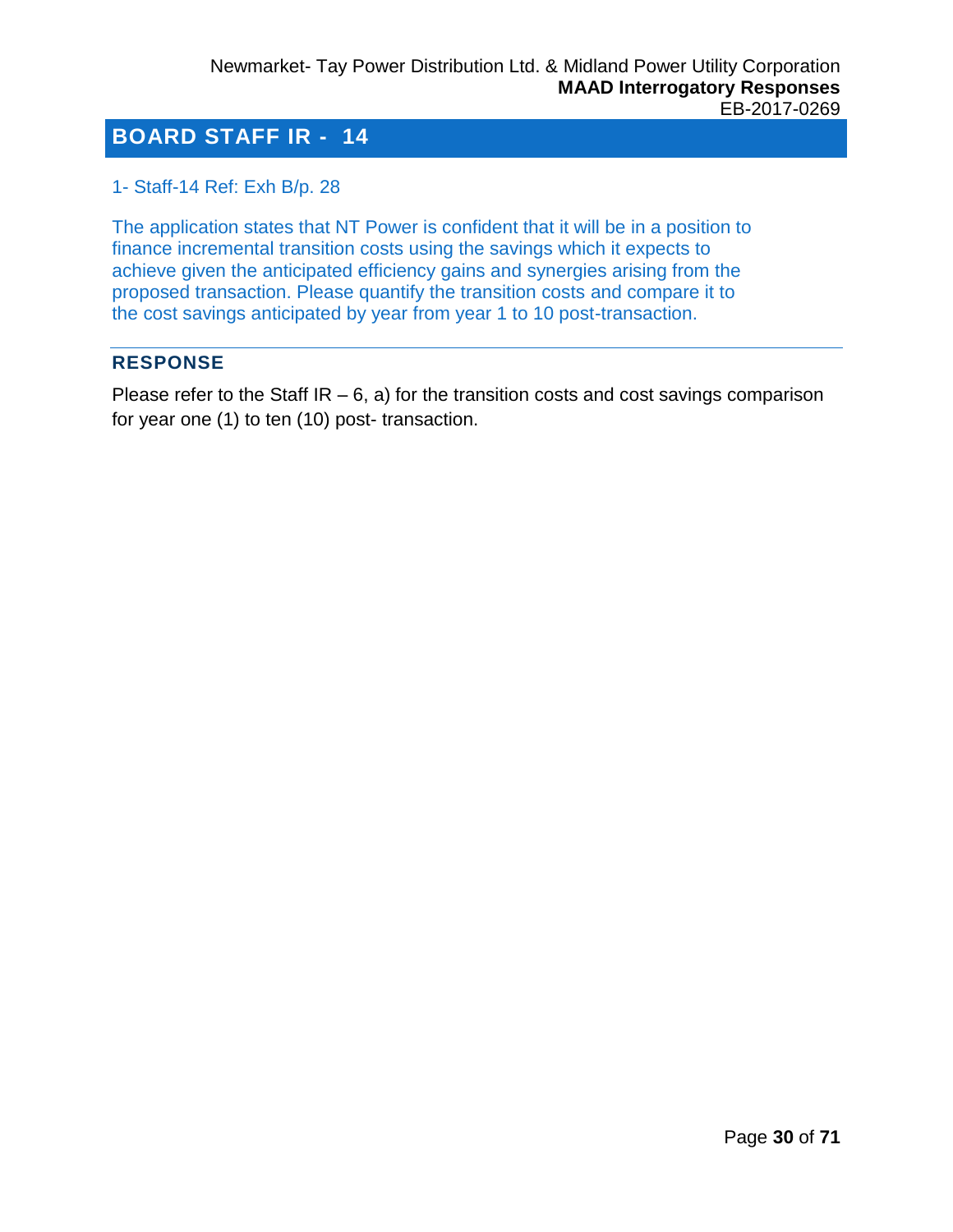# BOARD STAFF IR - 14

1- Staff-14 Ref: Exh B/p. 28

The application states that NT Power is confident that it will be in a position to finance incremental transition costs using the savings which it expects to achieve given the anticipated efficiency gains and synergies arising from the proposed transaction. Please quantify the transition costs and compare it to the cost savings anticipated by year from year 1 to 10 post-transaction.

## RESPONSE

Please refer to the Staff IR – 6, a) for the transition costs and cost savings comparison for year one (1) to ten (10) post- transaction.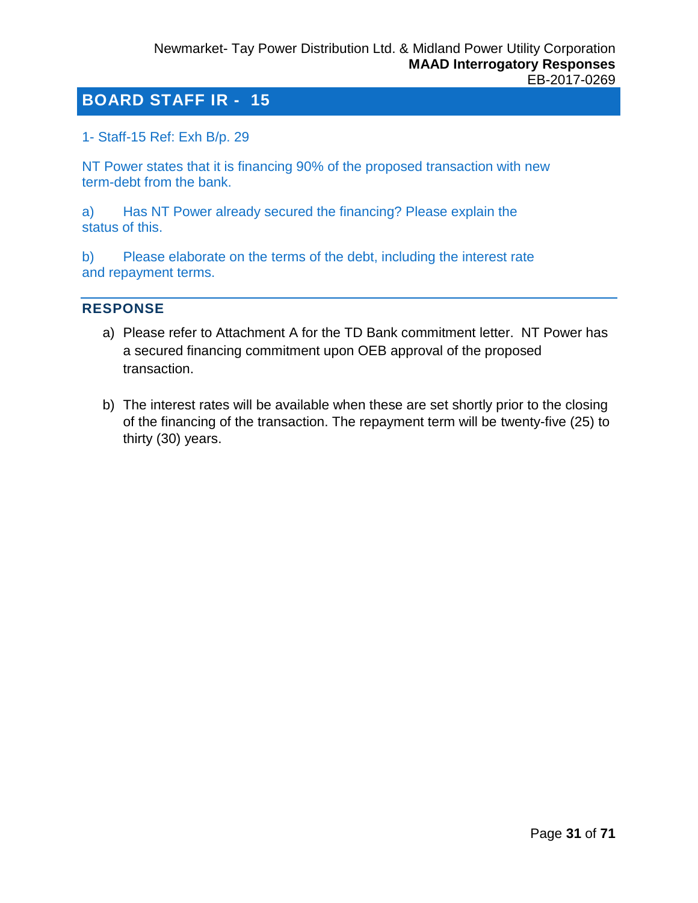# BOARD STAFF IR - 15

1- Staff-15 Ref: Exh B/p. 29

NT Power states that it is financing 90% of the proposed transaction with new term-debt from the bank.

a) Has NT Power already secured the financing? Please explain the status of this.

b) Please elaborate on the terms of the debt, including the interest rate and repayment terms.

## RESPONSE

a) Please refer to Attachment A for the TD Bank commitment letter. NT Power has a secured financing commitment upon OEB approval of the proposed transaction.

b) The interest rates will be available when these are set shortly prior to the closing of the financing of the transaction. The repayment term will be twenty-five (25) to thirty (30) years.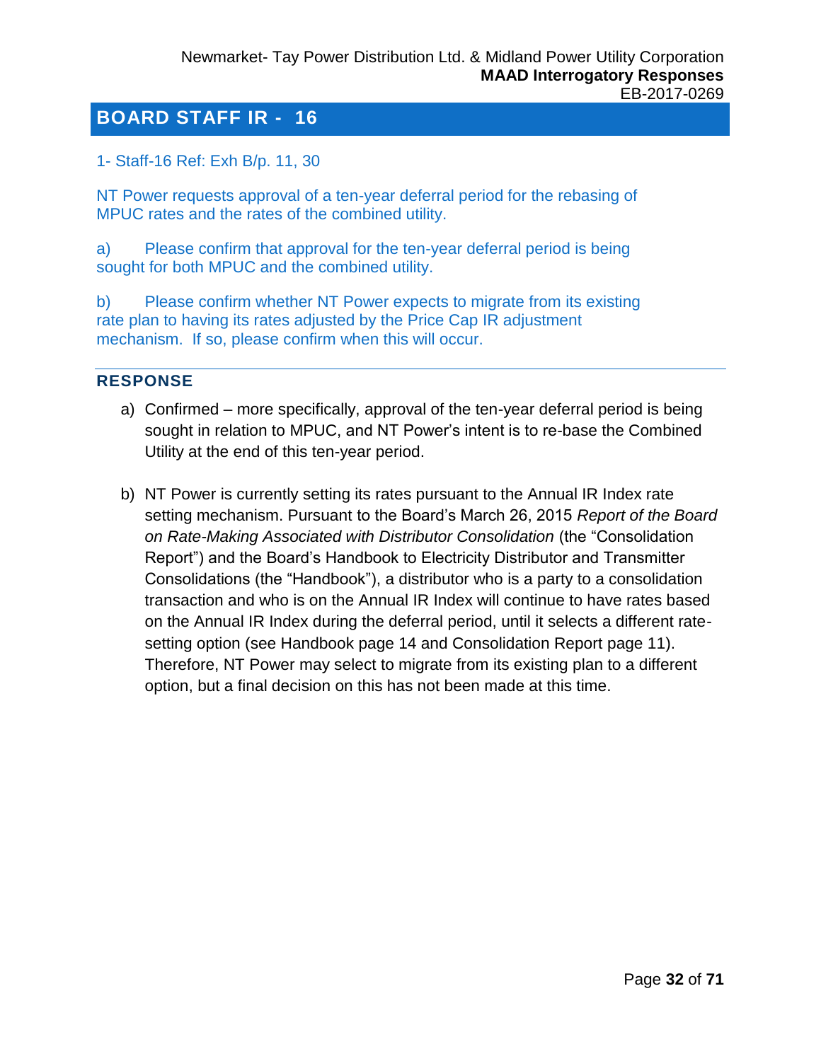## BOARD STAFF IR - 16

1- Staff-16 Ref: Exh B/p. 11, 30

NT Power requests approval of a ten-year deferral period for the rebasing of MPUC rates and the rates of the combined utility.

a) Please confirm that approval for the ten-year deferral period is being sought for both MPUC and the combined utility.

b) Please confirm whether NT Power expects to migrate from its existing rate plan to having its rates adjusted by the Price Cap IR adjustment mechanism. If so, please confirm when this will occur.

### RESPONSE

a) Confirmed – more specifically, approval of the ten-year deferral period is being sought in relation to MPUC, and NT Power's intent is to re-base the Combined Utility at the end of this ten-year period.

b) NT Power is currently setting its rates pursuant to the Annual IR Index rate setting mechanism. Pursuant to the Board's March 26, 2015 *Report of the Board on Rate-Making Associated with Distributor Consolidation* (the "Consolidation Report") and the Board's Handbook to Electricity Distributor and Transmitter Consolidations (the "Handbook"), a distributor who is a party to a consolidation transaction and who is on the Annual IR Index will continue to have rates based on the Annual IR Index during the deferral period, until it selects a different rate-setting option (see Handbook page 14 and Consolidation Report page 11). Therefore, NT Power may select to migrate from its existing plan to a different option, but a final decision on this has not been made at this time.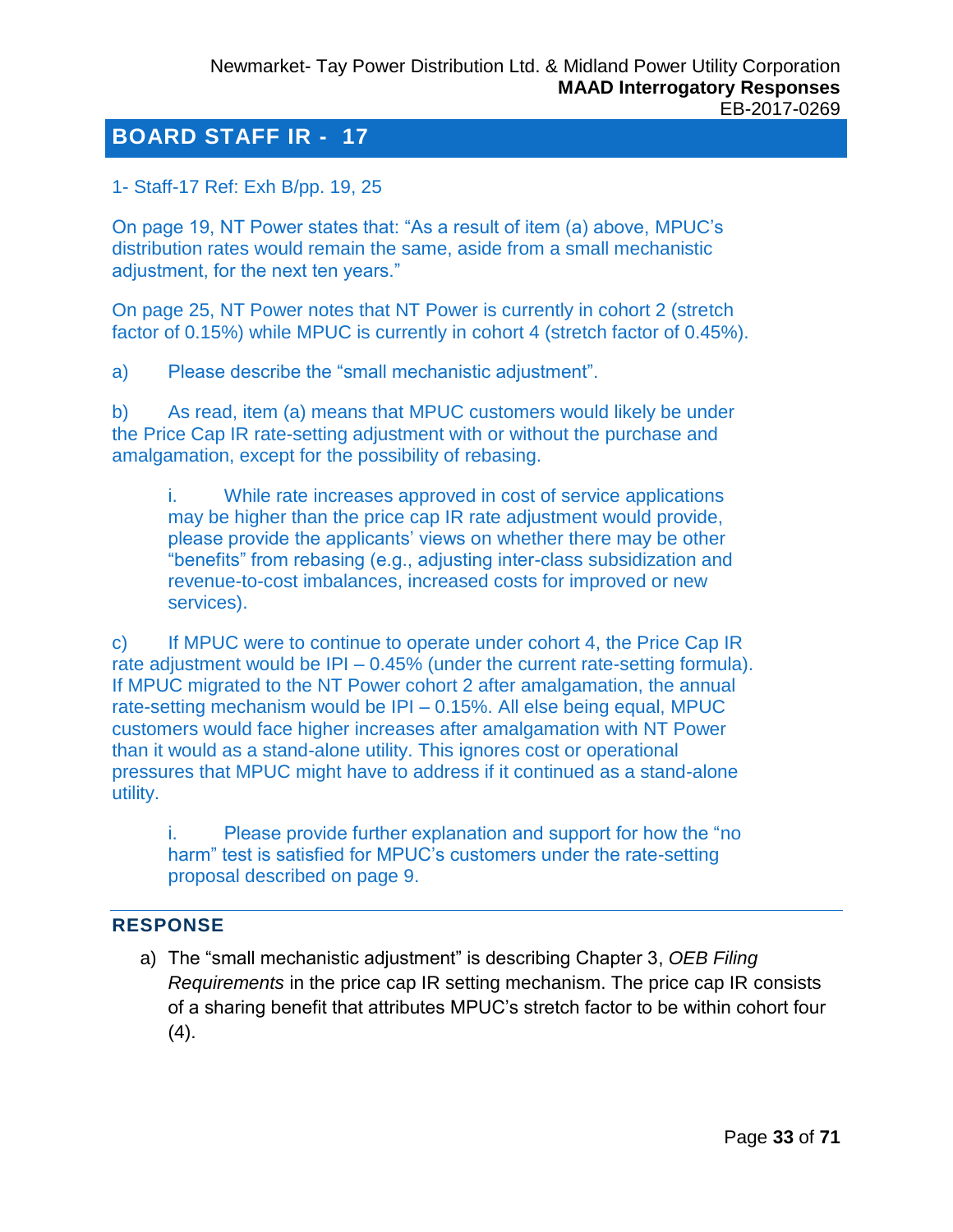## BOARD STAFF IR - 17

1- Staff-17 Ref: Exh B/pp. 19, 25

On page 19, NT Power states that: “As a result of item (a) above, MPUC’s distribution rates would remain the same, aside from a small mechanistic adjustment, for the next ten years.”

On page 25, NT Power notes that NT Power is currently in cohort 2 (stretch factor of 0.15%) while MPUC is currently in cohort 4 (stretch factor of 0.45%).

a) Please describe the “small mechanistic adjustment”.

b) As read, item (a) means that MPUC customers would likely be under the Price Cap IR rate-setting adjustment with or without the purchase and amalgamation, except for the possibility of rebasing.

> i. While rate increases approved in cost of service applications may be higher than the price cap IR rate adjustment would provide, please provide the applicants’ views on whether there may be other “benefits” from rebasing (e.g., adjusting inter-class subsidization and revenue-to-cost imbalances, increased costs for improved or new services).

c) If MPUC were to continue to operate under cohort 4, the Price Cap IR rate adjustment would be IPI – 0.45% (under the current rate-setting formula). If MPUC migrated to the NT Power cohort 2 after amalgamation, the annual rate-setting mechanism would be IPI – 0.15%. All else being equal, MPUC customers would face higher increases after amalgamation with NT Power than it would as a stand-alone utility. This ignores cost or operational pressures that MPUC might have to address if it continued as a stand-alone utility.

> i. Please provide further explanation and support for how the “no harm” test is satisfied for MPUC’s customers under the rate-setting proposal described on page 9.

### RESPONSE

a) The “small mechanistic adjustment” is describing Chapter 3, *OEB Filing Requirements* in the price cap IR setting mechanism. The price cap IR consists of a sharing benefit that attributes MPUC’s stretch factor to be within cohort four (4).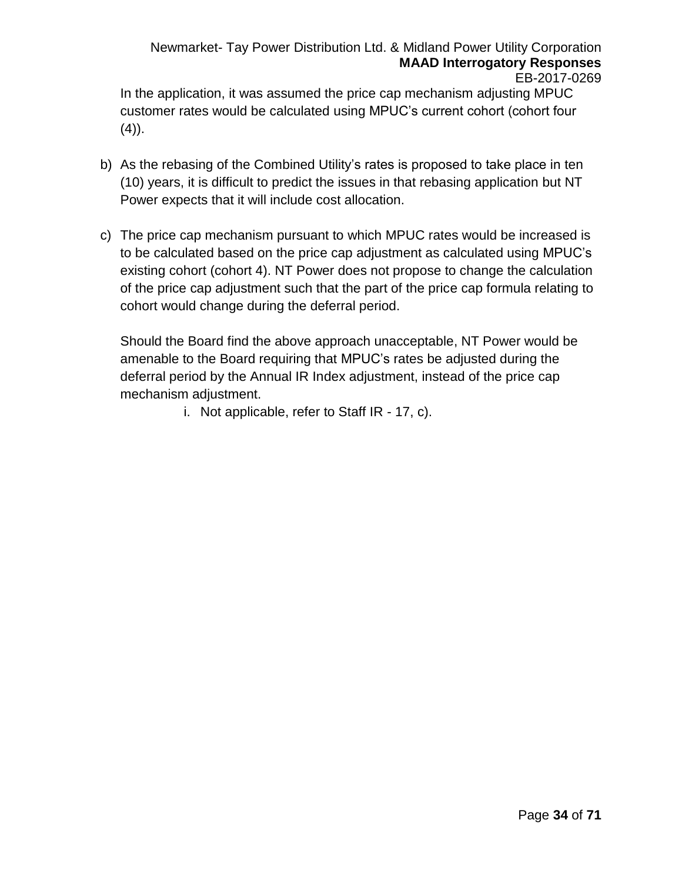In the application, it was assumed the price cap mechanism adjusting MPUC customer rates would be calculated using MPUC's current cohort (cohort four (4)).

b) As the rebasing of the Combined Utility's rates is proposed to take place in ten (10) years, it is difficult to predict the issues in that rebasing application but NT Power expects that it will include cost allocation.

c) The price cap mechanism pursuant to which MPUC rates would be increased is to be calculated based on the price cap adjustment as calculated using MPUC's existing cohort (cohort 4). NT Power does not propose to change the calculation of the price cap adjustment such that the part of the price cap formula relating to cohort would change during the deferral period.

   Should the Board find the above approach unacceptable, NT Power would be amenable to the Board requiring that MPUC's rates be adjusted during the deferral period by the Annual IR Index adjustment, instead of the price cap mechanism adjustment.

      i. Not applicable, refer to Staff IR - 17, c).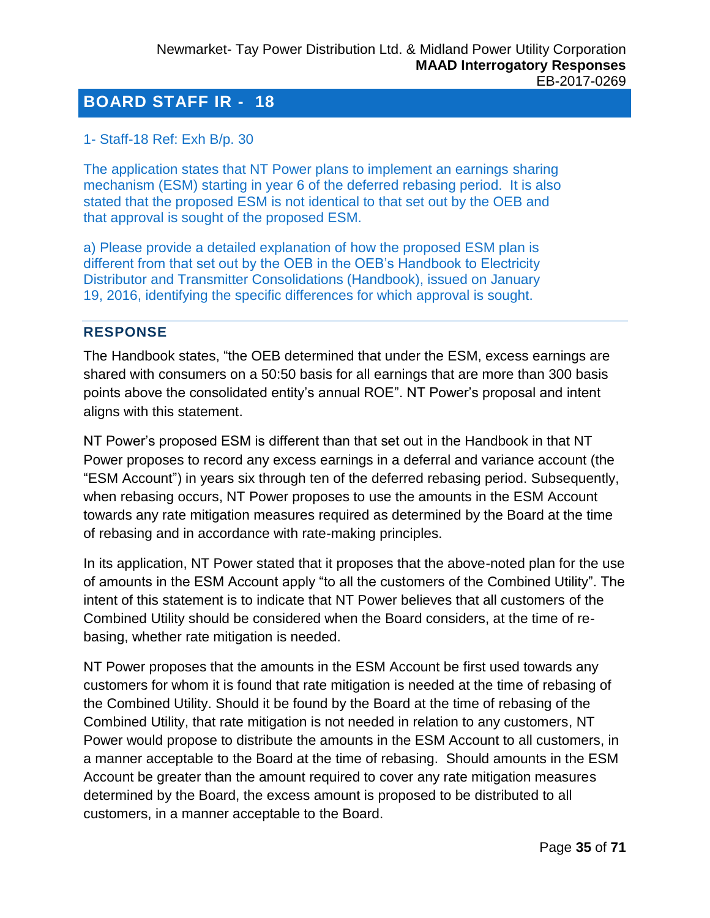## BOARD STAFF IR - 18

1- Staff-18 Ref: Exh B/p. 30

The application states that NT Power plans to implement an earnings sharing mechanism (ESM) starting in year 6 of the deferred rebasing period. It is also stated that the proposed ESM is not identical to that set out by the OEB and that approval is sought of the proposed ESM.

a) Please provide a detailed explanation of how the proposed ESM plan is different from that set out by the OEB in the OEB's Handbook to Electricity Distributor and Transmitter Consolidations (Handbook), issued on January 19, 2016, identifying the specific differences for which approval is sought.

### RESPONSE

The Handbook states, "the OEB determined that under the ESM, excess earnings are shared with consumers on a 50:50 basis for all earnings that are more than 300 basis points above the consolidated entity's annual ROE". NT Power's proposal and intent aligns with this statement.

NT Power's proposed ESM is different than that set out in the Handbook in that NT Power proposes to record any excess earnings in a deferral and variance account (the "ESM Account") in years six through ten of the deferred rebasing period. Subsequently, when rebasing occurs, NT Power proposes to use the amounts in the ESM Account towards any rate mitigation measures required as determined by the Board at the time of rebasing and in accordance with rate-making principles.

In its application, NT Power stated that it proposes that the above-noted plan for the use of amounts in the ESM Account apply "to all the customers of the Combined Utility". The intent of this statement is to indicate that NT Power believes that all customers of the Combined Utility should be considered when the Board considers, at the time of re-basing, whether rate mitigation is needed.

NT Power proposes that the amounts in the ESM Account be first used towards any customers for whom it is found that rate mitigation is needed at the time of rebasing of the Combined Utility. Should it be found by the Board at the time of rebasing of the Combined Utility, that rate mitigation is not needed in relation to any customers, NT Power would propose to distribute the amounts in the ESM Account to all customers, in a manner acceptable to the Board at the time of rebasing. Should amounts in the ESM Account be greater than the amount required to cover any rate mitigation measures determined by the Board, the excess amount is proposed to be distributed to all customers, in a manner acceptable to the Board.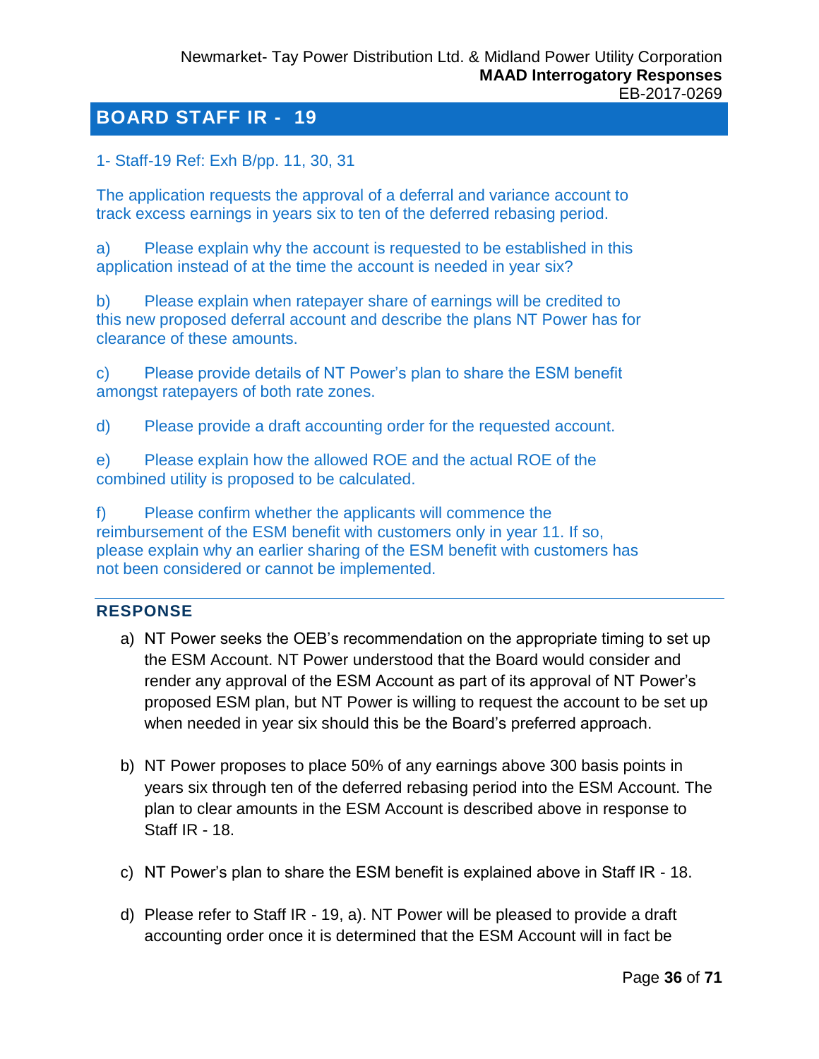## BOARD STAFF IR - 19

1- Staff-19 Ref: Exh B/pp. 11, 30, 31

The application requests the approval of a deferral and variance account to track excess earnings in years six to ten of the deferred rebasing period.

a) Please explain why the account is requested to be established in this application instead of at the time the account is needed in year six?

b) Please explain when ratepayer share of earnings will be credited to this new proposed deferral account and describe the plans NT Power has for clearance of these amounts.

c) Please provide details of NT Power's plan to share the ESM benefit amongst ratepayers of both rate zones.

d) Please provide a draft accounting order for the requested account.

e) Please explain how the allowed ROE and the actual ROE of the combined utility is proposed to be calculated.

f) Please confirm whether the applicants will commence the reimbursement of the ESM benefit with customers only in year 11. If so, please explain why an earlier sharing of the ESM benefit with customers has not been considered or cannot be implemented.

### RESPONSE

a) NT Power seeks the OEB's recommendation on the appropriate timing to set up the ESM Account. NT Power understood that the Board would consider and render any approval of the ESM Account as part of its approval of NT Power's proposed ESM plan, but NT Power is willing to request the account to be set up when needed in year six should this be the Board's preferred approach.

b) NT Power proposes to place 50% of any earnings above 300 basis points in years six through ten of the deferred rebasing period into the ESM Account. The plan to clear amounts in the ESM Account is described above in response to Staff IR - 18.

c) NT Power's plan to share the ESM benefit is explained above in Staff IR - 18.

d) Please refer to Staff IR - 19, a). NT Power will be pleased to provide a draft accounting order once it is determined that the ESM Account will in fact be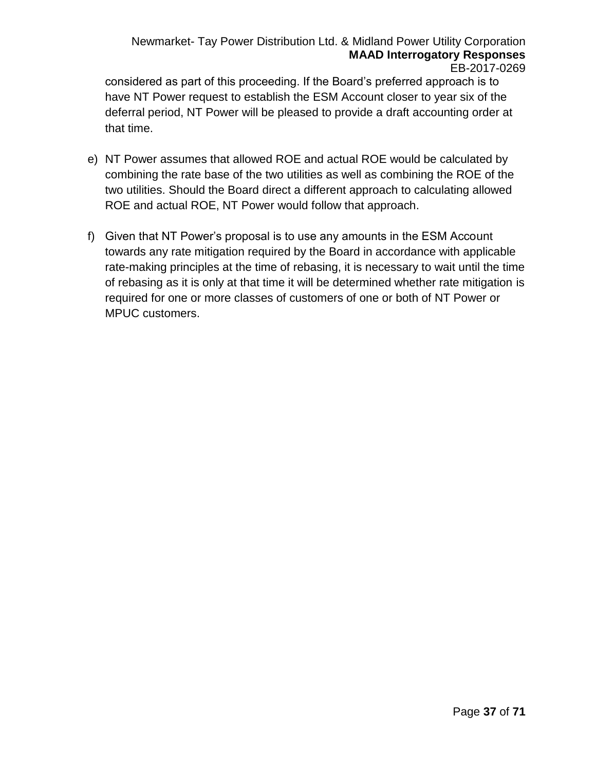considered as part of this proceeding. If the Board's preferred approach is to have NT Power request to establish the ESM Account closer to year six of the deferral period, NT Power will be pleased to provide a draft accounting order at that time.

e) NT Power assumes that allowed ROE and actual ROE would be calculated by combining the rate base of the two utilities as well as combining the ROE of the two utilities. Should the Board direct a different approach to calculating allowed ROE and actual ROE, NT Power would follow that approach.

f) Given that NT Power's proposal is to use any amounts in the ESM Account towards any rate mitigation required by the Board in accordance with applicable rate-making principles at the time of rebasing, it is necessary to wait until the time of rebasing as it is only at that time it will be determined whether rate mitigation is required for one or more classes of customers of one or both of NT Power or MPUC customers.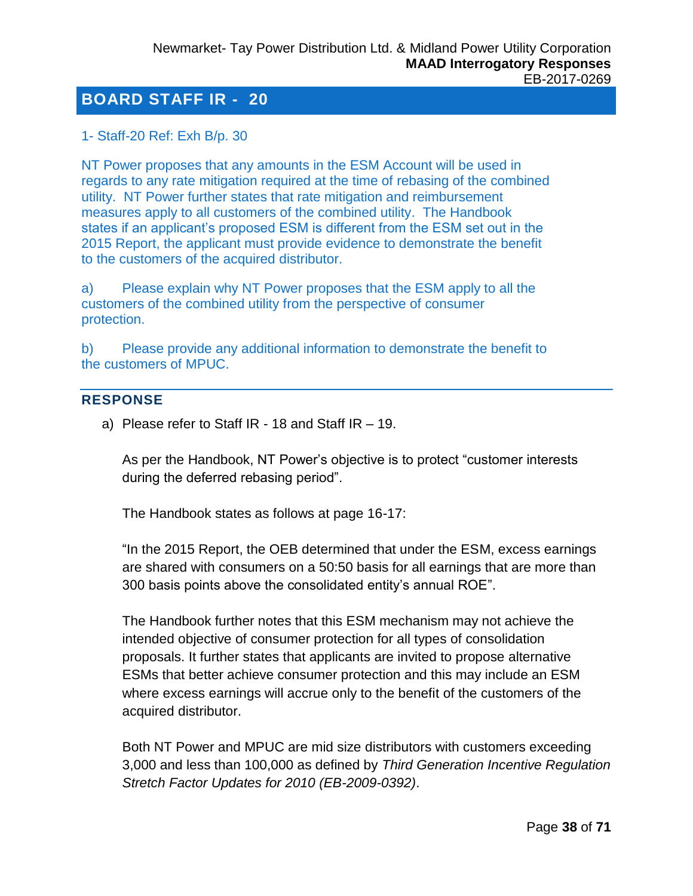## BOARD STAFF IR - 20

1- Staff-20 Ref: Exh B/p. 30

NT Power proposes that any amounts in the ESM Account will be used in regards to any rate mitigation required at the time of rebasing of the combined utility. NT Power further states that rate mitigation and reimbursement measures apply to all customers of the combined utility. The Handbook states if an applicant's proposed ESM is different from the ESM set out in the 2015 Report, the applicant must provide evidence to demonstrate the benefit to the customers of the acquired distributor.

a) Please explain why NT Power proposes that the ESM apply to all the customers of the combined utility from the perspective of consumer protection.

b) Please provide any additional information to demonstrate the benefit to the customers of MPUC.

### RESPONSE

a) Please refer to Staff IR - 18 and Staff IR – 19.

As per the Handbook, NT Power's objective is to protect "customer interests during the deferred rebasing period".

The Handbook states as follows at page 16-17:

"In the 2015 Report, the OEB determined that under the ESM, excess earnings are shared with consumers on a 50:50 basis for all earnings that are more than 300 basis points above the consolidated entity's annual ROE".

The Handbook further notes that this ESM mechanism may not achieve the intended objective of consumer protection for all types of consolidation proposals. It further states that applicants are invited to propose alternative ESMs that better achieve consumer protection and this may include an ESM where excess earnings will accrue only to the benefit of the customers of the acquired distributor.

Both NT Power and MPUC are mid size distributors with customers exceeding 3,000 and less than 100,000 as defined by *Third Generation Incentive Regulation Stretch Factor Updates for 2010 (EB-2009-0392)*.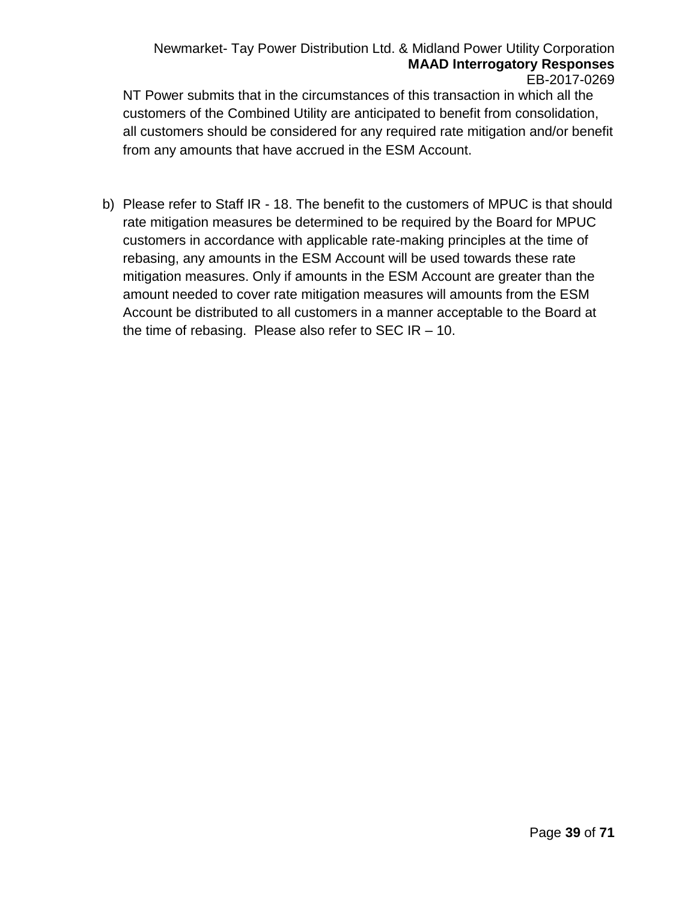NT Power submits that in the circumstances of this transaction in which all the customers of the Combined Utility are anticipated to benefit from consolidation, all customers should be considered for any required rate mitigation and/or benefit from any amounts that have accrued in the ESM Account.

b) Please refer to Staff IR - 18. The benefit to the customers of MPUC is that should rate mitigation measures be determined to be required by the Board for MPUC customers in accordance with applicable rate-making principles at the time of rebasing, any amounts in the ESM Account will be used towards these rate mitigation measures. Only if amounts in the ESM Account are greater than the amount needed to cover rate mitigation measures will amounts from the ESM Account be distributed to all customers in a manner acceptable to the Board at the time of rebasing. Please also refer to SEC IR – 10.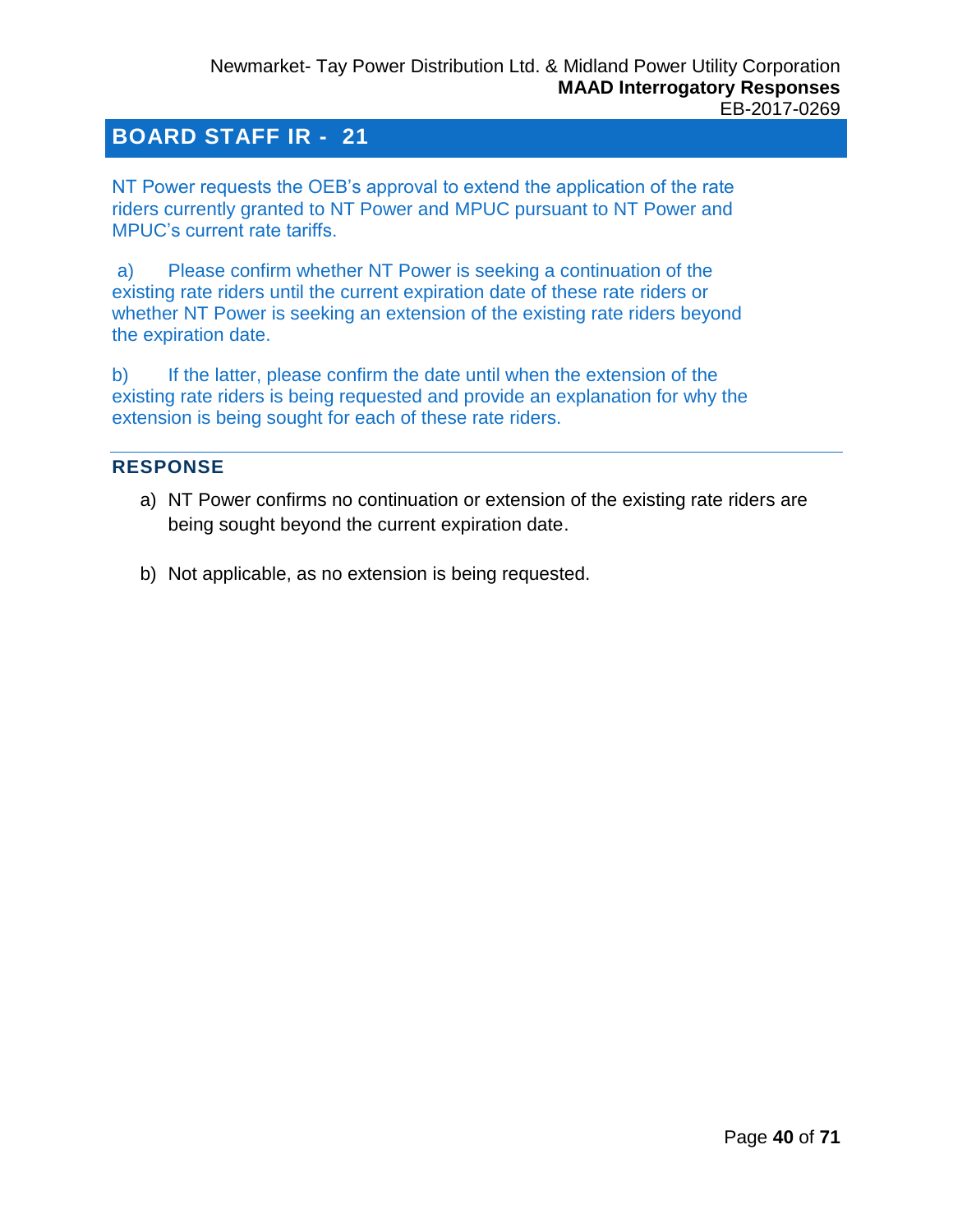## BOARD STAFF IR - 21

NT Power requests the OEB's approval to extend the application of the rate riders currently granted to NT Power and MPUC pursuant to NT Power and MPUC's current rate tariffs.

a) Please confirm whether NT Power is seeking a continuation of the existing rate riders until the current expiration date of these rate riders or whether NT Power is seeking an extension of the existing rate riders beyond the expiration date.

b) If the latter, please confirm the date until when the extension of the existing rate riders is being requested and provide an explanation for why the extension is being sought for each of these rate riders.

### RESPONSE

a) NT Power confirms no continuation or extension of the existing rate riders are being sought beyond the current expiration date.

b) Not applicable, as no extension is being requested.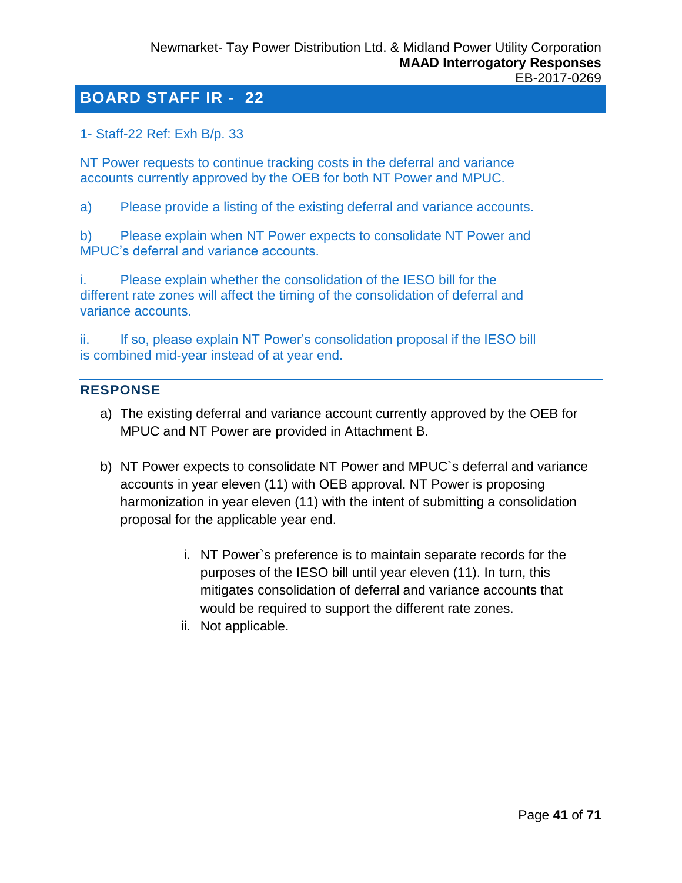## BOARD STAFF IR - 22

1- Staff-22 Ref: Exh B/p. 33

NT Power requests to continue tracking costs in the deferral and variance accounts currently approved by the OEB for both NT Power and MPUC.

a) Please provide a listing of the existing deferral and variance accounts.

b) Please explain when NT Power expects to consolidate NT Power and MPUC's deferral and variance accounts.

i. Please explain whether the consolidation of the IESO bill for the different rate zones will affect the timing of the consolidation of deferral and variance accounts.

ii. If so, please explain NT Power's consolidation proposal if the IESO bill is combined mid-year instead of at year end.

### RESPONSE

a) The existing deferral and variance account currently approved by the OEB for MPUC and NT Power are provided in Attachment B.

b) NT Power expects to consolidate NT Power and MPUC`s deferral and variance accounts in year eleven (11) with OEB approval. NT Power is proposing harmonization in year eleven (11) with the intent of submitting a consolidation proposal for the applicable year end.

   i. NT Power`s preference is to maintain separate records for the purposes of the IESO bill until year eleven (11). In turn, this mitigates consolidation of deferral and variance accounts that would be required to support the different rate zones.

   ii. Not applicable.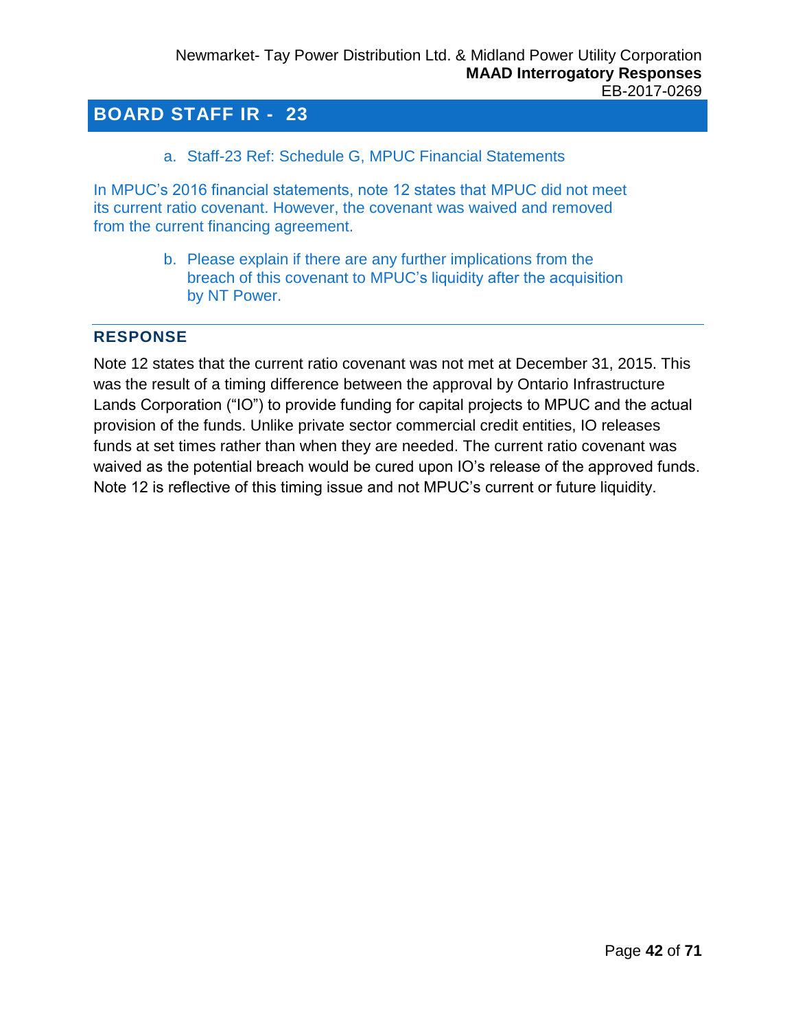## BOARD STAFF IR - 23

a. Staff-23 Ref: Schedule G, MPUC Financial Statements

In MPUC's 2016 financial statements, note 12 states that MPUC did not meet its current ratio covenant. However, the covenant was waived and removed from the current financing agreement.

b. Please explain if there are any further implications from the breach of this covenant to MPUC's liquidity after the acquisition by NT Power.

### RESPONSE

Note 12 states that the current ratio covenant was not met at December 31, 2015. This was the result of a timing difference between the approval by Ontario Infrastructure Lands Corporation ("IO") to provide funding for capital projects to MPUC and the actual provision of the funds. Unlike private sector commercial credit entities, IO releases funds at set times rather than when they are needed. The current ratio covenant was waived as the potential breach would be cured upon IO's release of the approved funds. Note 12 is reflective of this timing issue and not MPUC's current or future liquidity.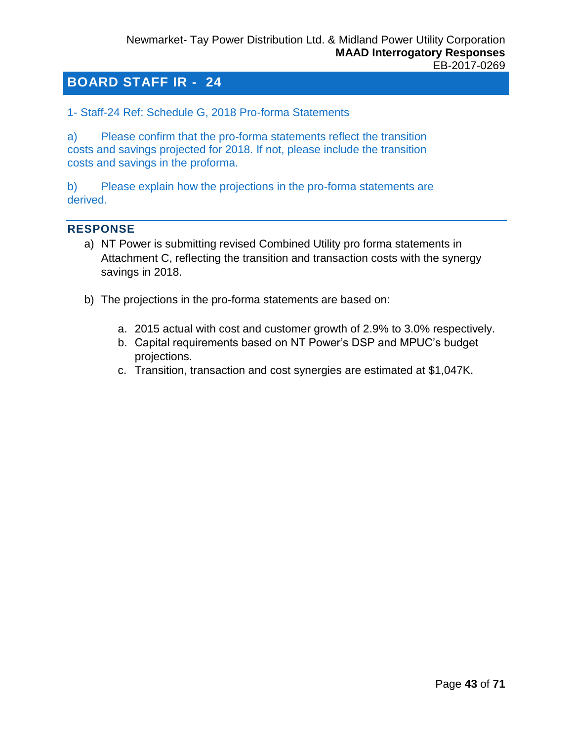## BOARD STAFF IR - 24

1- Staff-24 Ref: Schedule G, 2018 Pro-forma Statements

a) Please confirm that the pro-forma statements reflect the transition costs and savings projected for 2018. If not, please include the transition costs and savings in the proforma.

b) Please explain how the projections in the pro-forma statements are derived.

---

### RESPONSE

a) NT Power is submitting revised Combined Utility pro forma statements in Attachment C, reflecting the transition and transaction costs with the synergy savings in 2018.

b) The projections in the pro-forma statements are based on:

   a. 2015 actual with cost and customer growth of 2.9% to 3.0% respectively.
   b. Capital requirements based on NT Power's DSP and MPUC's budget projections.
   c. Transition, transaction and cost synergies are estimated at $1,047K.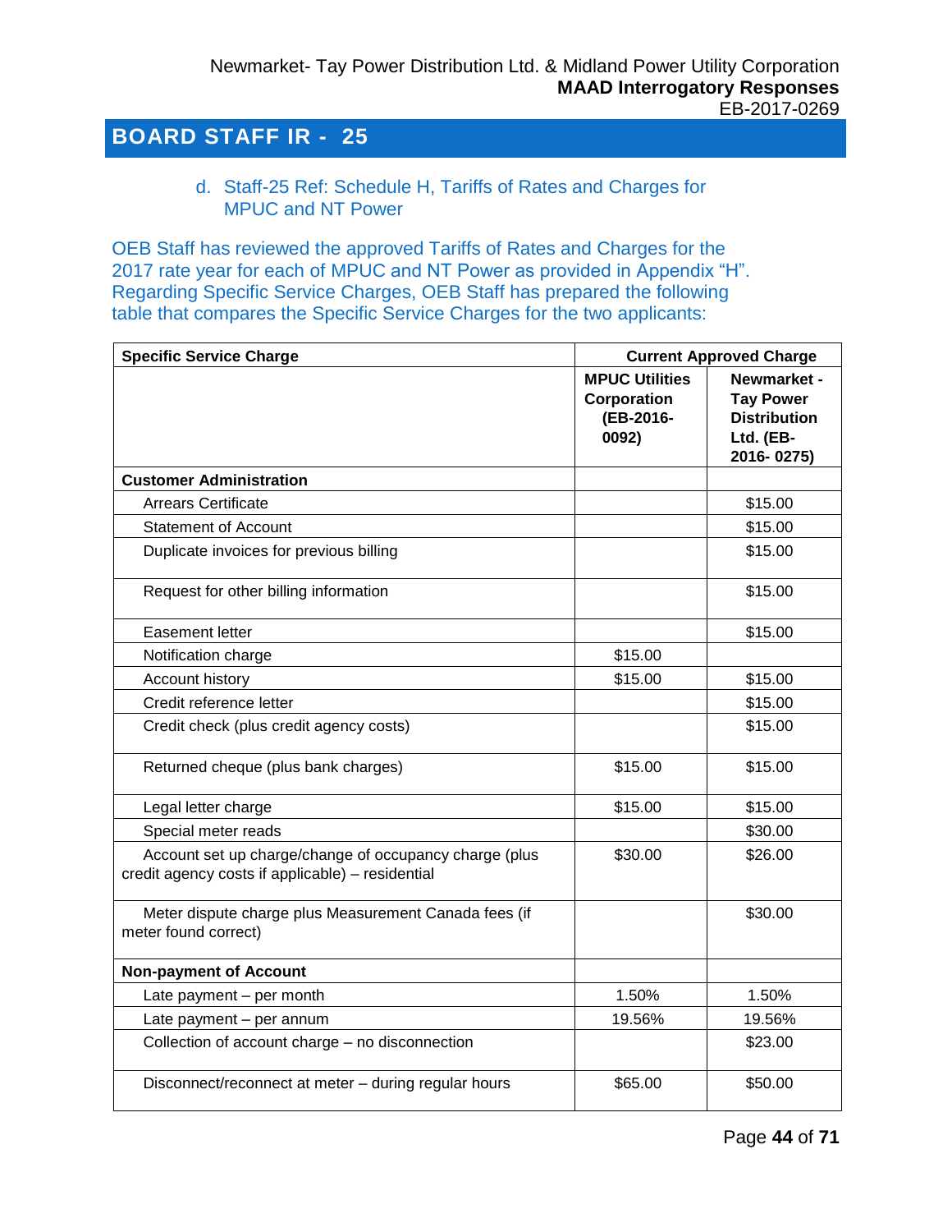## BOARD STAFF IR - 25

d. Staff-25 Ref: Schedule H, Tariffs of Rates and Charges for MPUC and NT Power

OEB Staff has reviewed the approved Tariffs of Rates and Charges for the 2017 rate year for each of MPUC and NT Power as provided in Appendix "H". Regarding Specific Service Charges, OEB Staff has prepared the following table that compares the Specific Service Charges for the two applicants:

| Specific Service Charge | Current Approved Charge | |
|---|---|---|
| | MPUC Utilities Corporation (EB-2016-0092) | Newmarket - Tay Power Distribution Ltd. (EB-2016- 0275) |
| **Customer Administration** | | |
| Arrears Certificate | | $15.00 |
| Statement of Account | | $15.00 |
| Duplicate invoices for previous billing | | $15.00 |
| Request for other billing information | | $15.00 |
| Easement letter | | $15.00 |
| Notification charge | $15.00 | |
| Account history | $15.00 | $15.00 |
| Credit reference letter | | $15.00 |
| Credit check (plus credit agency costs) | | $15.00 |
| Returned cheque (plus bank charges) | $15.00 | $15.00 |
| Legal letter charge | $15.00 | $15.00 |
| Special meter reads | | $30.00 |
| Account set up charge/change of occupancy charge (plus credit agency costs if applicable) – residential | $30.00 | $26.00 |
| Meter dispute charge plus Measurement Canada fees (if meter found correct) | | $30.00 |
| **Non-payment of Account** | | |
| Late payment – per month | 1.50% | 1.50% |
| Late payment – per annum | 19.56% | 19.56% |
| Collection of account charge – no disconnection | | $23.00 |
| Disconnect/reconnect at meter – during regular hours | $65.00 | $50.00 |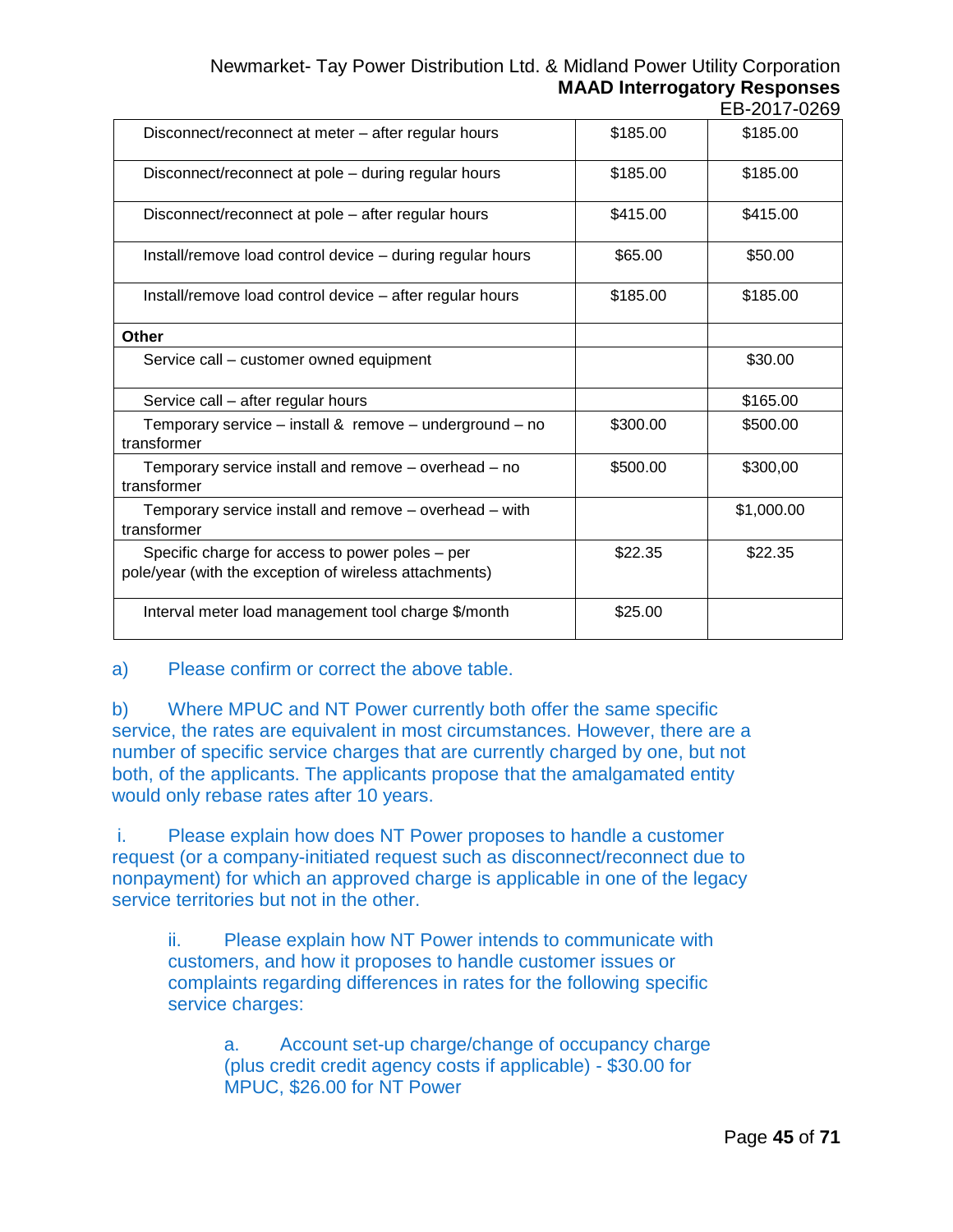| | | |
|---|---|---|
| Disconnect/reconnect at meter – after regular hours | $185.00 | $185.00 |
| Disconnect/reconnect at pole – during regular hours | $185.00 | $185.00 |
| Disconnect/reconnect at pole – after regular hours | $415.00 | $415.00 |
| Install/remove load control device – during regular hours | $65.00 | $50.00 |
| Install/remove load control device – after regular hours | $185.00 | $185.00 |
| **Other** | | |
| Service call – customer owned equipment | | $30.00 |
| Service call – after regular hours | | $165.00 |
| Temporary service – install & remove – underground – no transformer | $300.00 | $500.00 |
| Temporary service install and remove – overhead – no transformer | $500.00 | $300,00 |
| Temporary service install and remove – overhead – with transformer | | $1,000.00 |
| Specific charge for access to power poles – per pole/year (with the exception of wireless attachments) | $22.35 | $22.35 |
| Interval meter load management tool charge $/month | $25.00 | |

a) Please confirm or correct the above table.

b) Where MPUC and NT Power currently both offer the same specific service, the rates are equivalent in most circumstances. However, there are a number of specific service charges that are currently charged by one, but not both, of the applicants. The applicants propose that the amalgamated entity would only rebase rates after 10 years.

i. Please explain how does NT Power proposes to handle a customer request (or a company-initiated request such as disconnect/reconnect due to nonpayment) for which an approved charge is applicable in one of the legacy service territories but not in the other.

ii. Please explain how NT Power intends to communicate with customers, and how it proposes to handle customer issues or complaints regarding differences in rates for the following specific service charges:

a. Account set-up charge/change of occupancy charge (plus credit credit agency costs if applicable) - $30.00 for MPUC, $26.00 for NT Power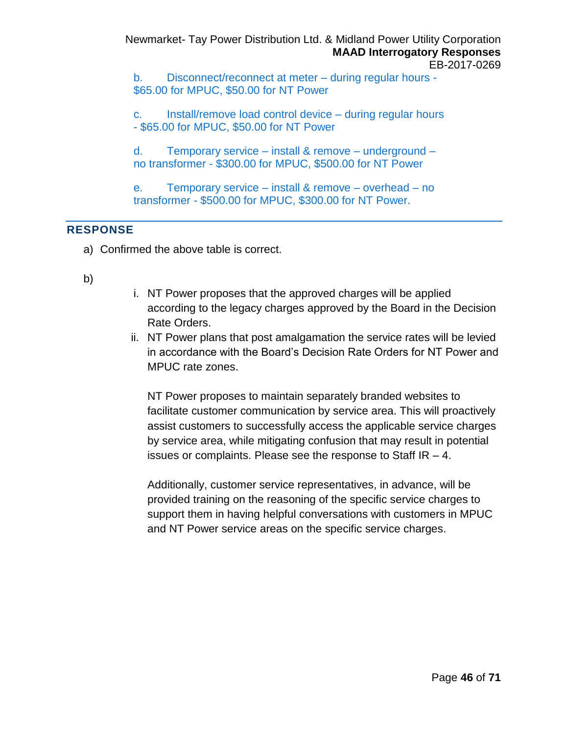b. Disconnect/reconnect at meter – during regular hours - $65.00 for MPUC, $50.00 for NT Power

c. Install/remove load control device – during regular hours - $65.00 for MPUC, $50.00 for NT Power

d. Temporary service – install & remove – underground – no transformer - $300.00 for MPUC, $500.00 for NT Power

e. Temporary service – install & remove – overhead – no transformer - $500.00 for MPUC, $300.00 for NT Power.

## RESPONSE

a) Confirmed the above table is correct.

b)

i. NT Power proposes that the approved charges will be applied according to the legacy charges approved by the Board in the Decision Rate Orders.

ii. NT Power plans that post amalgamation the service rates will be levied in accordance with the Board's Decision Rate Orders for NT Power and MPUC rate zones.

   NT Power proposes to maintain separately branded websites to facilitate customer communication by service area. This will proactively assist customers to successfully access the applicable service charges by service area, while mitigating confusion that may result in potential issues or complaints. Please see the response to Staff IR – 4.

   Additionally, customer service representatives, in advance, will be provided training on the reasoning of the specific service charges to support them in having helpful conversations with customers in MPUC and NT Power service areas on the specific service charges.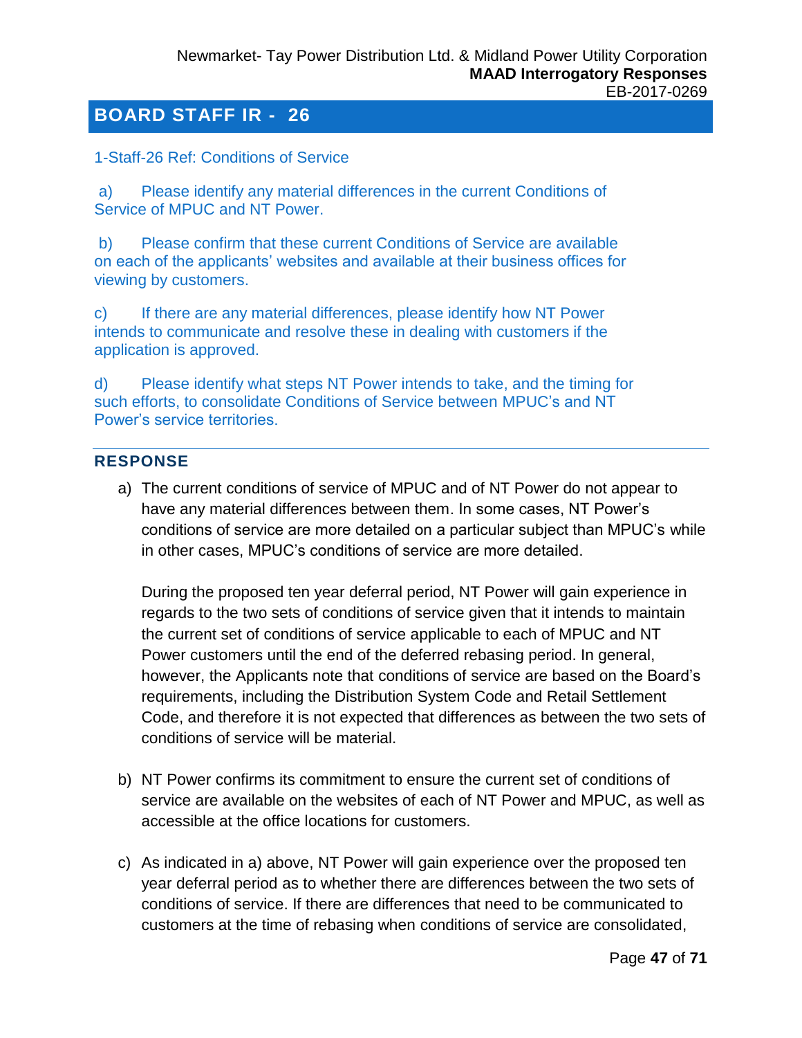## BOARD STAFF IR - 26

1-Staff-26 Ref: Conditions of Service

a) Please identify any material differences in the current Conditions of Service of MPUC and NT Power.

b) Please confirm that these current Conditions of Service are available on each of the applicants' websites and available at their business offices for viewing by customers.

c) If there are any material differences, please identify how NT Power intends to communicate and resolve these in dealing with customers if the application is approved.

d) Please identify what steps NT Power intends to take, and the timing for such efforts, to consolidate Conditions of Service between MPUC's and NT Power's service territories.

### RESPONSE

a) The current conditions of service of MPUC and of NT Power do not appear to have any material differences between them. In some cases, NT Power's conditions of service are more detailed on a particular subject than MPUC's while in other cases, MPUC's conditions of service are more detailed.

   During the proposed ten year deferral period, NT Power will gain experience in regards to the two sets of conditions of service given that it intends to maintain the current set of conditions of service applicable to each of MPUC and NT Power customers until the end of the deferred rebasing period. In general, however, the Applicants note that conditions of service are based on the Board's requirements, including the Distribution System Code and Retail Settlement Code, and therefore it is not expected that differences as between the two sets of conditions of service will be material.

b) NT Power confirms its commitment to ensure the current set of conditions of service are available on the websites of each of NT Power and MPUC, as well as accessible at the office locations for customers.

c) As indicated in a) above, NT Power will gain experience over the proposed ten year deferral period as to whether there are differences between the two sets of conditions of service. If there are differences that need to be communicated to customers at the time of rebasing when conditions of service are consolidated,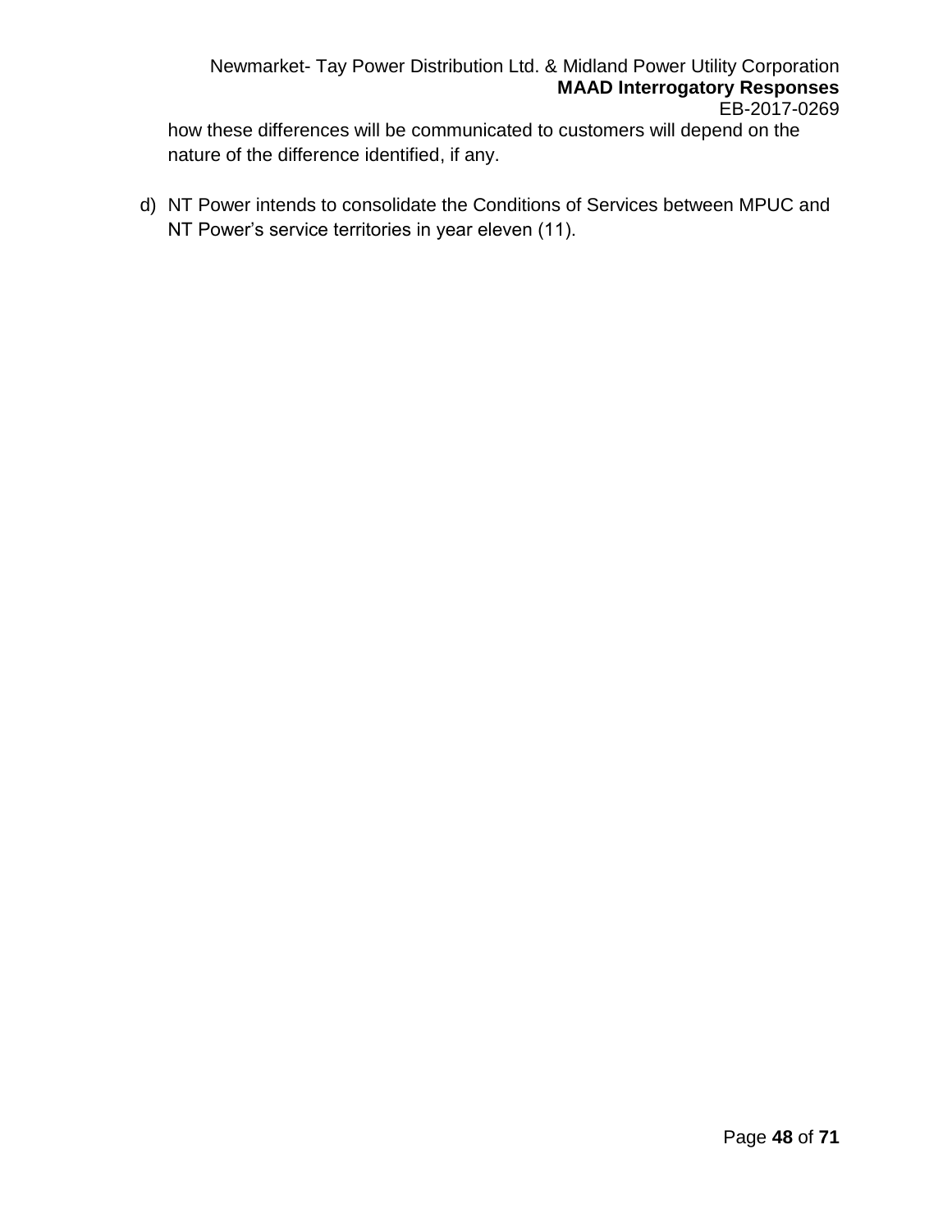how these differences will be communicated to customers will depend on the nature of the difference identified, if any.

d) NT Power intends to consolidate the Conditions of Services between MPUC and NT Power's service territories in year eleven (11).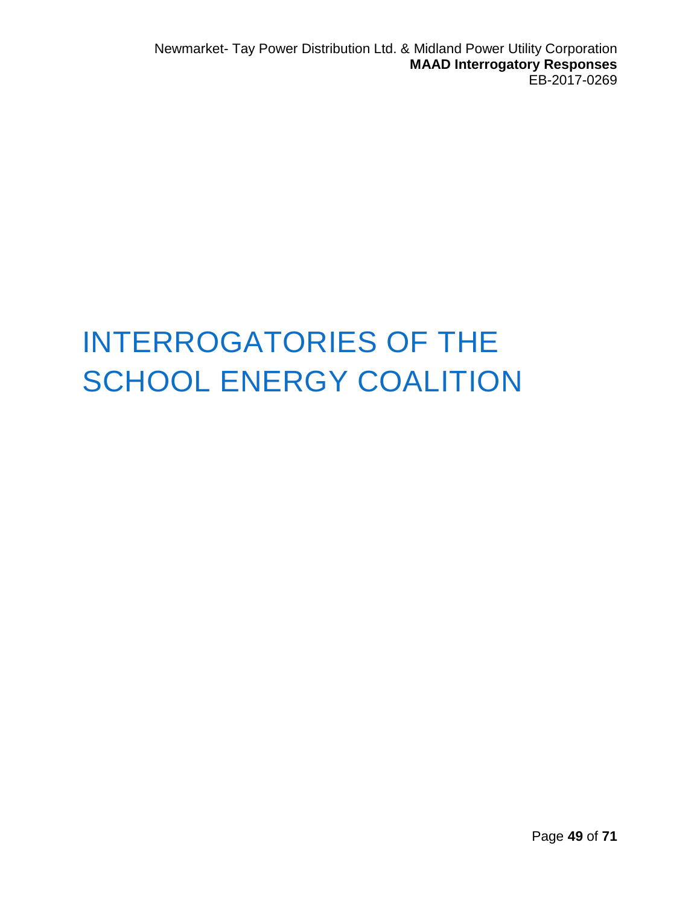# INTERROGATORIES OF THE SCHOOL ENERGY COALITION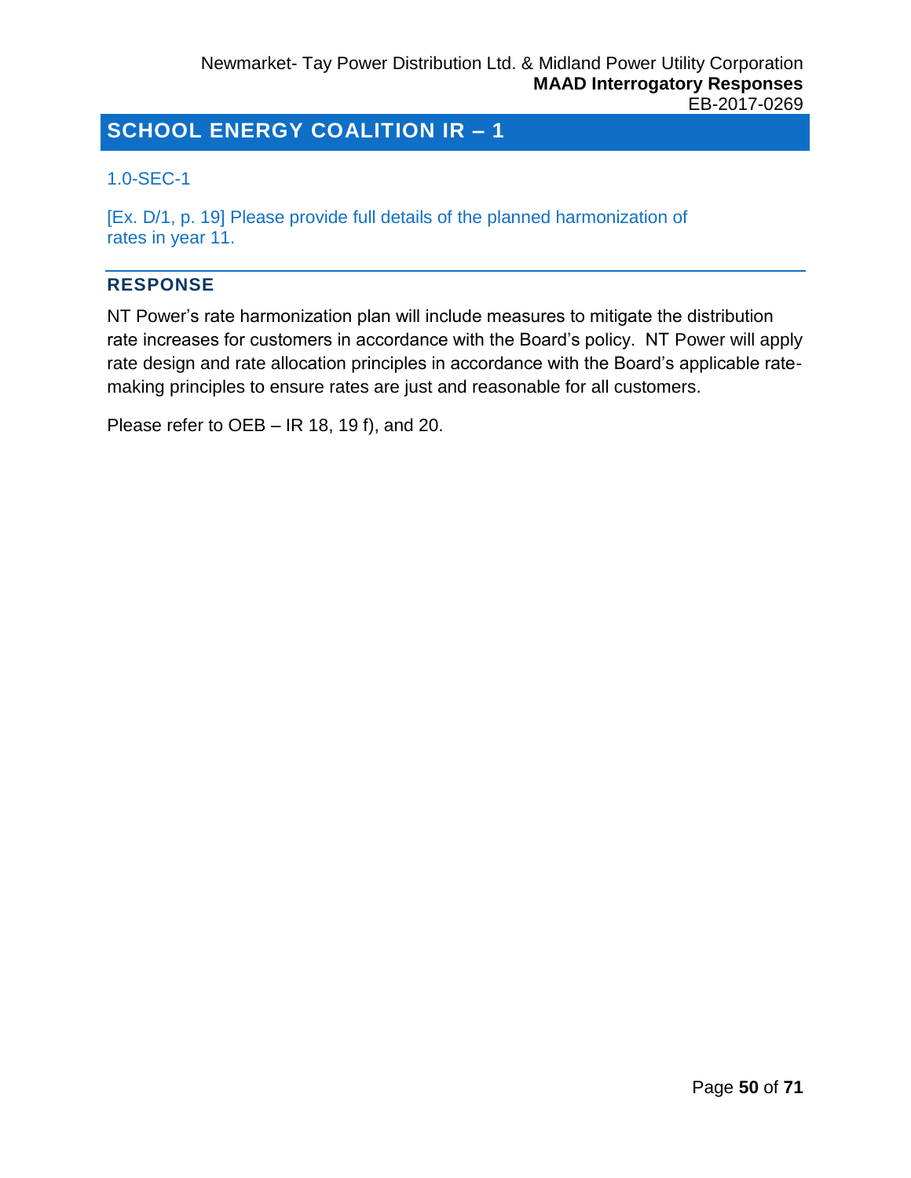## SCHOOL ENERGY COALITION IR – 1

1.0-SEC-1

[Ex. D/1, p. 19] Please provide full details of the planned harmonization of rates in year 11.

### RESPONSE

NT Power's rate harmonization plan will include measures to mitigate the distribution rate increases for customers in accordance with the Board's policy. NT Power will apply rate design and rate allocation principles in accordance with the Board's applicable rate-making principles to ensure rates are just and reasonable for all customers.

Please refer to OEB – IR 18, 19 f), and 20.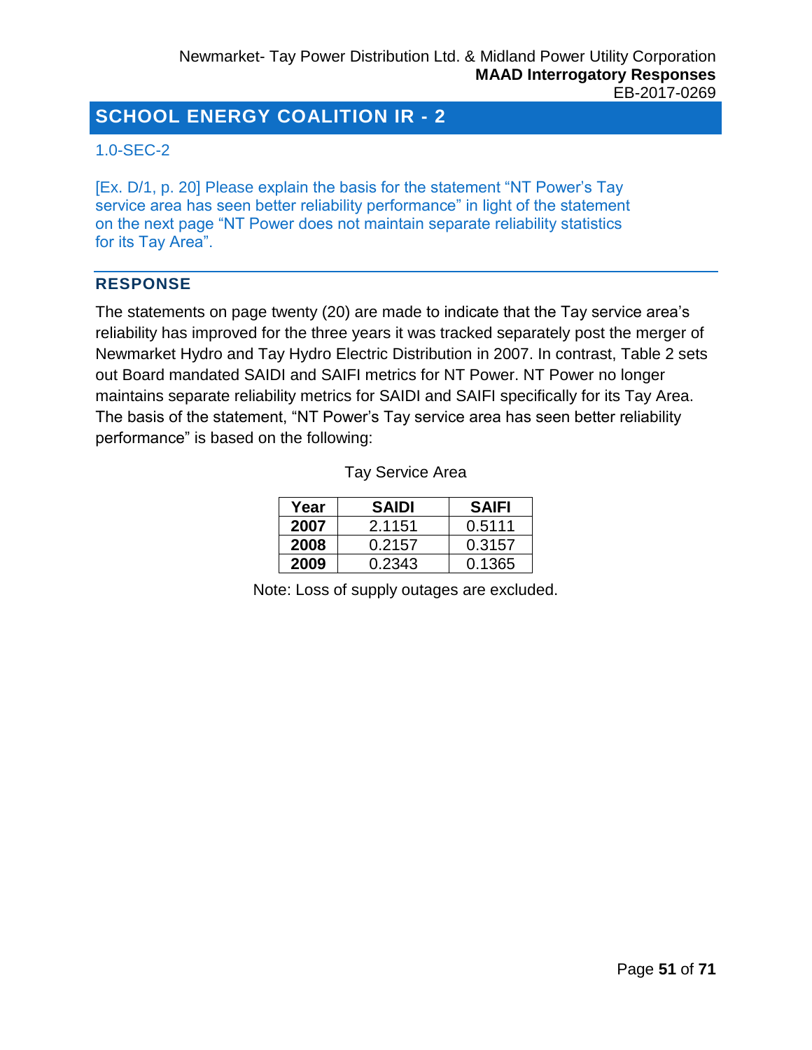## SCHOOL ENERGY COALITION IR - 2

1.0-SEC-2

[Ex. D/1, p. 20] Please explain the basis for the statement "NT Power's Tay service area has seen better reliability performance" in light of the statement on the next page "NT Power does not maintain separate reliability statistics for its Tay Area".

### RESPONSE

The statements on page twenty (20) are made to indicate that the Tay service area's reliability has improved for the three years it was tracked separately post the merger of Newmarket Hydro and Tay Hydro Electric Distribution in 2007. In contrast, Table 2 sets out Board mandated SAIDI and SAIFI metrics for NT Power. NT Power no longer maintains separate reliability metrics for SAIDI and SAIFI specifically for its Tay Area. The basis of the statement, "NT Power's Tay service area has seen better reliability performance" is based on the following:

Tay Service Area

| Year | SAIDI | SAIFI |
|---|---|---|
| **2007** | 2.1151 | 0.5111 |
| **2008** | 0.2157 | 0.3157 |
| **2009** | 0.2343 | 0.1365 |

Note: Loss of supply outages are excluded.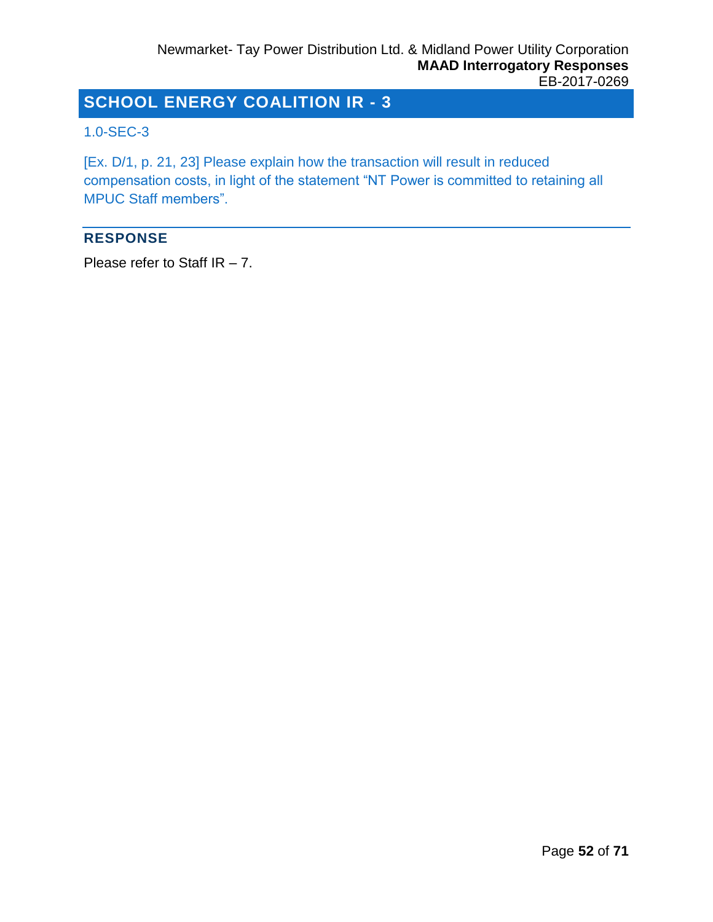## SCHOOL ENERGY COALITION IR - 3

1.0-SEC-3

[Ex. D/1, p. 21, 23] Please explain how the transaction will result in reduced compensation costs, in light of the statement “NT Power is committed to retaining all MPUC Staff members”.

### RESPONSE

Please refer to Staff IR – 7.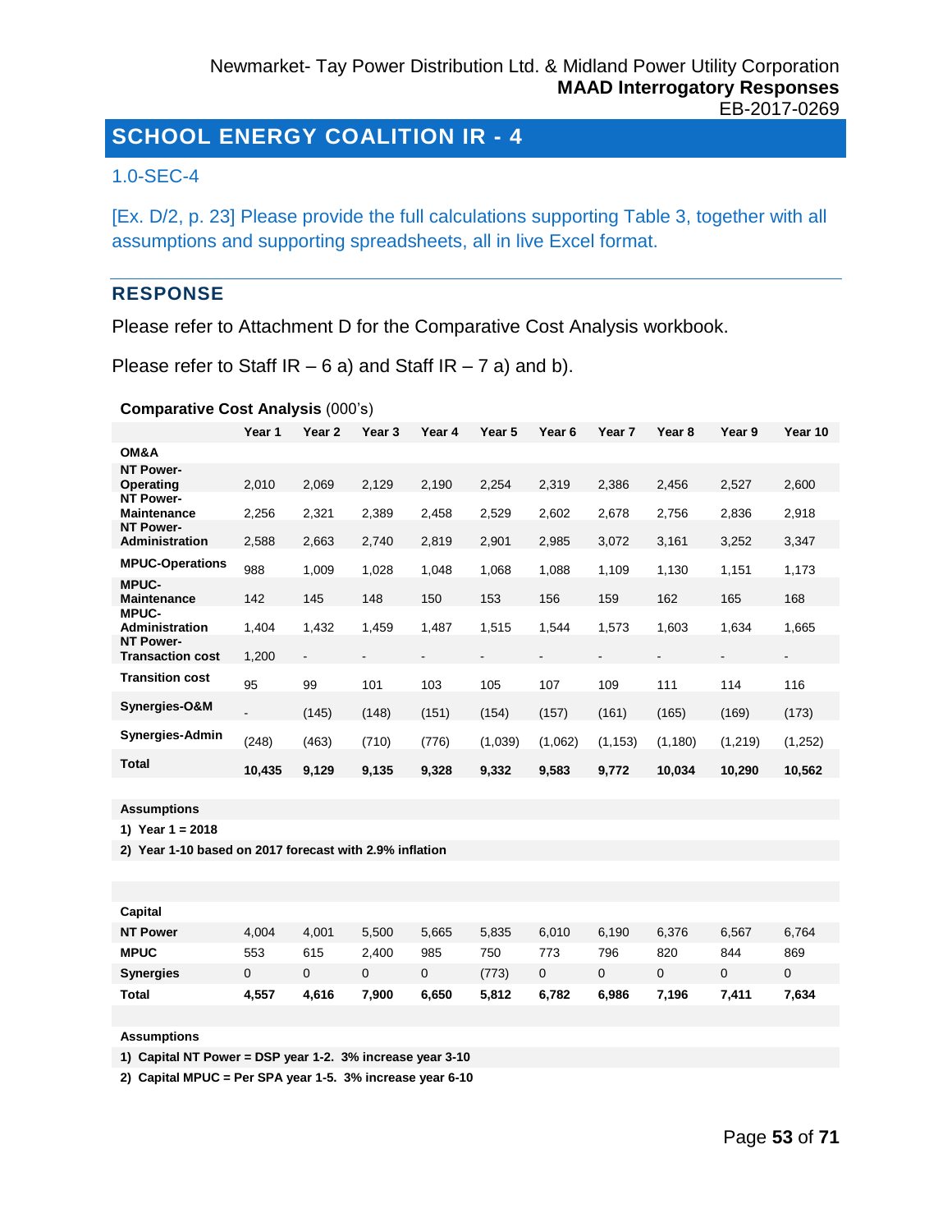## SCHOOL ENERGY COALITION IR - 4

1.0-SEC-4

[Ex. D/2, p. 23] Please provide the full calculations supporting Table 3, together with all assumptions and supporting spreadsheets, all in live Excel format.

### RESPONSE

Please refer to Attachment D for the Comparative Cost Analysis workbook.

Please refer to Staff IR – 6 a) and Staff IR – 7 a) and b).

**Comparative Cost Analysis** (000's)

| | Year 1 | Year 2 | Year 3 | Year 4 | Year 5 | Year 6 | Year 7 | Year 8 | Year 9 | Year 10 |
|---|---|---|---|---|---|---|---|---|---|---|
| **OM&A** | | | | | | | | | | |
| **NT Power-Operating** | 2,010 | 2,069 | 2,129 | 2,190 | 2,254 | 2,319 | 2,386 | 2,456 | 2,527 | 2,600 |
| **NT Power-Maintenance** | 2,256 | 2,321 | 2,389 | 2,458 | 2,529 | 2,602 | 2,678 | 2,756 | 2,836 | 2,918 |
| **NT Power-Administration** | 2,588 | 2,663 | 2,740 | 2,819 | 2,901 | 2,985 | 3,072 | 3,161 | 3,252 | 3,347 |
| **MPUC-Operations** | 988 | 1,009 | 1,028 | 1,048 | 1,068 | 1,088 | 1,109 | 1,130 | 1,151 | 1,173 |
| **MPUC-Maintenance** | 142 | 145 | 148 | 150 | 153 | 156 | 159 | 162 | 165 | 168 |
| **MPUC-Administration** | 1,404 | 1,432 | 1,459 | 1,487 | 1,515 | 1,544 | 1,573 | 1,603 | 1,634 | 1,665 |
| **NT Power-Transaction cost** | 1,200 | - | - | - | - | - | - | - | - | - |
| **Transition cost** | 95 | 99 | 101 | 103 | 105 | 107 | 109 | 111 | 114 | 116 |
| **Synergies-O&M** | - | (145) | (148) | (151) | (154) | (157) | (161) | (165) | (169) | (173) |
| **Synergies-Admin** | (248) | (463) | (710) | (776) | (1,039) | (1,062) | (1,153) | (1,180) | (1,219) | (1,252) |
| **Total** | **10,435** | **9,129** | **9,135** | **9,328** | **9,332** | **9,583** | **9,772** | **10,034** | **10,290** | **10,562** |

**Assumptions**

**1) Year 1 = 2018**

**2) Year 1-10 based on 2017 forecast with 2.9% inflation**

| | Year 1 | Year 2 | Year 3 | Year 4 | Year 5 | Year 6 | Year 7 | Year 8 | Year 9 | Year 10 |
|---|---|---|---|---|---|---|---|---|---|---|
| **Capital** | | | | | | | | | | |
| **NT Power** | 4,004 | 4,001 | 5,500 | 5,665 | 5,835 | 6,010 | 6,190 | 6,376 | 6,567 | 6,764 |
| **MPUC** | 553 | 615 | 2,400 | 985 | 750 | 773 | 796 | 820 | 844 | 869 |
| **Synergies** | 0 | 0 | 0 | 0 | (773) | 0 | 0 | 0 | 0 | 0 |
| **Total** | **4,557** | **4,616** | **7,900** | **6,650** | **5,812** | **6,782** | **6,986** | **7,196** | **7,411** | **7,634** |

**Assumptions**

**1) Capital NT Power = DSP year 1-2. 3% increase year 3-10**

**2) Capital MPUC = Per SPA year 1-5. 3% increase year 6-10**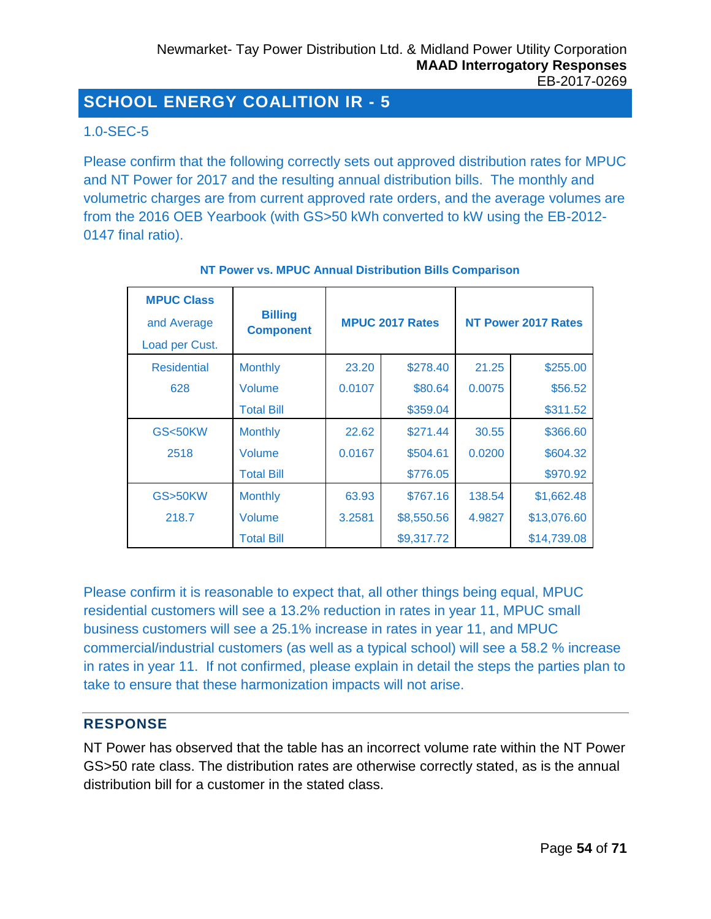## SCHOOL ENERGY COALITION IR - 5

1.0-SEC-5

Please confirm that the following correctly sets out approved distribution rates for MPUC and NT Power for 2017 and the resulting annual distribution bills. The monthly and volumetric charges are from current approved rate orders, and the average volumes are from the 2016 OEB Yearbook (with GS>50 kWh converted to kW using the EB-2012-0147 final ratio).

**NT Power vs. MPUC Annual Distribution Bills Comparison**

| **MPUC Class** and Average Load per Cust. | **Billing Component** | **MPUC 2017 Rates** | | **NT Power 2017 Rates** | |
|---|---|---|---|---|---|
| Residential 628 | Monthly | 23.20 | $278.40 | 21.25 | $255.00 |
| | Volume | 0.0107 | $80.64 | 0.0075 | $56.52 |
| | Total Bill | | $359.04 | | $311.52 |
| GS<50KW 2518 | Monthly | 22.62 | $271.44 | 30.55 | $366.60 |
| | Volume | 0.0167 | $504.61 | 0.0200 | $604.32 |
| | Total Bill | | $776.05 | | $970.92 |
| GS>50KW 218.7 | Monthly | 63.93 | $767.16 | 138.54 | $1,662.48 |
| | Volume | 3.2581 | $8,550.56 | 4.9827 | $13,076.60 |
| | Total Bill | | $9,317.72 | | $14,739.08 |

Please confirm it is reasonable to expect that, all other things being equal, MPUC residential customers will see a 13.2% reduction in rates in year 11, MPUC small business customers will see a 25.1% increase in rates in year 11, and MPUC commercial/industrial customers (as well as a typical school) will see a 58.2 % increase in rates in year 11. If not confirmed, please explain in detail the steps the parties plan to take to ensure that these harmonization impacts will not arise.

### RESPONSE

NT Power has observed that the table has an incorrect volume rate within the NT Power GS>50 rate class. The distribution rates are otherwise correctly stated, as is the annual distribution bill for a customer in the stated class.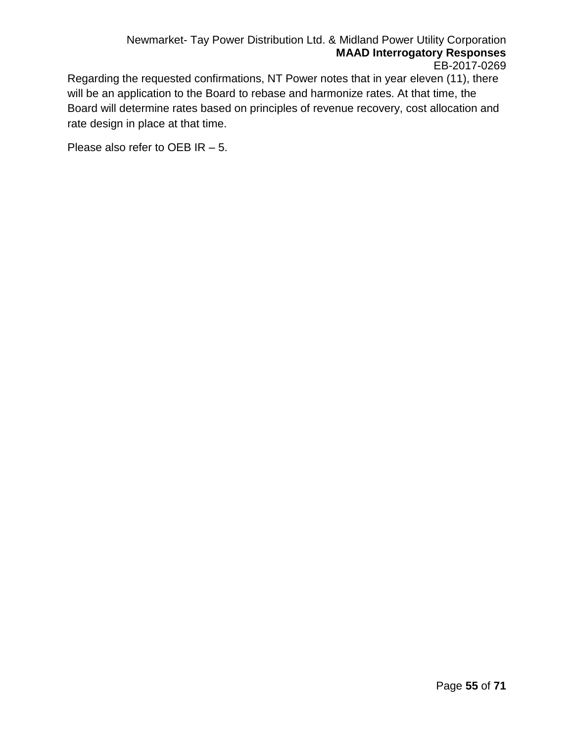Regarding the requested confirmations, NT Power notes that in year eleven (11), there will be an application to the Board to rebase and harmonize rates. At that time, the Board will determine rates based on principles of revenue recovery, cost allocation and rate design in place at that time.

Please also refer to OEB IR – 5.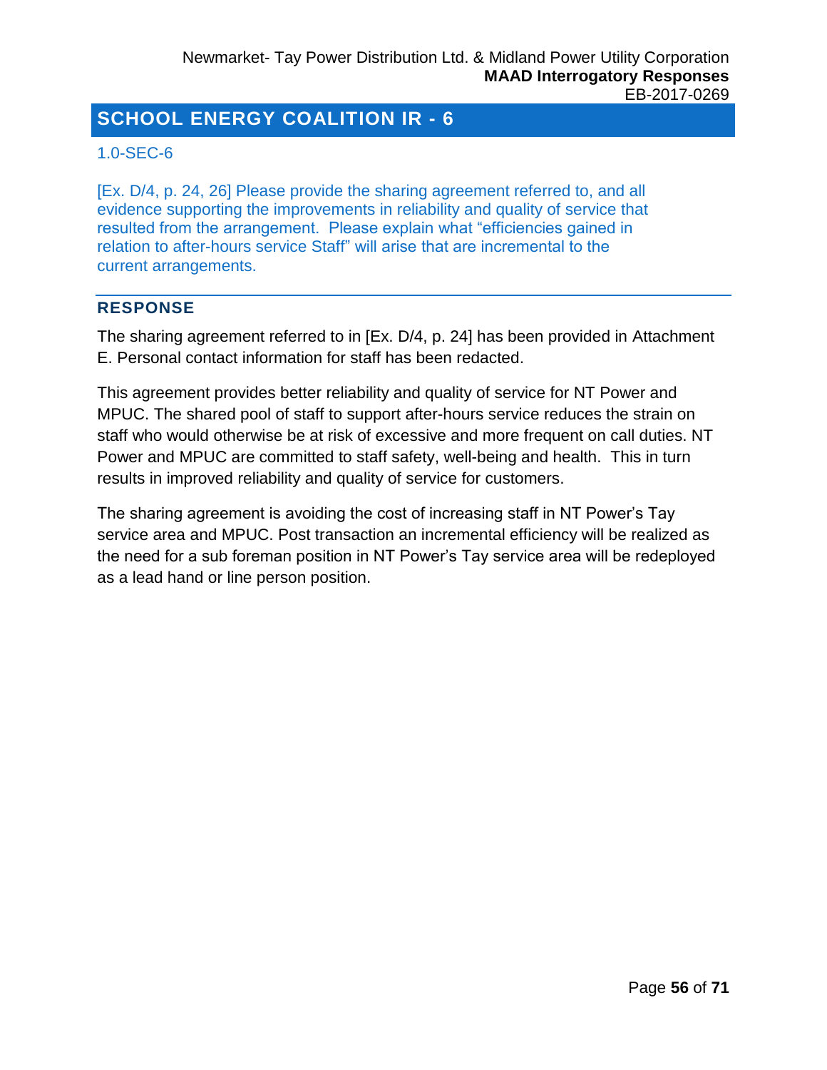## SCHOOL ENERGY COALITION IR - 6

1.0-SEC-6

[Ex. D/4, p. 24, 26] Please provide the sharing agreement referred to, and all evidence supporting the improvements in reliability and quality of service that resulted from the arrangement. Please explain what "efficiencies gained in relation to after-hours service Staff" will arise that are incremental to the current arrangements.

### RESPONSE

The sharing agreement referred to in [Ex. D/4, p. 24] has been provided in Attachment E. Personal contact information for staff has been redacted.

This agreement provides better reliability and quality of service for NT Power and MPUC. The shared pool of staff to support after-hours service reduces the strain on staff who would otherwise be at risk of excessive and more frequent on call duties. NT Power and MPUC are committed to staff safety, well-being and health. This in turn results in improved reliability and quality of service for customers.

The sharing agreement is avoiding the cost of increasing staff in NT Power's Tay service area and MPUC. Post transaction an incremental efficiency will be realized as the need for a sub foreman position in NT Power's Tay service area will be redeployed as a lead hand or line person position.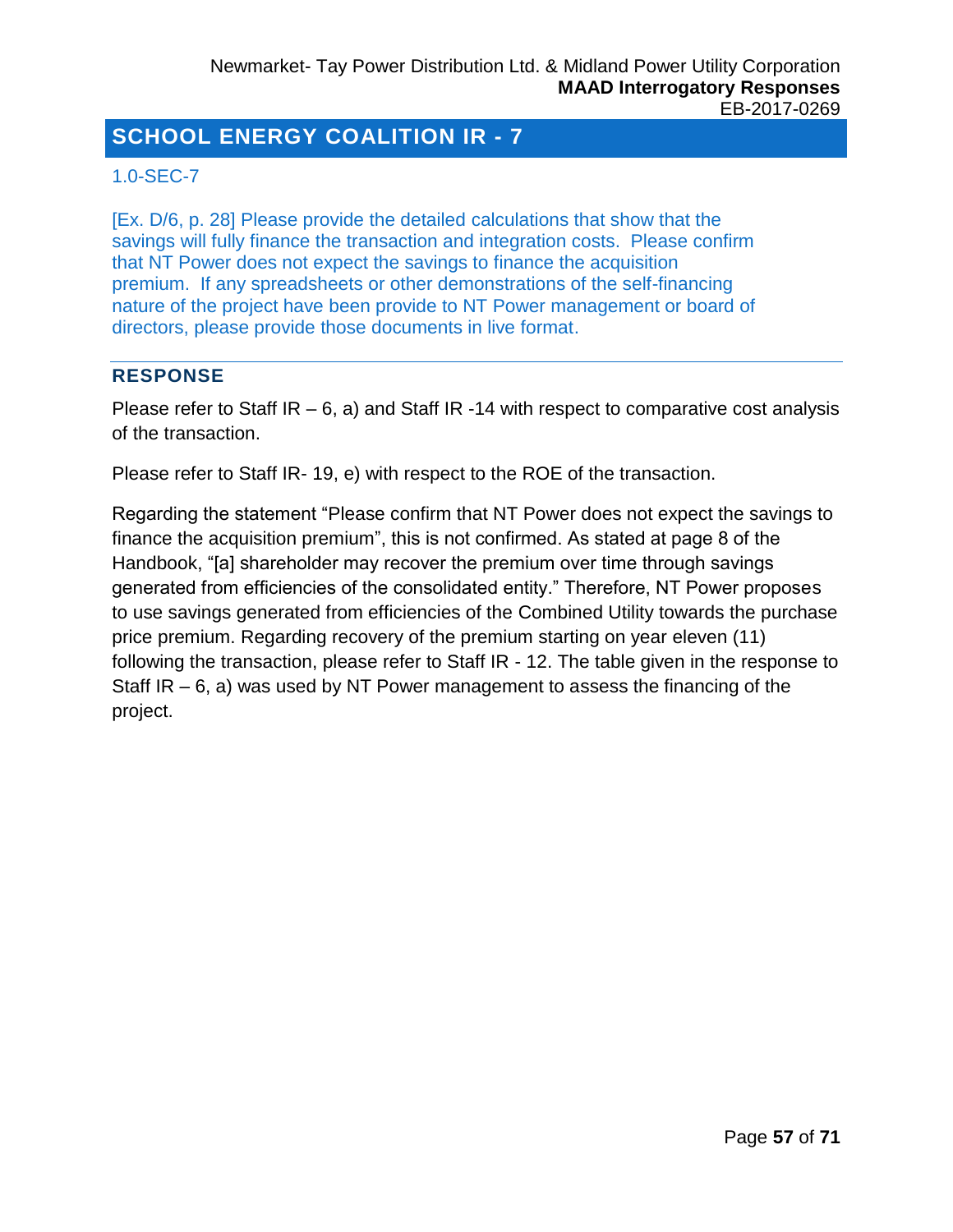## SCHOOL ENERGY COALITION IR - 7

1.0-SEC-7

[Ex. D/6, p. 28] Please provide the detailed calculations that show that the savings will fully finance the transaction and integration costs. Please confirm that NT Power does not expect the savings to finance the acquisition premium. If any spreadsheets or other demonstrations of the self-financing nature of the project have been provide to NT Power management or board of directors, please provide those documents in live format.

### RESPONSE

Please refer to Staff IR – 6, a) and Staff IR -14 with respect to comparative cost analysis of the transaction.

Please refer to Staff IR- 19, e) with respect to the ROE of the transaction.

Regarding the statement "Please confirm that NT Power does not expect the savings to finance the acquisition premium", this is not confirmed. As stated at page 8 of the Handbook, "[a] shareholder may recover the premium over time through savings generated from efficiencies of the consolidated entity." Therefore, NT Power proposes to use savings generated from efficiencies of the Combined Utility towards the purchase price premium. Regarding recovery of the premium starting on year eleven (11) following the transaction, please refer to Staff IR - 12. The table given in the response to Staff IR – 6, a) was used by NT Power management to assess the financing of the project.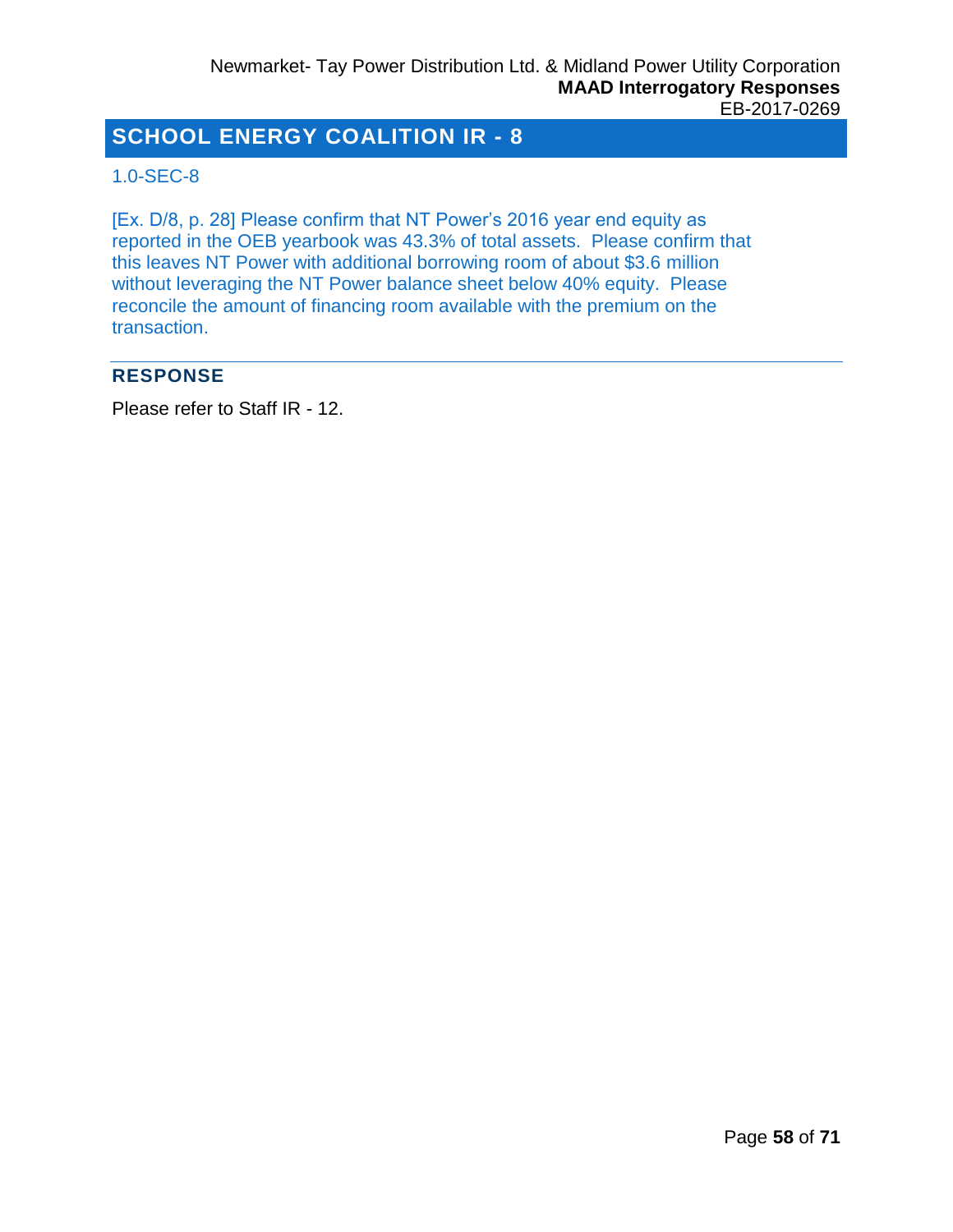# SCHOOL ENERGY COALITION IR - 8

1.0-SEC-8

[Ex. D/8, p. 28] Please confirm that NT Power's 2016 year end equity as reported in the OEB yearbook was 43.3% of total assets. Please confirm that this leaves NT Power with additional borrowing room of about $3.6 million without leveraging the NT Power balance sheet below 40% equity. Please reconcile the amount of financing room available with the premium on the transaction.

## RESPONSE

Please refer to Staff IR - 12.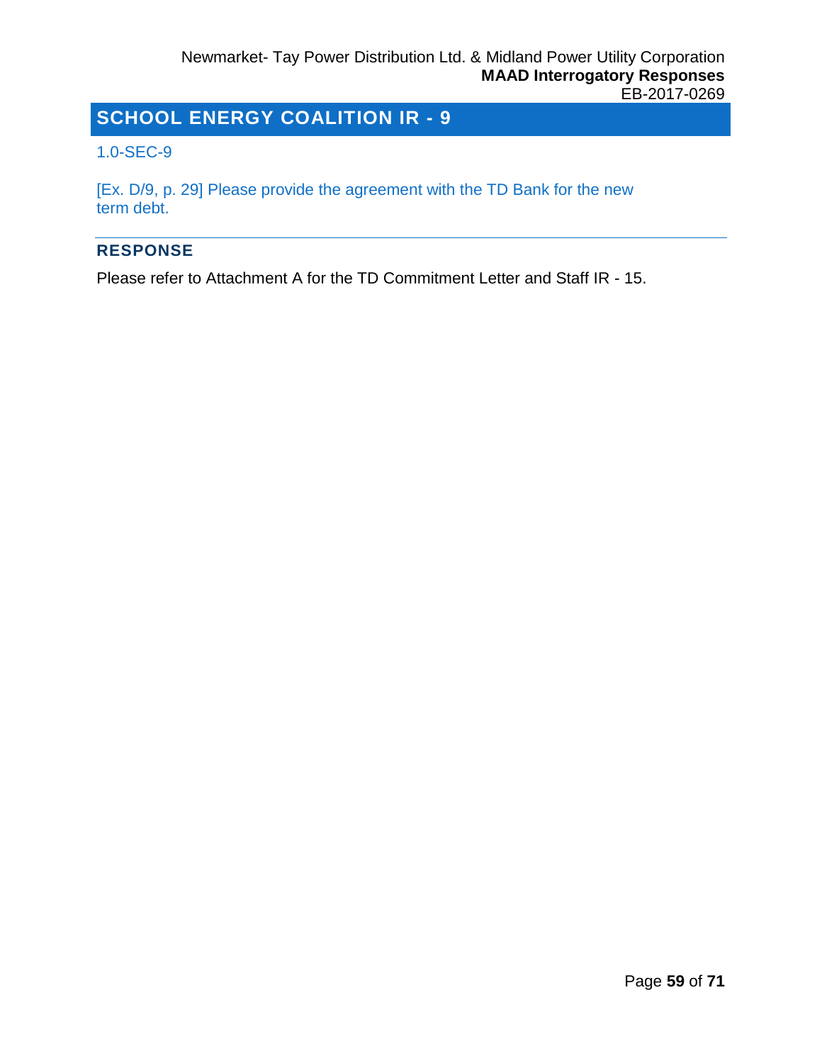## SCHOOL ENERGY COALITION IR - 9

1.0-SEC-9

[Ex. D/9, p. 29] Please provide the agreement with the TD Bank for the new term debt.

### RESPONSE

Please refer to Attachment A for the TD Commitment Letter and Staff IR - 15.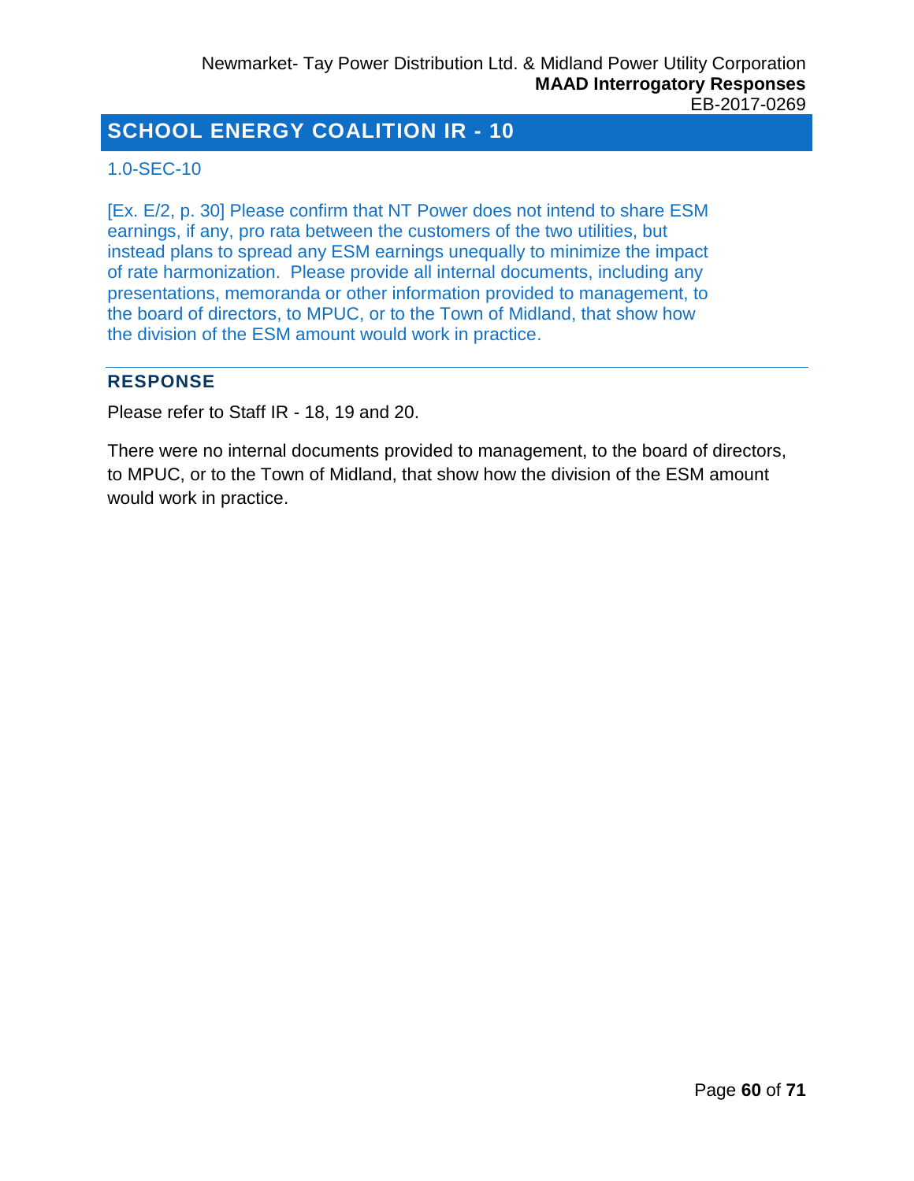# SCHOOL ENERGY COALITION IR - 10

1.0-SEC-10

[Ex. E/2, p. 30] Please confirm that NT Power does not intend to share ESM earnings, if any, pro rata between the customers of the two utilities, but instead plans to spread any ESM earnings unequally to minimize the impact of rate harmonization. Please provide all internal documents, including any presentations, memoranda or other information provided to management, to the board of directors, to MPUC, or to the Town of Midland, that show how the division of the ESM amount would work in practice.

## RESPONSE

Please refer to Staff IR - 18, 19 and 20.

There were no internal documents provided to management, to the board of directors, to MPUC, or to the Town of Midland, that show how the division of the ESM amount would work in practice.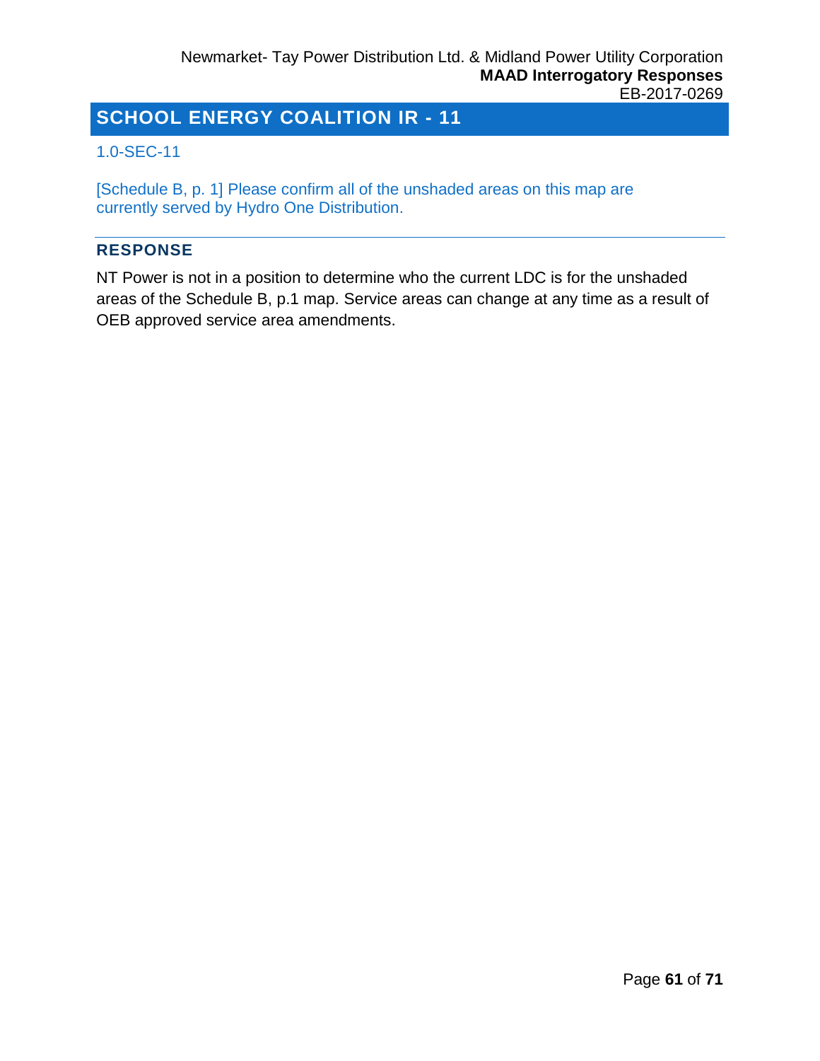# SCHOOL ENERGY COALITION IR - 11

1.0-SEC-11

[Schedule B, p. 1] Please confirm all of the unshaded areas on this map are currently served by Hydro One Distribution.

## RESPONSE

NT Power is not in a position to determine who the current LDC is for the unshaded areas of the Schedule B, p.1 map. Service areas can change at any time as a result of OEB approved service area amendments.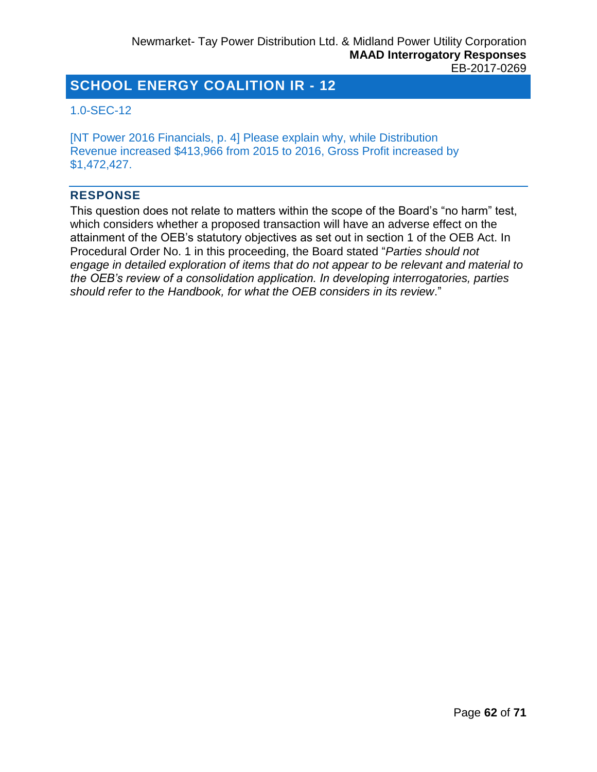## SCHOOL ENERGY COALITION IR - 12

1.0-SEC-12

[NT Power 2016 Financials, p. 4] Please explain why, while Distribution Revenue increased $413,966 from 2015 to 2016, Gross Profit increased by $1,472,427.

### RESPONSE

This question does not relate to matters within the scope of the Board's "no harm" test, which considers whether a proposed transaction will have an adverse effect on the attainment of the OEB's statutory objectives as set out in section 1 of the OEB Act. In Procedural Order No. 1 in this proceeding, the Board stated "*Parties should not engage in detailed exploration of items that do not appear to be relevant and material to the OEB's review of a consolidation application. In developing interrogatories, parties should refer to the Handbook, for what the OEB considers in its review*."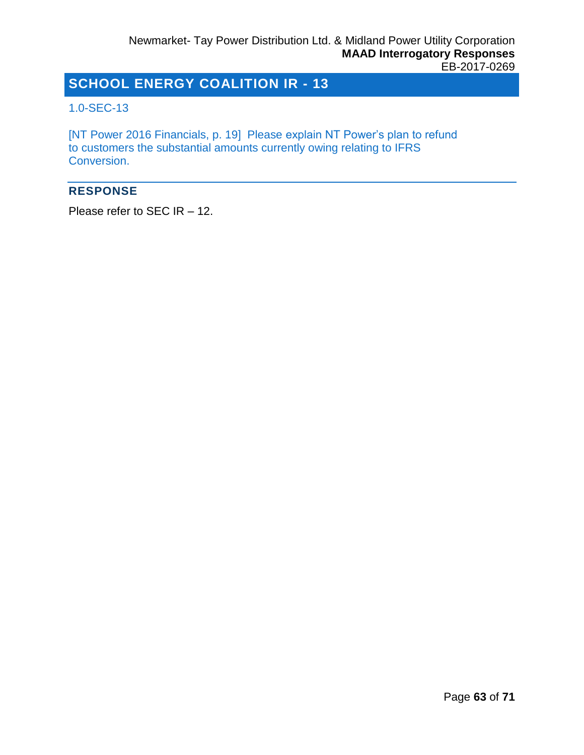## SCHOOL ENERGY COALITION IR - 13

1.0-SEC-13

[NT Power 2016 Financials, p. 19] Please explain NT Power's plan to refund to customers the substantial amounts currently owing relating to IFRS Conversion.

### RESPONSE

Please refer to SEC IR – 12.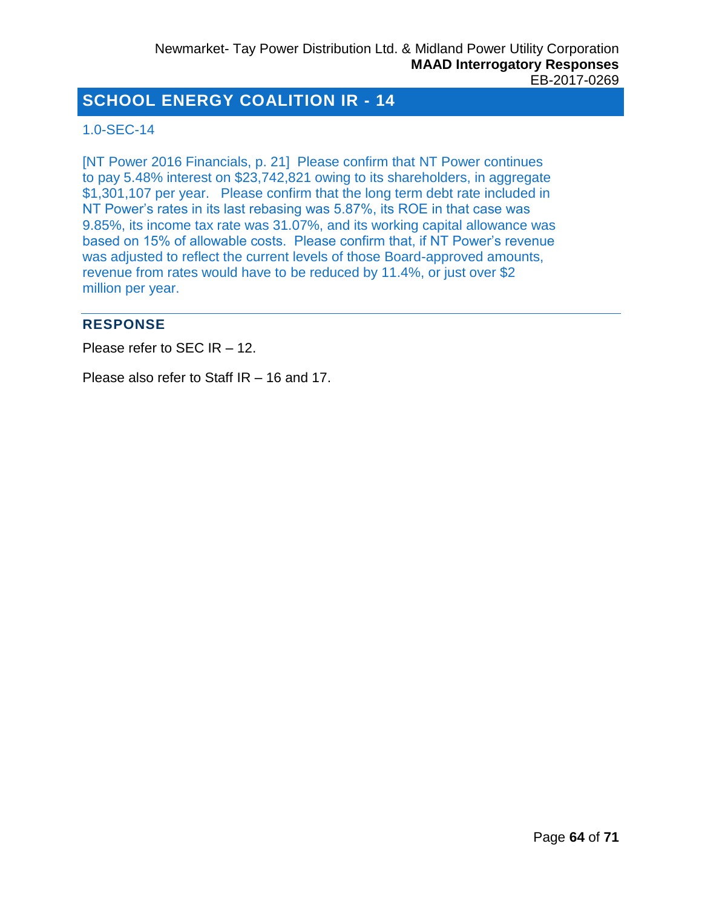## SCHOOL ENERGY COALITION IR - 14

1.0-SEC-14

[NT Power 2016 Financials, p. 21] Please confirm that NT Power continues to pay 5.48% interest on $23,742,821 owing to its shareholders, in aggregate $1,301,107 per year. Please confirm that the long term debt rate included in NT Power's rates in its last rebasing was 5.87%, its ROE in that case was 9.85%, its income tax rate was 31.07%, and its working capital allowance was based on 15% of allowable costs. Please confirm that, if NT Power's revenue was adjusted to reflect the current levels of those Board-approved amounts, revenue from rates would have to be reduced by 11.4%, or just over $2 million per year.

### RESPONSE

Please refer to SEC IR – 12.

Please also refer to Staff IR – 16 and 17.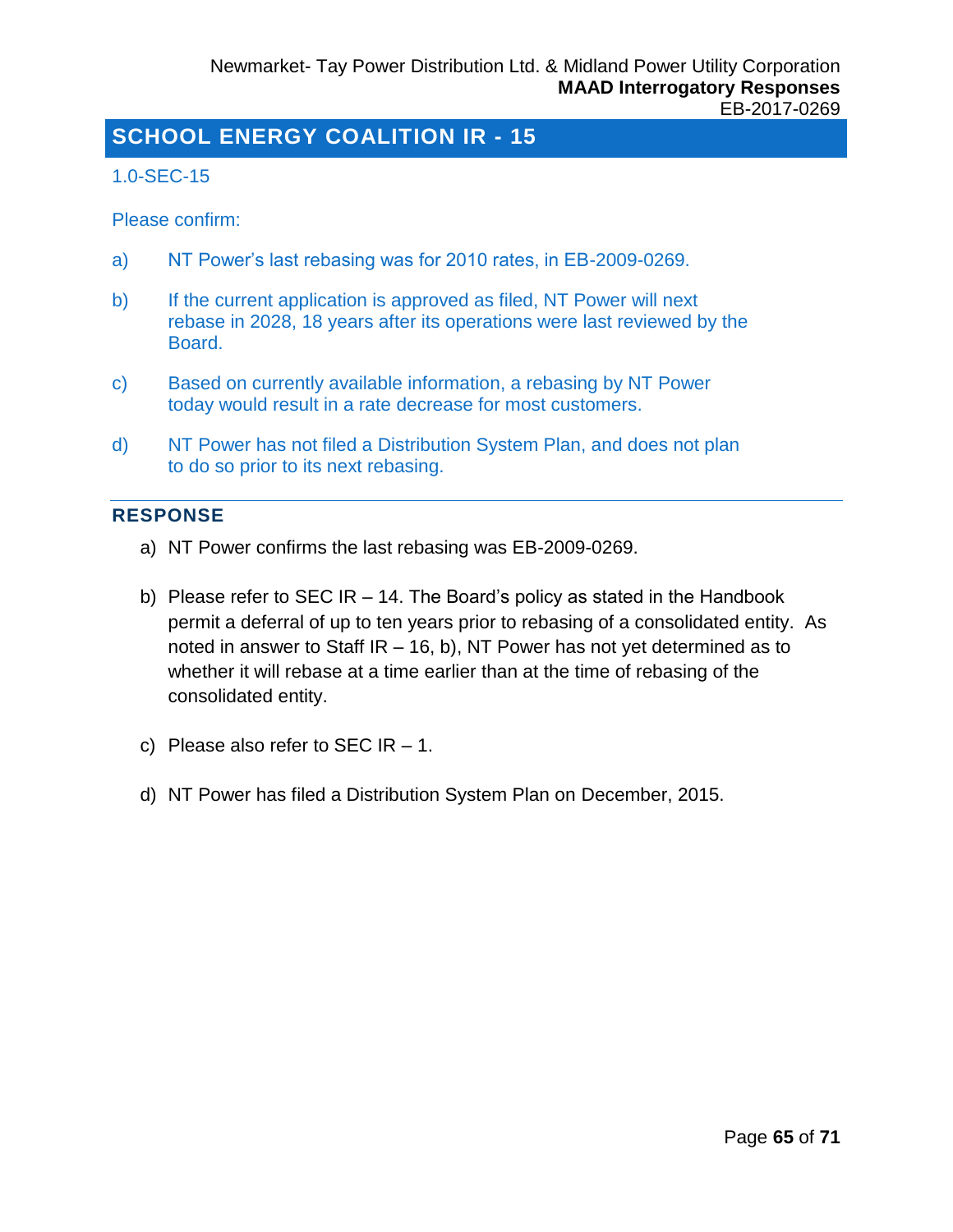## SCHOOL ENERGY COALITION IR - 15

1.0-SEC-15

Please confirm:

a) NT Power's last rebasing was for 2010 rates, in EB-2009-0269.

b) If the current application is approved as filed, NT Power will next rebase in 2028, 18 years after its operations were last reviewed by the Board.

c) Based on currently available information, a rebasing by NT Power today would result in a rate decrease for most customers.

d) NT Power has not filed a Distribution System Plan, and does not plan to do so prior to its next rebasing.

---

### RESPONSE

a) NT Power confirms the last rebasing was EB-2009-0269.

b) Please refer to SEC IR – 14. The Board's policy as stated in the Handbook permit a deferral of up to ten years prior to rebasing of a consolidated entity. As noted in answer to Staff IR – 16, b), NT Power has not yet determined as to whether it will rebase at a time earlier than at the time of rebasing of the consolidated entity.

c) Please also refer to SEC IR – 1.

d) NT Power has filed a Distribution System Plan on December, 2015.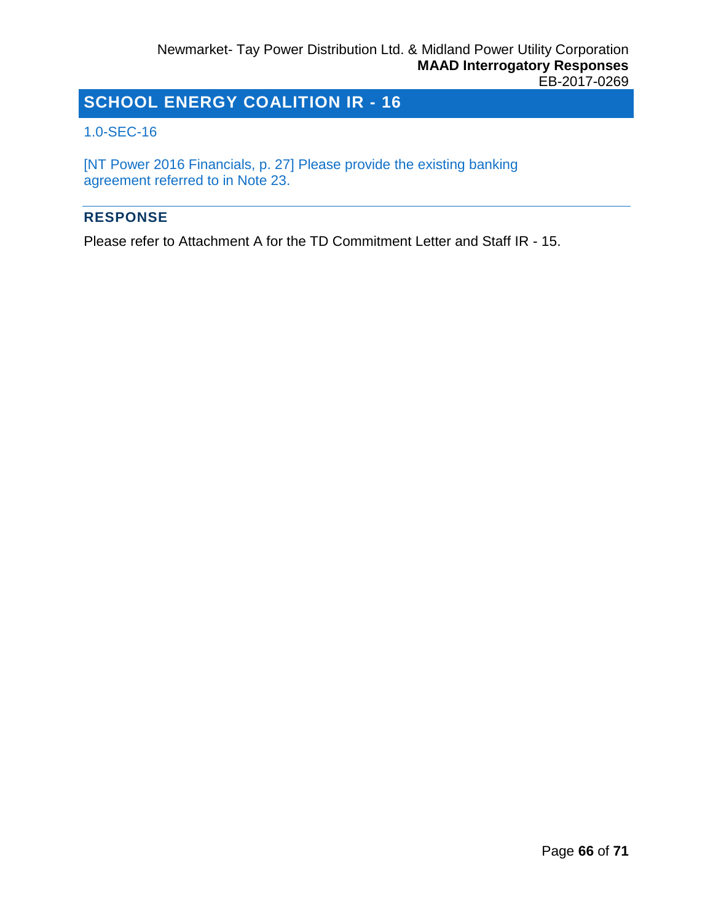# SCHOOL ENERGY COALITION IR - 16

1.0-SEC-16

[NT Power 2016 Financials, p. 27] Please provide the existing banking agreement referred to in Note 23.

## RESPONSE

Please refer to Attachment A for the TD Commitment Letter and Staff IR - 15.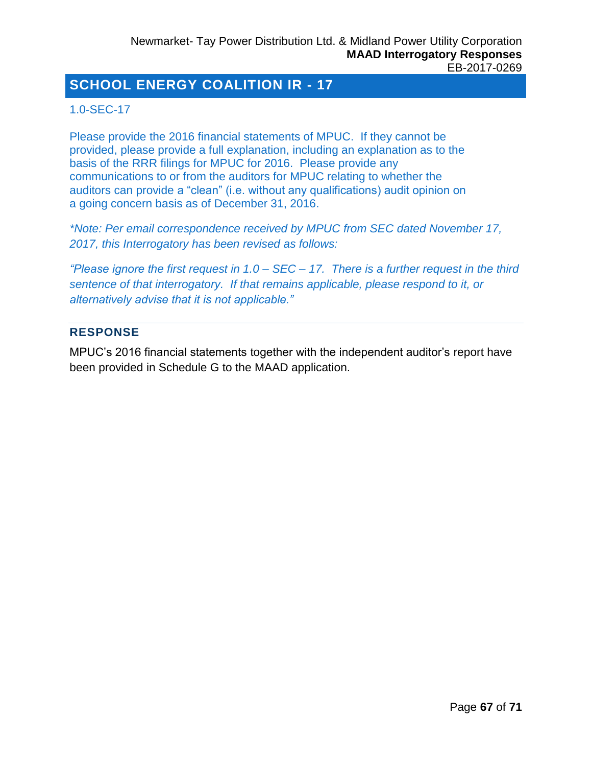## SCHOOL ENERGY COALITION IR - 17

1.0-SEC-17

Please provide the 2016 financial statements of MPUC. If they cannot be provided, please provide a full explanation, including an explanation as to the basis of the RRR filings for MPUC for 2016. Please provide any communications to or from the auditors for MPUC relating to whether the auditors can provide a "clean" (i.e. without any qualifications) audit opinion on a going concern basis as of December 31, 2016.

*\*Note: Per email correspondence received by MPUC from SEC dated November 17, 2017, this Interrogatory has been revised as follows:*

*"Please ignore the first request in 1.0 – SEC – 17. There is a further request in the third sentence of that interrogatory. If that remains applicable, please respond to it, or alternatively advise that it is not applicable."*

### RESPONSE

MPUC's 2016 financial statements together with the independent auditor's report have been provided in Schedule G to the MAAD application.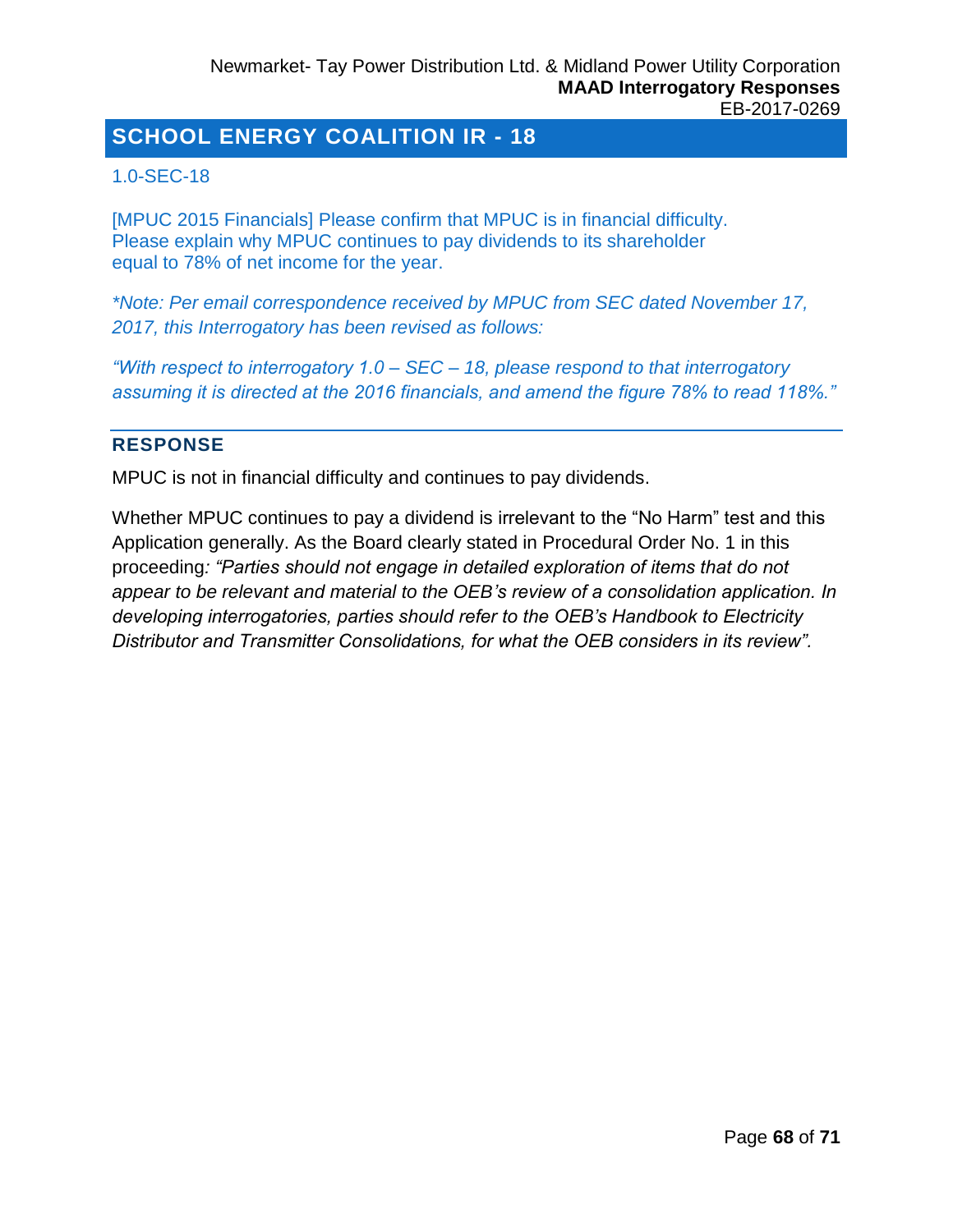## SCHOOL ENERGY COALITION IR - 18

1.0-SEC-18

[MPUC 2015 Financials] Please confirm that MPUC is in financial difficulty. Please explain why MPUC continues to pay dividends to its shareholder equal to 78% of net income for the year.

*\*Note: Per email correspondence received by MPUC from SEC dated November 17, 2017, this Interrogatory has been revised as follows:*

*"With respect to interrogatory 1.0 – SEC – 18, please respond to that interrogatory assuming it is directed at the 2016 financials, and amend the figure 78% to read 118%."*

### RESPONSE

MPUC is not in financial difficulty and continues to pay dividends.

Whether MPUC continues to pay a dividend is irrelevant to the "No Harm" test and this Application generally. As the Board clearly stated in Procedural Order No. 1 in this proceeding*: "Parties should not engage in detailed exploration of items that do not appear to be relevant and material to the OEB's review of a consolidation application. In developing interrogatories, parties should refer to the OEB's Handbook to Electricity Distributor and Transmitter Consolidations, for what the OEB considers in its review".*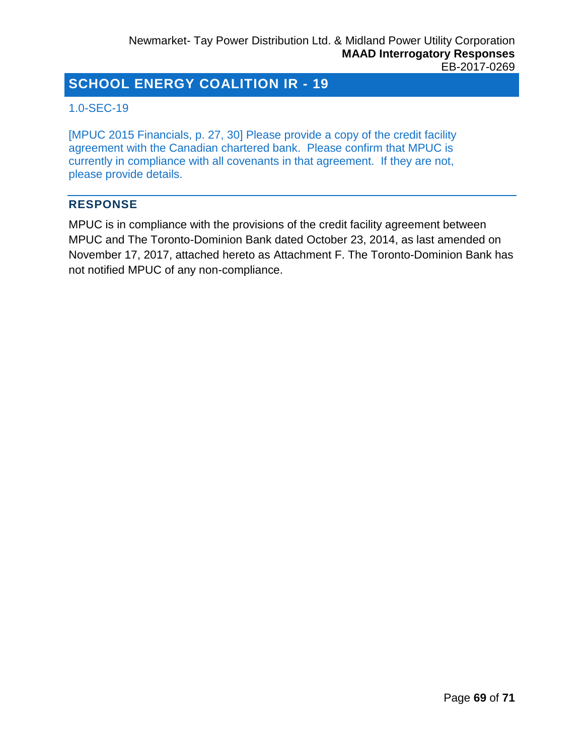## SCHOOL ENERGY COALITION IR - 19

1.0-SEC-19

[MPUC 2015 Financials, p. 27, 30] Please provide a copy of the credit facility agreement with the Canadian chartered bank. Please confirm that MPUC is currently in compliance with all covenants in that agreement. If they are not, please provide details.

### RESPONSE

MPUC is in compliance with the provisions of the credit facility agreement between MPUC and The Toronto-Dominion Bank dated October 23, 2014, as last amended on November 17, 2017, attached hereto as Attachment F. The Toronto-Dominion Bank has not notified MPUC of any non-compliance.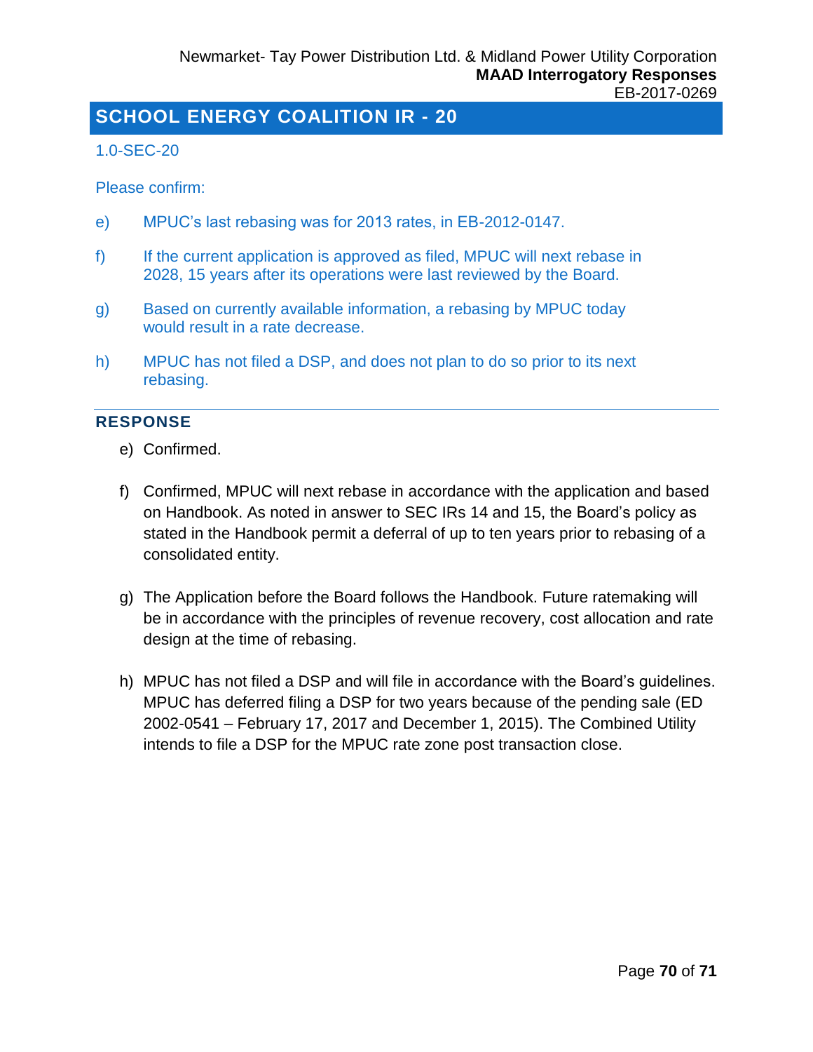## SCHOOL ENERGY COALITION IR - 20

1.0-SEC-20

Please confirm:

e) MPUC's last rebasing was for 2013 rates, in EB-2012-0147.

f) If the current application is approved as filed, MPUC will next rebase in 2028, 15 years after its operations were last reviewed by the Board.

g) Based on currently available information, a rebasing by MPUC today would result in a rate decrease.

h) MPUC has not filed a DSP, and does not plan to do so prior to its next rebasing.

### RESPONSE

e) Confirmed.

f) Confirmed, MPUC will next rebase in accordance with the application and based on Handbook. As noted in answer to SEC IRs 14 and 15, the Board's policy as stated in the Handbook permit a deferral of up to ten years prior to rebasing of a consolidated entity.

g) The Application before the Board follows the Handbook. Future ratemaking will be in accordance with the principles of revenue recovery, cost allocation and rate design at the time of rebasing.

h) MPUC has not filed a DSP and will file in accordance with the Board's guidelines. MPUC has deferred filing a DSP for two years because of the pending sale (ED 2002-0541 – February 17, 2017 and December 1, 2015). The Combined Utility intends to file a DSP for the MPUC rate zone post transaction close.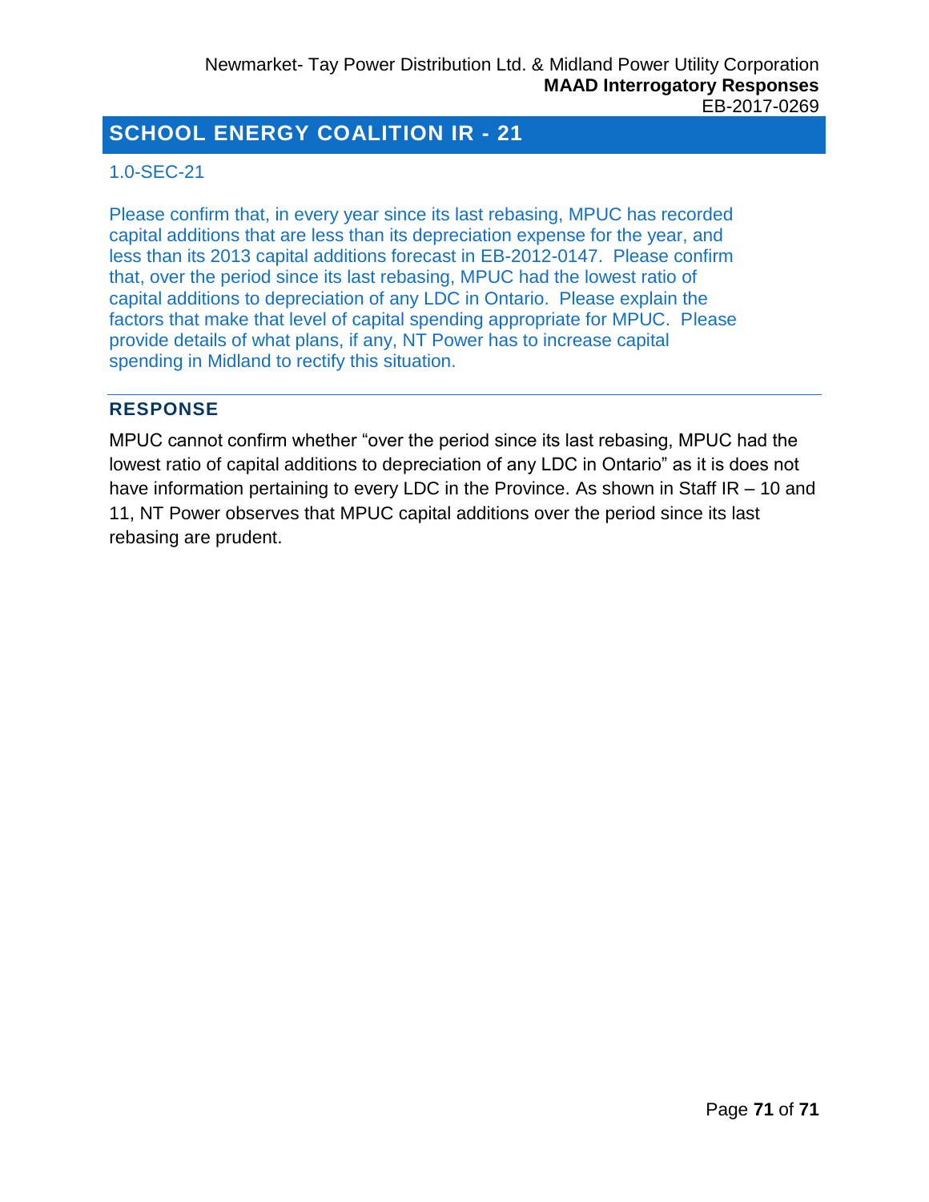## SCHOOL ENERGY COALITION IR - 21

1.0-SEC-21

Please confirm that, in every year since its last rebasing, MPUC has recorded capital additions that are less than its depreciation expense for the year, and less than its 2013 capital additions forecast in EB-2012-0147. Please confirm that, over the period since its last rebasing, MPUC had the lowest ratio of capital additions to depreciation of any LDC in Ontario. Please explain the factors that make that level of capital spending appropriate for MPUC. Please provide details of what plans, if any, NT Power has to increase capital spending in Midland to rectify this situation.

### RESPONSE

MPUC cannot confirm whether "over the period since its last rebasing, MPUC had the lowest ratio of capital additions to depreciation of any LDC in Ontario" as it is does not have information pertaining to every LDC in the Province. As shown in Staff IR – 10 and 11, NT Power observes that MPUC capital additions over the period since its last rebasing are prudent.